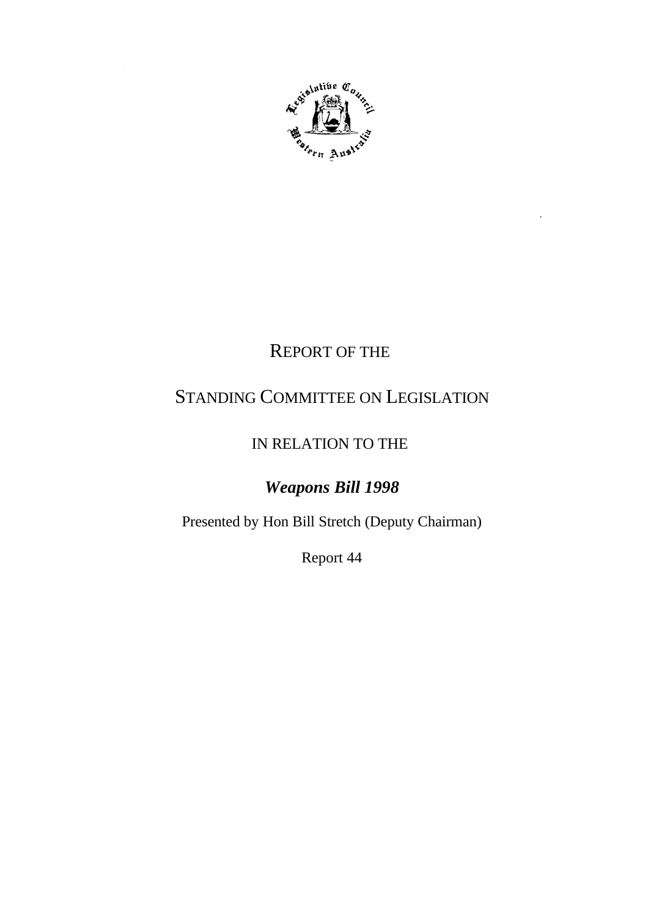# REPORT OF THE

# STANDING COMMITTEE ON LEGISLATION

## IN RELATION TO THE

## *Weapons Bill 1998*

Presented by Hon Bill Stretch (Deputy Chairman)

Report 44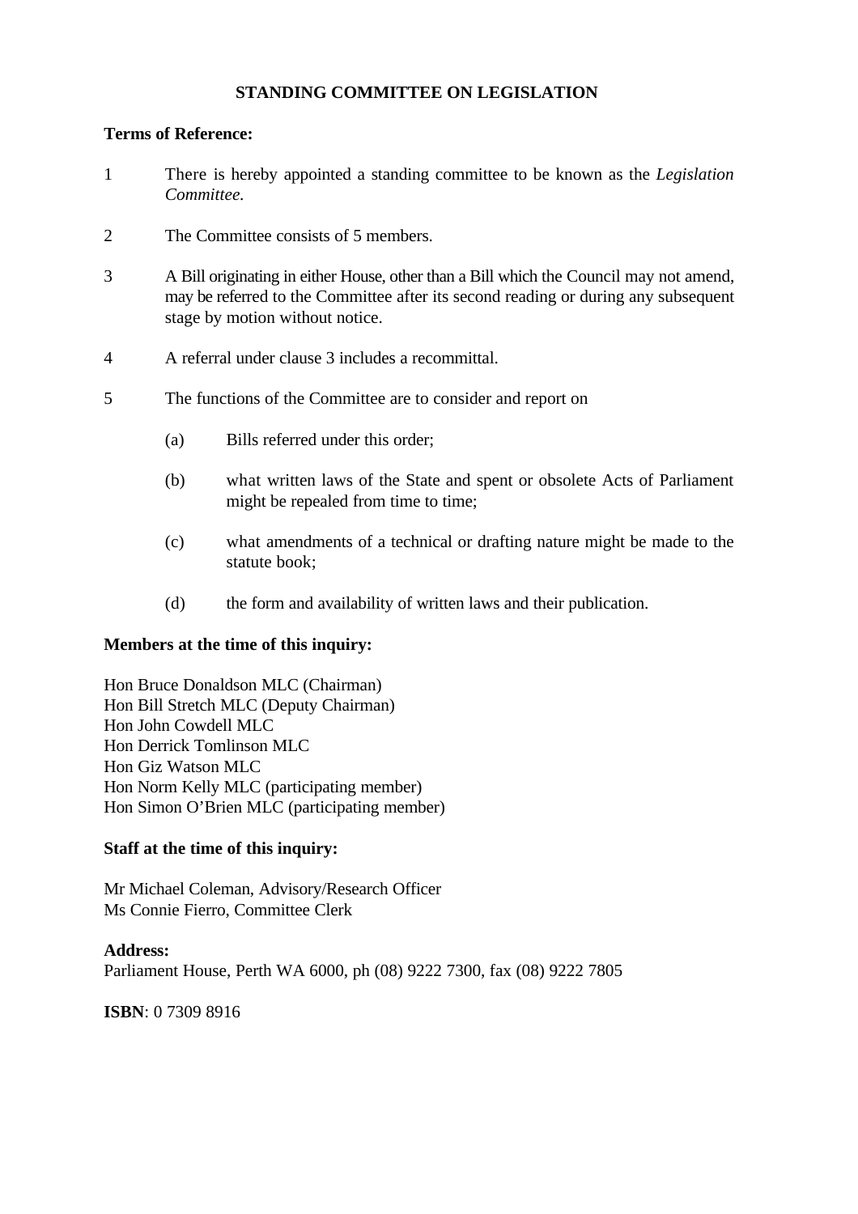# STANDING COMMITTEE ON LEGISLATION

**Terms of Reference:**

1 There is hereby appointed a standing committee to be known as the *Legislation Committee.*

2 The Committee consists of 5 members.

3 A Bill originating in either House, other than a Bill which the Council may not amend, may be referred to the Committee after its second reading or during any subsequent stage by motion without notice.

4 A referral under clause 3 includes a recommittal.

5 The functions of the Committee are to consider and report on

(a) Bills referred under this order;

(b) what written laws of the State and spent or obsolete Acts of Parliament might be repealed from time to time;

(c) what amendments of a technical or drafting nature might be made to the statute book;

(d) the form and availability of written laws and their publication.

**Members at the time of this inquiry:**

Hon Bruce Donaldson MLC (Chairman)
Hon Bill Stretch MLC (Deputy Chairman)
Hon John Cowdell MLC
Hon Derrick Tomlinson MLC
Hon Giz Watson MLC
Hon Norm Kelly MLC (participating member)
Hon Simon O'Brien MLC (participating member)

**Staff at the time of this inquiry:**

Mr Michael Coleman, Advisory/Research Officer
Ms Connie Fierro, Committee Clerk

**Address:**
Parliament House, Perth WA 6000, ph (08) 9222 7300, fax (08) 9222 7805

**ISBN**: 0 7309 8916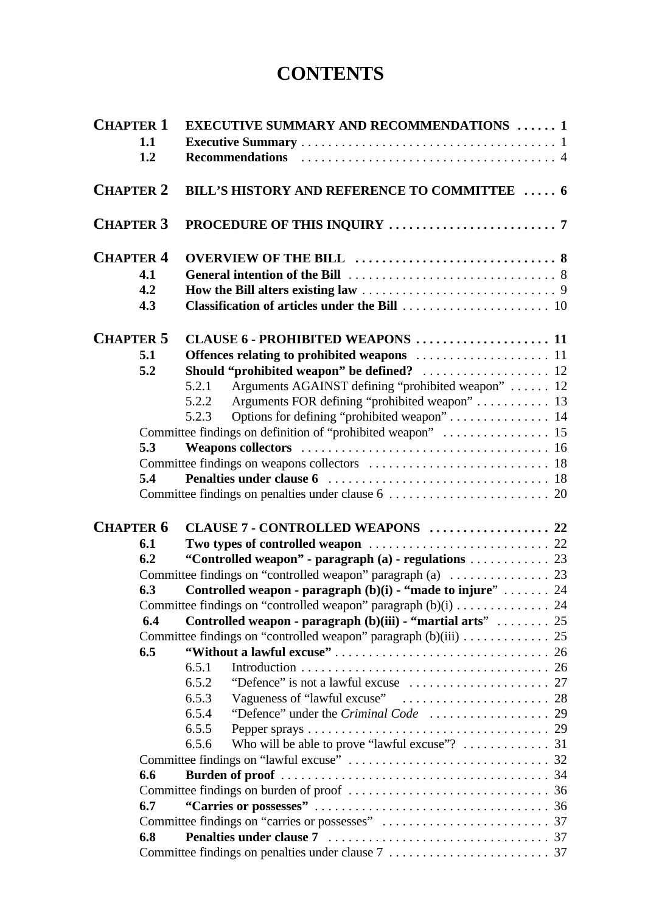# CONTENTS

| | | |
|---|---|---|
| **CHAPTER 1** | **EXECUTIVE SUMMARY AND RECOMMENDATIONS** | **1** |
| **1.1** | **Executive Summary** | 1 |
| **1.2** | **Recommendations** | 4 |
| **CHAPTER 2** | **BILL'S HISTORY AND REFERENCE TO COMMITTEE** | **6** |
| **CHAPTER 3** | **PROCEDURE OF THIS INQUIRY** | **7** |
| **CHAPTER 4** | **OVERVIEW OF THE BILL** | **8** |
| **4.1** | **General intention of the Bill** | 8 |
| **4.2** | **How the Bill alters existing law** | 9 |
| **4.3** | **Classification of articles under the Bill** | 10 |
| **CHAPTER 5** | **CLAUSE 6 - PROHIBITED WEAPONS** | **11** |
| **5.1** | **Offences relating to prohibited weapons** | 11 |
| **5.2** | **Should "prohibited weapon" be defined?** | 12 |
| 5.2.1 | Arguments AGAINST defining "prohibited weapon" | 12 |
| 5.2.2 | Arguments FOR defining "prohibited weapon" | 13 |
| 5.2.3 | Options for defining "prohibited weapon" | 14 |
| | Committee findings on definition of "prohibited weapon" | 15 |
| **5.3** | **Weapons collectors** | 16 |
| | Committee findings on weapons collectors | 18 |
| **5.4** | **Penalties under clause 6** | 18 |
| | Committee findings on penalties under clause 6 | 20 |
| **CHAPTER 6** | **CLAUSE 7 - CONTROLLED WEAPONS** | **22** |
| **6.1** | **Two types of controlled weapon** | 22 |
| **6.2** | **"Controlled weapon" - paragraph (a) - regulations** | 23 |
| | Committee findings on "controlled weapon" paragraph (a) | 23 |
| **6.3** | **Controlled weapon - paragraph (b)(i) - "made to injure"** | 24 |
| | Committee findings on "controlled weapon" paragraph (b)(i) | 24 |
| **6.4** | **Controlled weapon - paragraph (b)(iii) - "martial arts"** | 25 |
| | Committee findings on "controlled weapon" paragraph (b)(iii) | 25 |
| **6.5** | **"Without a lawful excuse"** | 26 |
| 6.5.1 | Introduction | 26 |
| 6.5.2 | "Defence" is not a lawful excuse | 27 |
| 6.5.3 | Vagueness of "lawful excuse" | 28 |
| 6.5.4 | "Defence" under the *Criminal Code* | 29 |
| 6.5.5 | Pepper sprays | 29 |
| 6.5.6 | Who will be able to prove "lawful excuse"? | 31 |
| | Committee findings on "lawful excuse" | 32 |
| **6.6** | **Burden of proof** | 34 |
| | Committee findings on burden of proof | 36 |
| **6.7** | **"Carries or possesses"** | 36 |
| | Committee findings on "carries or possesses" | 37 |
| **6.8** | **Penalties under clause 7** | 37 |
| | Committee findings on penalties under clause 7 | 37 |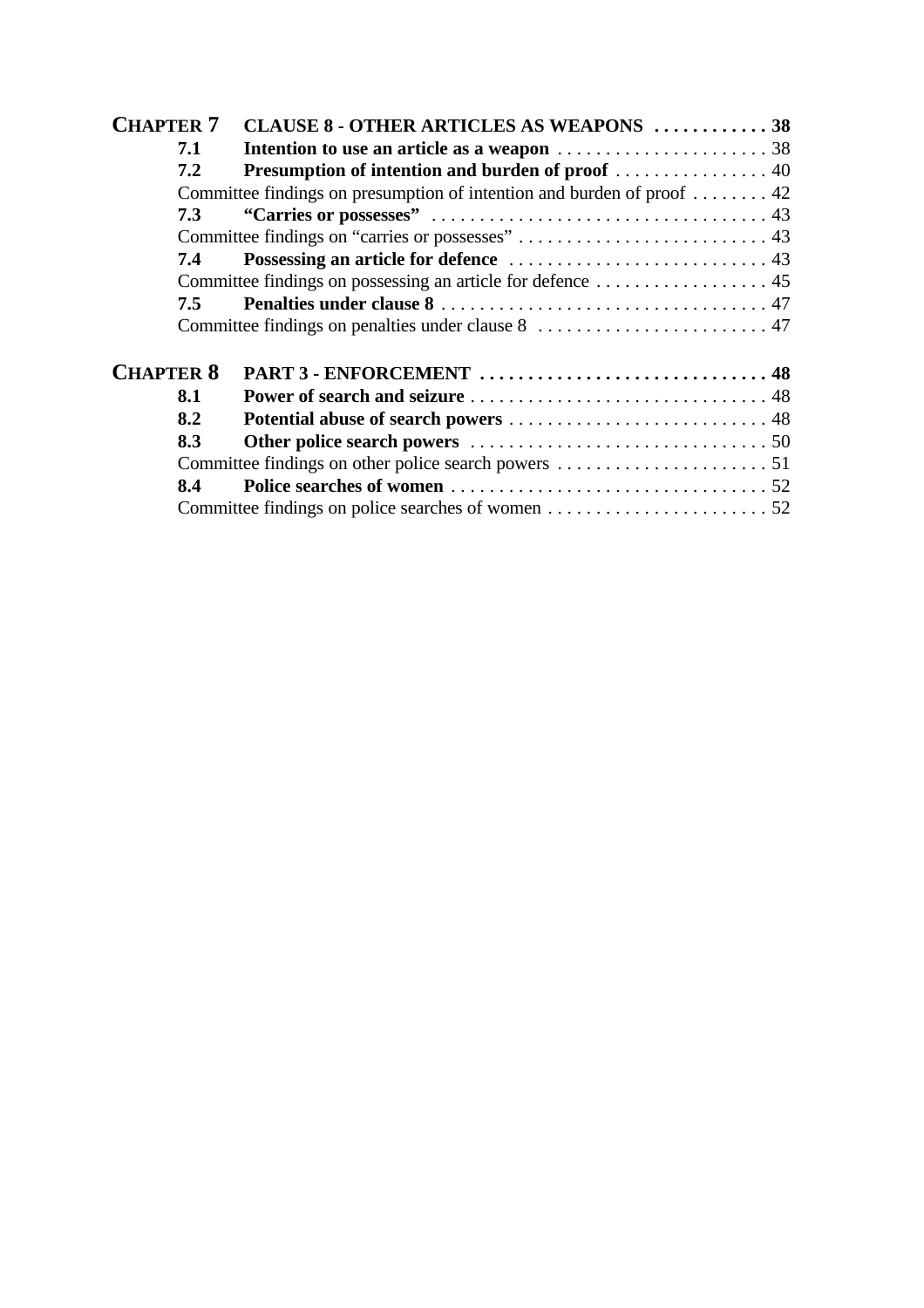**CHAPTER 7 CLAUSE 8 - OTHER ARTICLES AS WEAPONS . . . . . . . . . . . 38**

**7.1 Intention to use an article as a weapon** . . . . . . . . . . . . . . . . . . . . . . 38

**7.2 Presumption of intention and burden of proof** . . . . . . . . . . . . . . . . 40

Committee findings on presumption of intention and burden of proof . . . . . . . . 42

**7.3 "Carries or possesses"** . . . . . . . . . . . . . . . . . . . . . . . . . . . . . . . . . . . 43

Committee findings on "carries or possesses" . . . . . . . . . . . . . . . . . . . . . . . . . . 43

**7.4 Possessing an article for defence** . . . . . . . . . . . . . . . . . . . . . . . . . . . 43

Committee findings on possessing an article for defence . . . . . . . . . . . . . . . . . . 45

**7.5 Penalties under clause 8** . . . . . . . . . . . . . . . . . . . . . . . . . . . . . . . . . . 47

Committee findings on penalties under clause 8 . . . . . . . . . . . . . . . . . . . . . . . . 47

**CHAPTER 8 PART 3 - ENFORCEMENT . . . . . . . . . . . . . . . . . . . . . . . . . . . . . . 48**

**8.1 Power of search and seizure** . . . . . . . . . . . . . . . . . . . . . . . . . . . . . . . 48

**8.2 Potential abuse of search powers** . . . . . . . . . . . . . . . . . . . . . . . . . . . 48

**8.3 Other police search powers** . . . . . . . . . . . . . . . . . . . . . . . . . . . . . . . 50

Committee findings on other police search powers . . . . . . . . . . . . . . . . . . . . . . 51

**8.4 Police searches of women** . . . . . . . . . . . . . . . . . . . . . . . . . . . . . . . . . 52

Committee findings on police searches of women . . . . . . . . . . . . . . . . . . . . . . . 52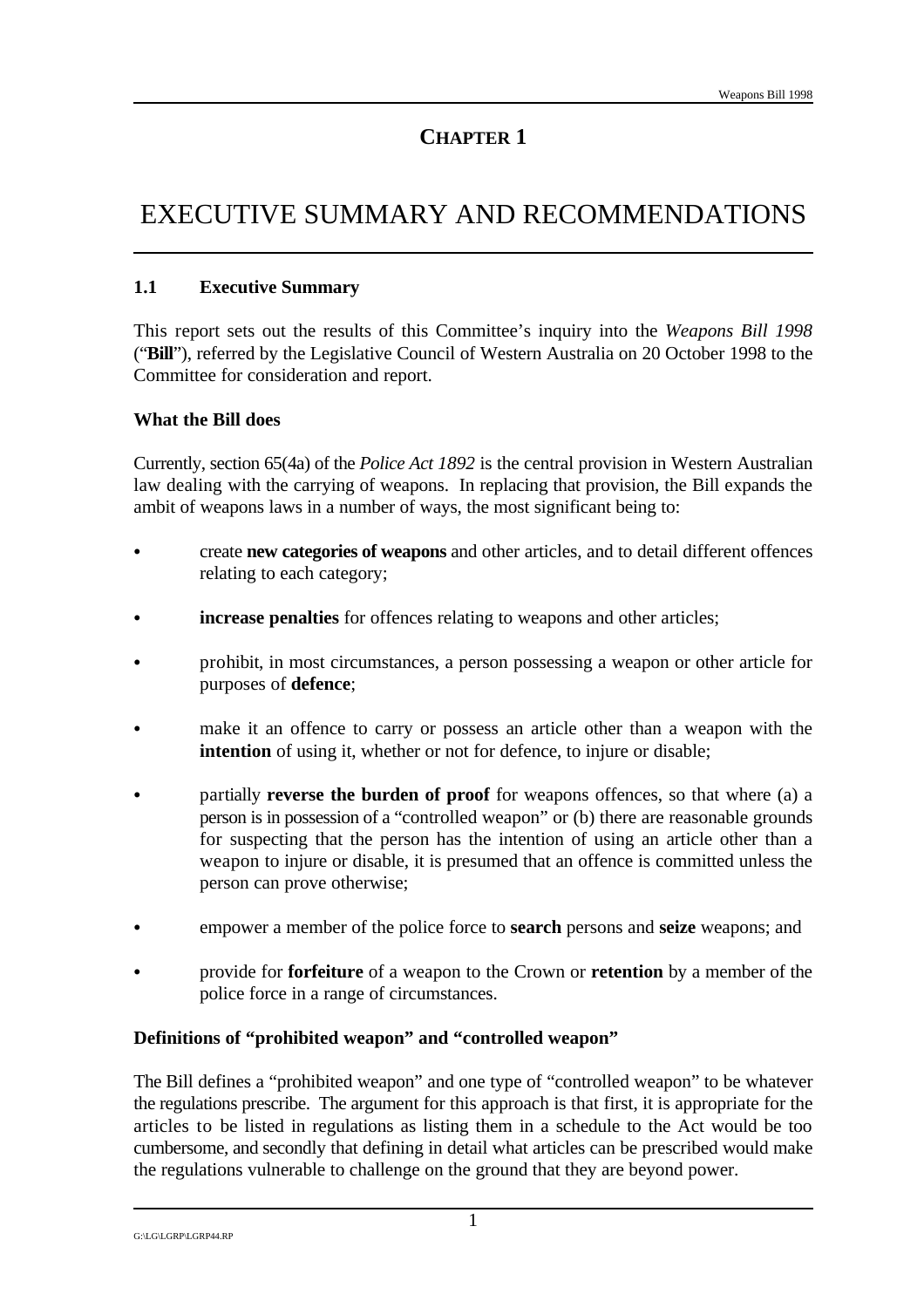# CHAPTER 1

# EXECUTIVE SUMMARY AND RECOMMENDATIONS

## 1.1 Executive Summary

This report sets out the results of this Committee's inquiry into the *Weapons Bill 1998* ("**Bill**"), referred by the Legislative Council of Western Australia on 20 October 1998 to the Committee for consideration and report.

### What the Bill does

Currently, section 65(4a) of the *Police Act 1892* is the central provision in Western Australian law dealing with the carrying of weapons. In replacing that provision, the Bill expands the ambit of weapons laws in a number of ways, the most significant being to:

- create **new categories of weapons** and other articles, and to detail different offences relating to each category;
- **increase penalties** for offences relating to weapons and other articles;
- prohibit, in most circumstances, a person possessing a weapon or other article for purposes of **defence**;
- make it an offence to carry or possess an article other than a weapon with the **intention** of using it, whether or not for defence, to injure or disable;
- partially **reverse the burden of proof** for weapons offences, so that where (a) a person is in possession of a "controlled weapon" or (b) there are reasonable grounds for suspecting that the person has the intention of using an article other than a weapon to injure or disable, it is presumed that an offence is committed unless the person can prove otherwise;
- empower a member of the police force to **search** persons and **seize** weapons; and
- provide for **forfeiture** of a weapon to the Crown or **retention** by a member of the police force in a range of circumstances.

### Definitions of "prohibited weapon" and "controlled weapon"

The Bill defines a "prohibited weapon" and one type of "controlled weapon" to be whatever the regulations prescribe. The argument for this approach is that first, it is appropriate for the articles to be listed in regulations as listing them in a schedule to the Act would be too cumbersome, and secondly that defining in detail what articles can be prescribed would make the regulations vulnerable to challenge on the ground that they are beyond power.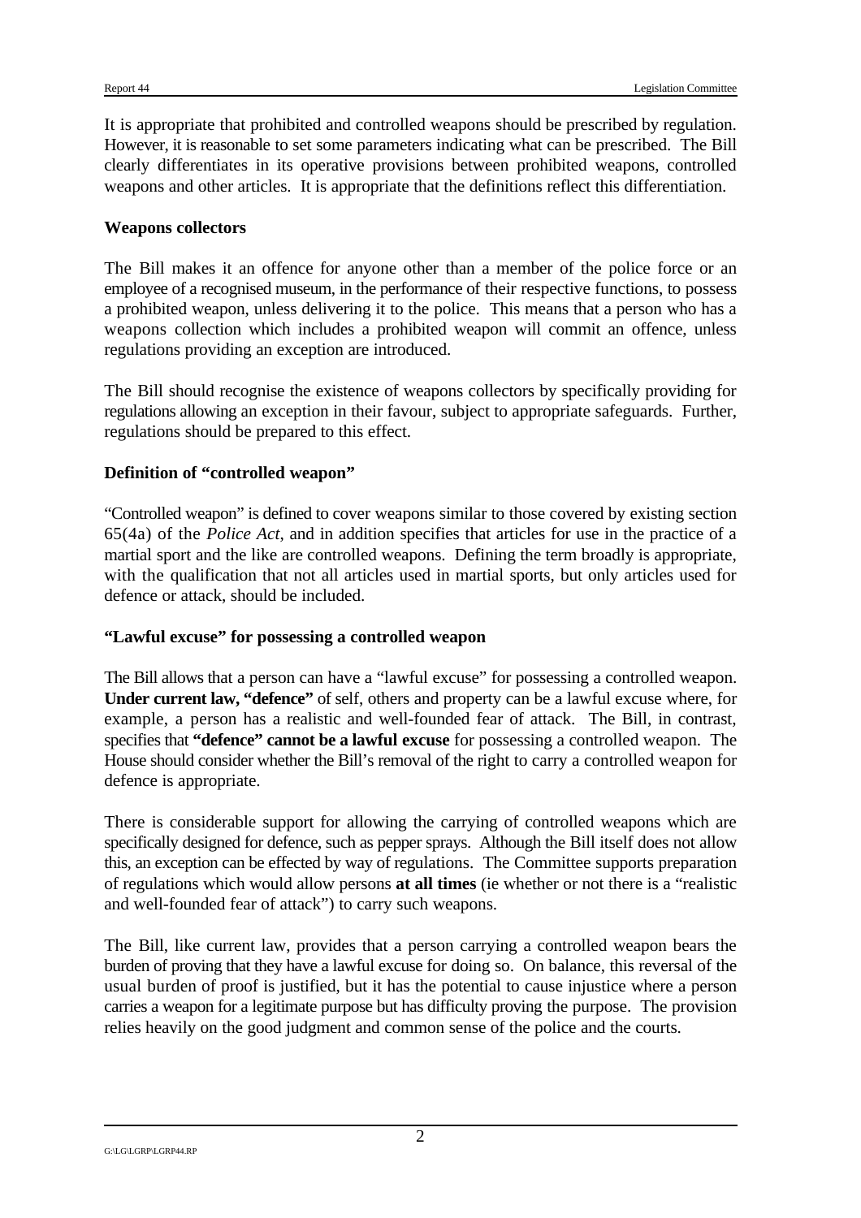It is appropriate that prohibited and controlled weapons should be prescribed by regulation. However, it is reasonable to set some parameters indicating what can be prescribed. The Bill clearly differentiates in its operative provisions between prohibited weapons, controlled weapons and other articles. It is appropriate that the definitions reflect this differentiation.

**Weapons collectors**

The Bill makes it an offence for anyone other than a member of the police force or an employee of a recognised museum, in the performance of their respective functions, to possess a prohibited weapon, unless delivering it to the police. This means that a person who has a weapons collection which includes a prohibited weapon will commit an offence, unless regulations providing an exception are introduced.

The Bill should recognise the existence of weapons collectors by specifically providing for regulations allowing an exception in their favour, subject to appropriate safeguards. Further, regulations should be prepared to this effect.

**Definition of "controlled weapon"**

"Controlled weapon" is defined to cover weapons similar to those covered by existing section 65(4a) of the *Police Act*, and in addition specifies that articles for use in the practice of a martial sport and the like are controlled weapons. Defining the term broadly is appropriate, with the qualification that not all articles used in martial sports, but only articles used for defence or attack, should be included.

**"Lawful excuse" for possessing a controlled weapon**

The Bill allows that a person can have a "lawful excuse" for possessing a controlled weapon. **Under current law, "defence"** of self, others and property can be a lawful excuse where, for example, a person has a realistic and well-founded fear of attack. The Bill, in contrast, specifies that **"defence" cannot be a lawful excuse** for possessing a controlled weapon. The House should consider whether the Bill's removal of the right to carry a controlled weapon for defence is appropriate.

There is considerable support for allowing the carrying of controlled weapons which are specifically designed for defence, such as pepper sprays. Although the Bill itself does not allow this, an exception can be effected by way of regulations. The Committee supports preparation of regulations which would allow persons **at all times** (ie whether or not there is a "realistic and well-founded fear of attack") to carry such weapons.

The Bill, like current law, provides that a person carrying a controlled weapon bears the burden of proving that they have a lawful excuse for doing so. On balance, this reversal of the usual burden of proof is justified, but it has the potential to cause injustice where a person carries a weapon for a legitimate purpose but has difficulty proving the purpose. The provision relies heavily on the good judgment and common sense of the police and the courts.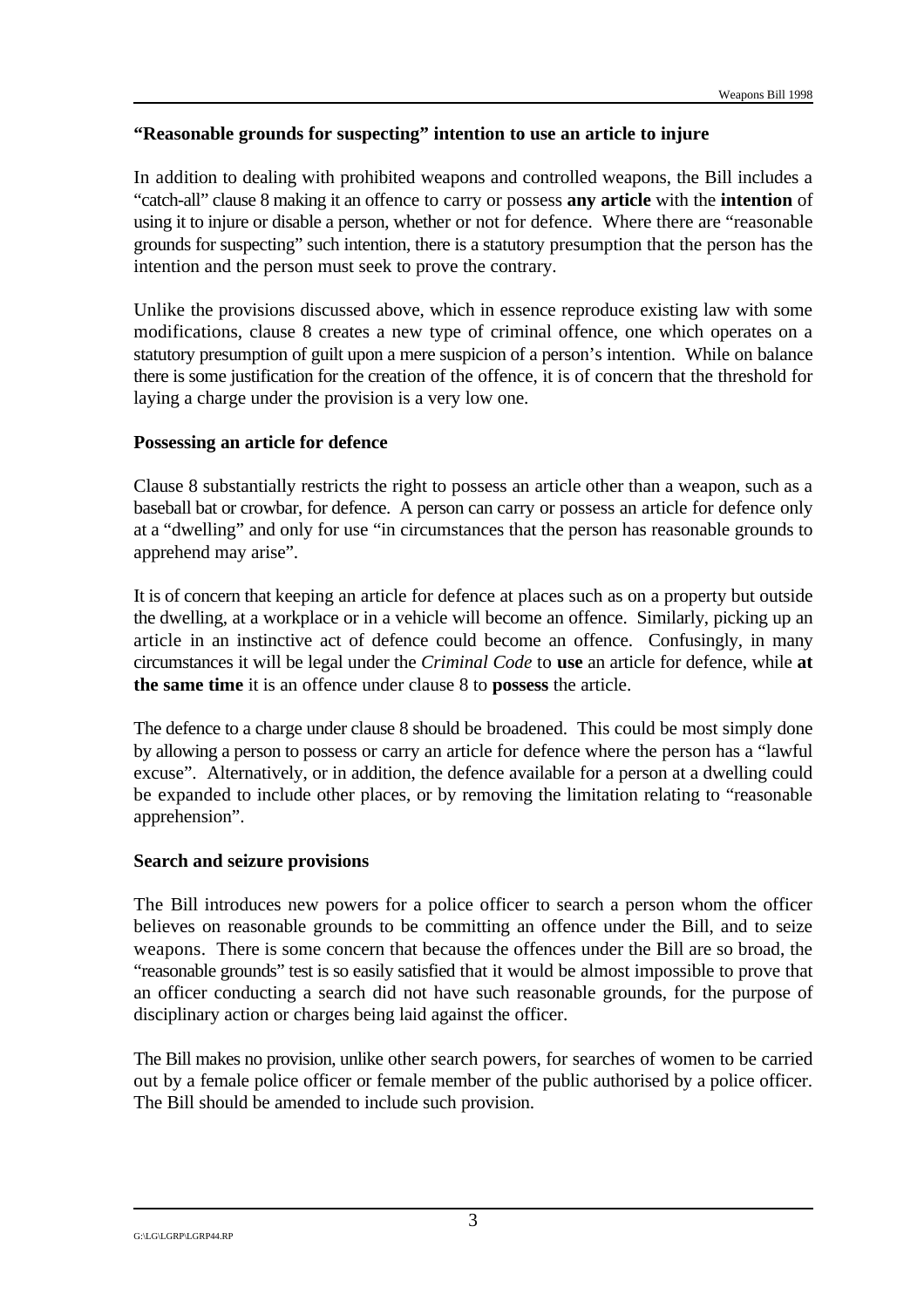### "Reasonable grounds for suspecting" intention to use an article to injure

In addition to dealing with prohibited weapons and controlled weapons, the Bill includes a "catch-all" clause 8 making it an offence to carry or possess **any article** with the **intention** of using it to injure or disable a person, whether or not for defence. Where there are "reasonable grounds for suspecting" such intention, there is a statutory presumption that the person has the intention and the person must seek to prove the contrary.

Unlike the provisions discussed above, which in essence reproduce existing law with some modifications, clause 8 creates a new type of criminal offence, one which operates on a statutory presumption of guilt upon a mere suspicion of a person's intention. While on balance there is some justification for the creation of the offence, it is of concern that the threshold for laying a charge under the provision is a very low one.

### Possessing an article for defence

Clause 8 substantially restricts the right to possess an article other than a weapon, such as a baseball bat or crowbar, for defence. A person can carry or possess an article for defence only at a "dwelling" and only for use "in circumstances that the person has reasonable grounds to apprehend may arise".

It is of concern that keeping an article for defence at places such as on a property but outside the dwelling, at a workplace or in a vehicle will become an offence. Similarly, picking up an article in an instinctive act of defence could become an offence. Confusingly, in many circumstances it will be legal under the *Criminal Code* to **use** an article for defence, while **at the same time** it is an offence under clause 8 to **possess** the article.

The defence to a charge under clause 8 should be broadened. This could be most simply done by allowing a person to possess or carry an article for defence where the person has a "lawful excuse". Alternatively, or in addition, the defence available for a person at a dwelling could be expanded to include other places, or by removing the limitation relating to "reasonable apprehension".

### Search and seizure provisions

The Bill introduces new powers for a police officer to search a person whom the officer believes on reasonable grounds to be committing an offence under the Bill, and to seize weapons. There is some concern that because the offences under the Bill are so broad, the "reasonable grounds" test is so easily satisfied that it would be almost impossible to prove that an officer conducting a search did not have such reasonable grounds, for the purpose of disciplinary action or charges being laid against the officer.

The Bill makes no provision, unlike other search powers, for searches of women to be carried out by a female police officer or female member of the public authorised by a police officer. The Bill should be amended to include such provision.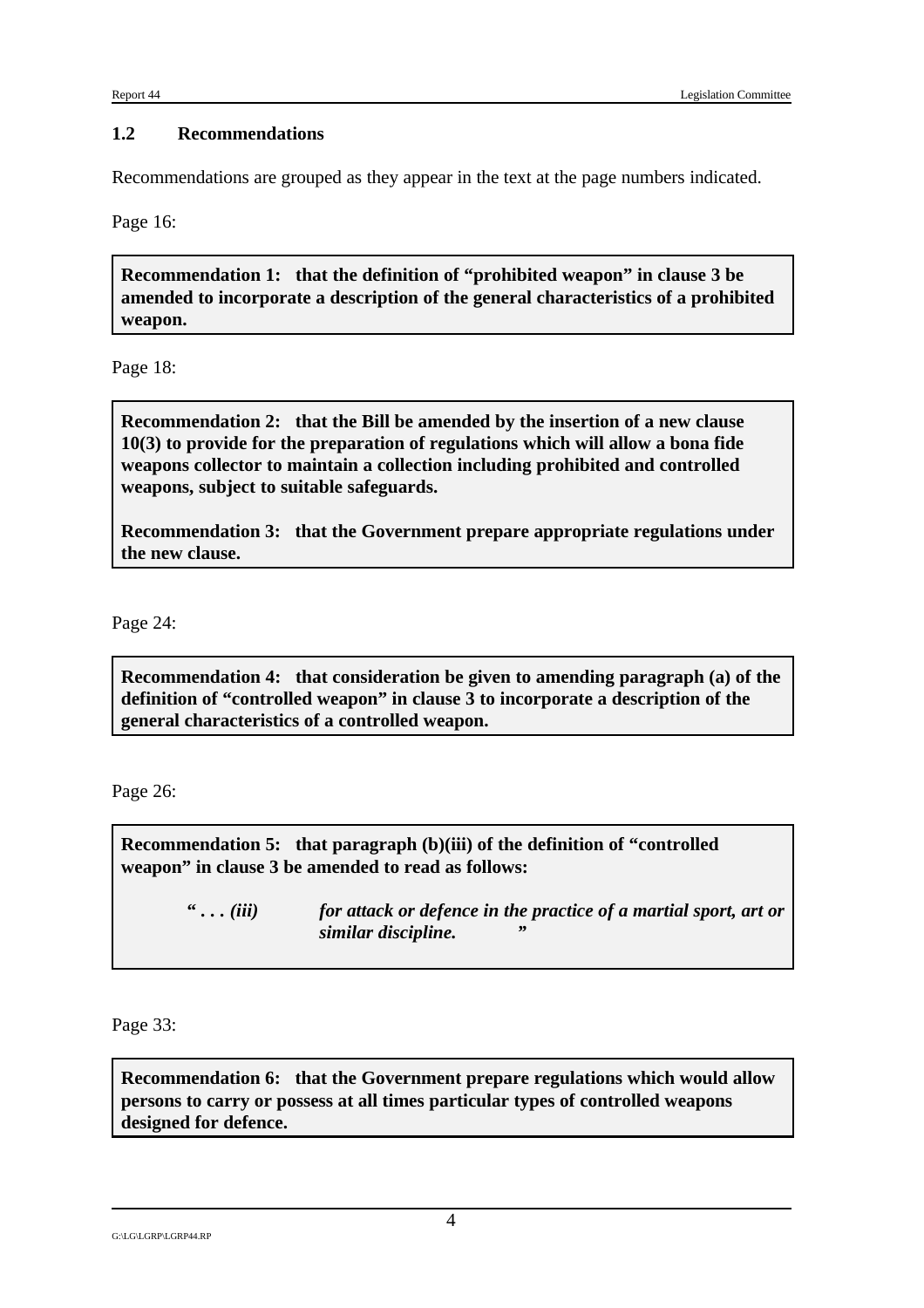## 1.2 Recommendations

Recommendations are grouped as they appear in the text at the page numbers indicated.

Page 16:

**Recommendation 1: that the definition of "prohibited weapon" in clause 3 be amended to incorporate a description of the general characteristics of a prohibited weapon.**

Page 18:

**Recommendation 2: that the Bill be amended by the insertion of a new clause 10(3) to provide for the preparation of regulations which will allow a bona fide weapons collector to maintain a collection including prohibited and controlled weapons, subject to suitable safeguards.**

**Recommendation 3: that the Government prepare appropriate regulations under the new clause.**

Page 24:

**Recommendation 4: that consideration be given to amending paragraph (a) of the definition of "controlled weapon" in clause 3 to incorporate a description of the general characteristics of a controlled weapon.**

Page 26:

**Recommendation 5: that paragraph (b)(iii) of the definition of "controlled weapon" in clause 3 be amended to read as follows:**

> ***" . . . (iii) for attack or defence in the practice of a martial sport, art or similar discipline. "***

Page 33:

**Recommendation 6: that the Government prepare regulations which would allow persons to carry or possess at all times particular types of controlled weapons designed for defence.**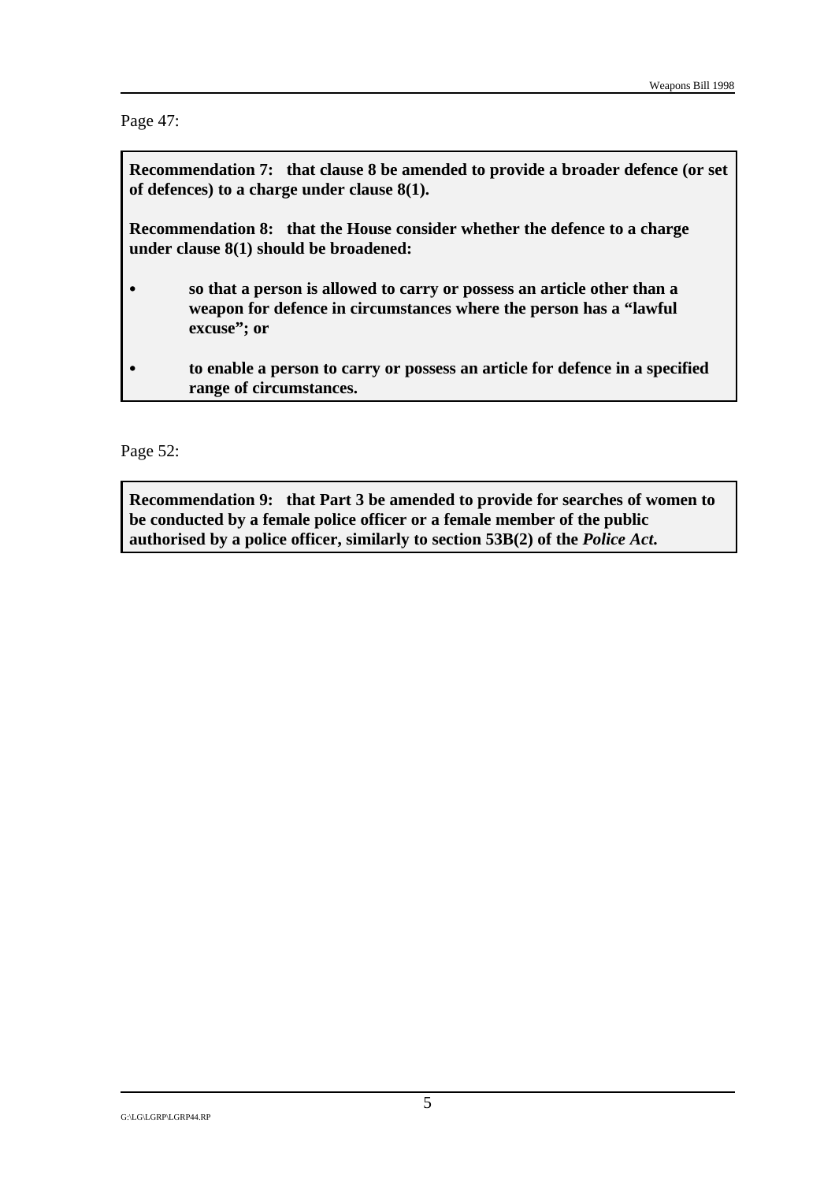Page 47:

**Recommendation 7: that clause 8 be amended to provide a broader defence (or set of defences) to a charge under clause 8(1).**

**Recommendation 8: that the House consider whether the defence to a charge under clause 8(1) should be broadened:**

- **so that a person is allowed to carry or possess an article other than a weapon for defence in circumstances where the person has a "lawful excuse"; or**

- **to enable a person to carry or possess an article for defence in a specified range of circumstances.**

Page 52:

**Recommendation 9: that Part 3 be amended to provide for searches of women to be conducted by a female police officer or a female member of the public authorised by a police officer, similarly to section 53B(2) of the *Police Act.***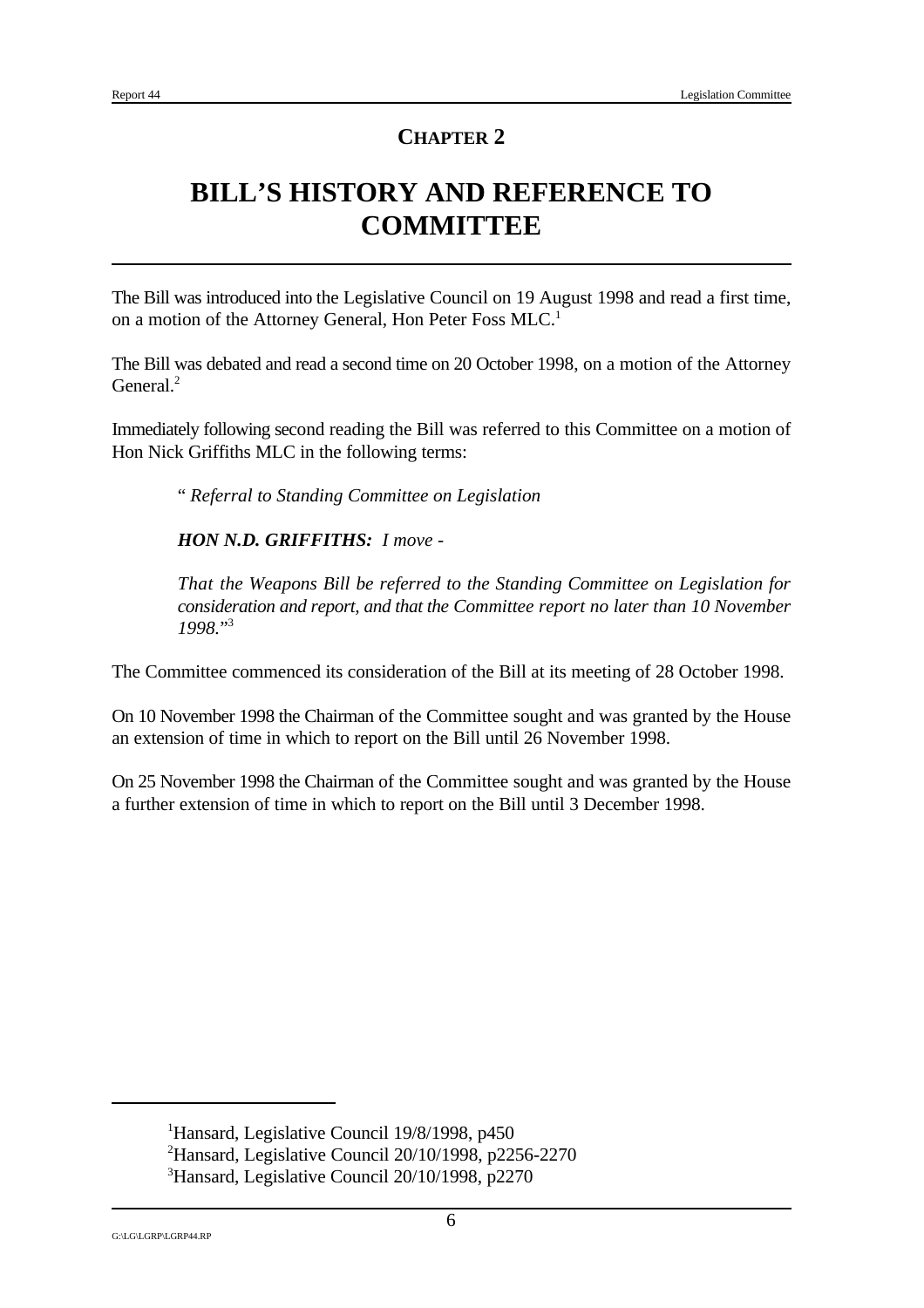## CHAPTER 2

# BILL'S HISTORY AND REFERENCE TO COMMITTEE

The Bill was introduced into the Legislative Council on 19 August 1998 and read a first time, on a motion of the Attorney General, Hon Peter Foss MLC.[1]

The Bill was debated and read a second time on 20 October 1998, on a motion of the Attorney General.[2]

Immediately following second reading the Bill was referred to this Committee on a motion of Hon Nick Griffiths MLC in the following terms:

> " *Referral to Standing Committee on Legislation*
>
> ***HON N.D. GRIFFITHS:*** *I move -*
>
> *That the Weapons Bill be referred to the Standing Committee on Legislation for consideration and report, and that the Committee report no later than 10 November 1998.*"[3]

The Committee commenced its consideration of the Bill at its meeting of 28 October 1998.

On 10 November 1998 the Chairman of the Committee sought and was granted by the House an extension of time in which to report on the Bill until 26 November 1998.

On 25 November 1998 the Chairman of the Committee sought and was granted by the House a further extension of time in which to report on the Bill until 3 December 1998.

---

[1] Hansard, Legislative Council 19/8/1998, p450

[2] Hansard, Legislative Council 20/10/1998, p2256-2270

[3] Hansard, Legislative Council 20/10/1998, p2270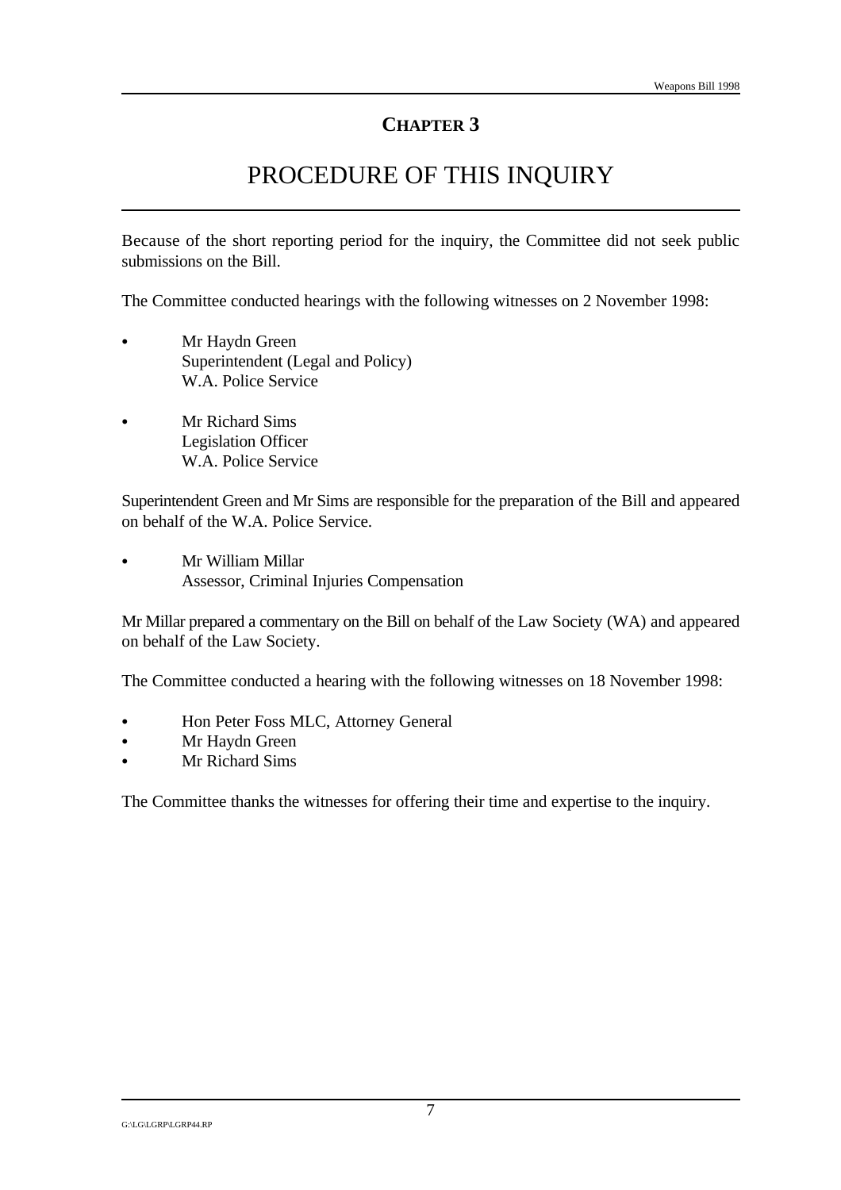# CHAPTER 3

# PROCEDURE OF THIS INQUIRY

Because of the short reporting period for the inquiry, the Committee did not seek public submissions on the Bill.

The Committee conducted hearings with the following witnesses on 2 November 1998:

- Mr Haydn Green
  Superintendent (Legal and Policy)
  W.A. Police Service

- Mr Richard Sims
  Legislation Officer
  W.A. Police Service

Superintendent Green and Mr Sims are responsible for the preparation of the Bill and appeared on behalf of the W.A. Police Service.

- Mr William Millar
  Assessor, Criminal Injuries Compensation

Mr Millar prepared a commentary on the Bill on behalf of the Law Society (WA) and appeared on behalf of the Law Society.

The Committee conducted a hearing with the following witnesses on 18 November 1998:

- Hon Peter Foss MLC, Attorney General
- Mr Haydn Green
- Mr Richard Sims

The Committee thanks the witnesses for offering their time and expertise to the inquiry.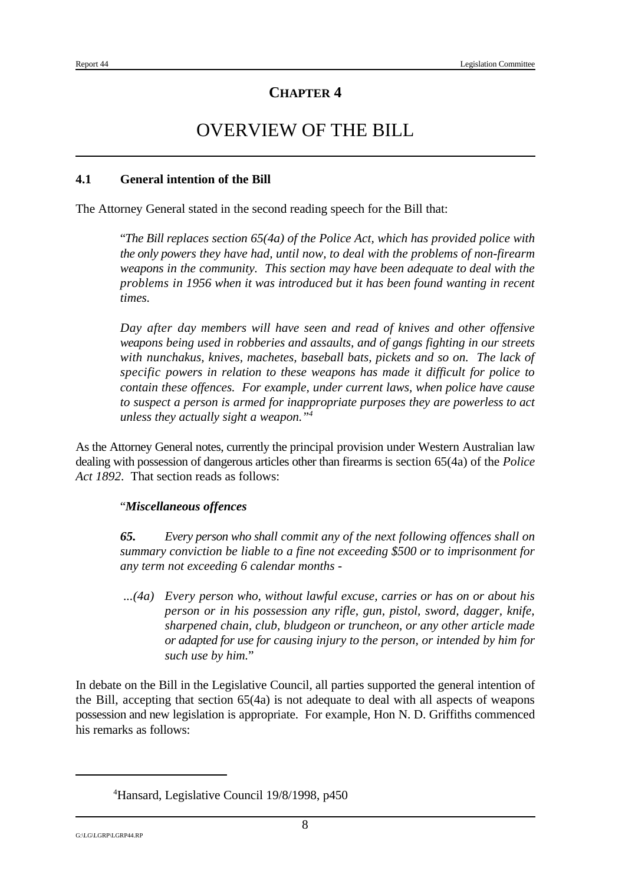## CHAPTER 4

# OVERVIEW OF THE BILL

### 4.1 General intention of the Bill

The Attorney General stated in the second reading speech for the Bill that:

> "*The Bill replaces section 65(4a) of the Police Act, which has provided police with the only powers they have had, until now, to deal with the problems of non-firearm weapons in the community. This section may have been adequate to deal with the problems in 1956 when it was introduced but it has been found wanting in recent times.*
>
> *Day after day members will have seen and read of knives and other offensive weapons being used in robberies and assaults, and of gangs fighting in our streets with nunchakus, knives, machetes, baseball bats, pickets and so on. The lack of specific powers in relation to these weapons has made it difficult for police to contain these offences. For example, under current laws, when police have cause to suspect a person is armed for inappropriate purposes they are powerless to act unless they actually sight a weapon."*[4]

As the Attorney General notes, currently the principal provision under Western Australian law dealing with possession of dangerous articles other than firearms is section 65(4a) of the *Police Act 1892*. That section reads as follows:

> "***Miscellaneous offences***
>
> ***65.*** *Every person who shall commit any of the next following offences shall on summary conviction be liable to a fine not exceeding $500 or to imprisonment for any term not exceeding 6 calendar months -*
>
> *...(4a) Every person who, without lawful excuse, carries or has on or about his person or in his possession any rifle, gun, pistol, sword, dagger, knife, sharpened chain, club, bludgeon or truncheon, or any other article made or adapted for use for causing injury to the person, or intended by him for such use by him.*"

In debate on the Bill in the Legislative Council, all parties supported the general intention of the Bill, accepting that section 65(4a) is not adequate to deal with all aspects of weapons possession and new legislation is appropriate. For example, Hon N. D. Griffiths commenced his remarks as follows:

---

[4] Hansard, Legislative Council 19/8/1998, p450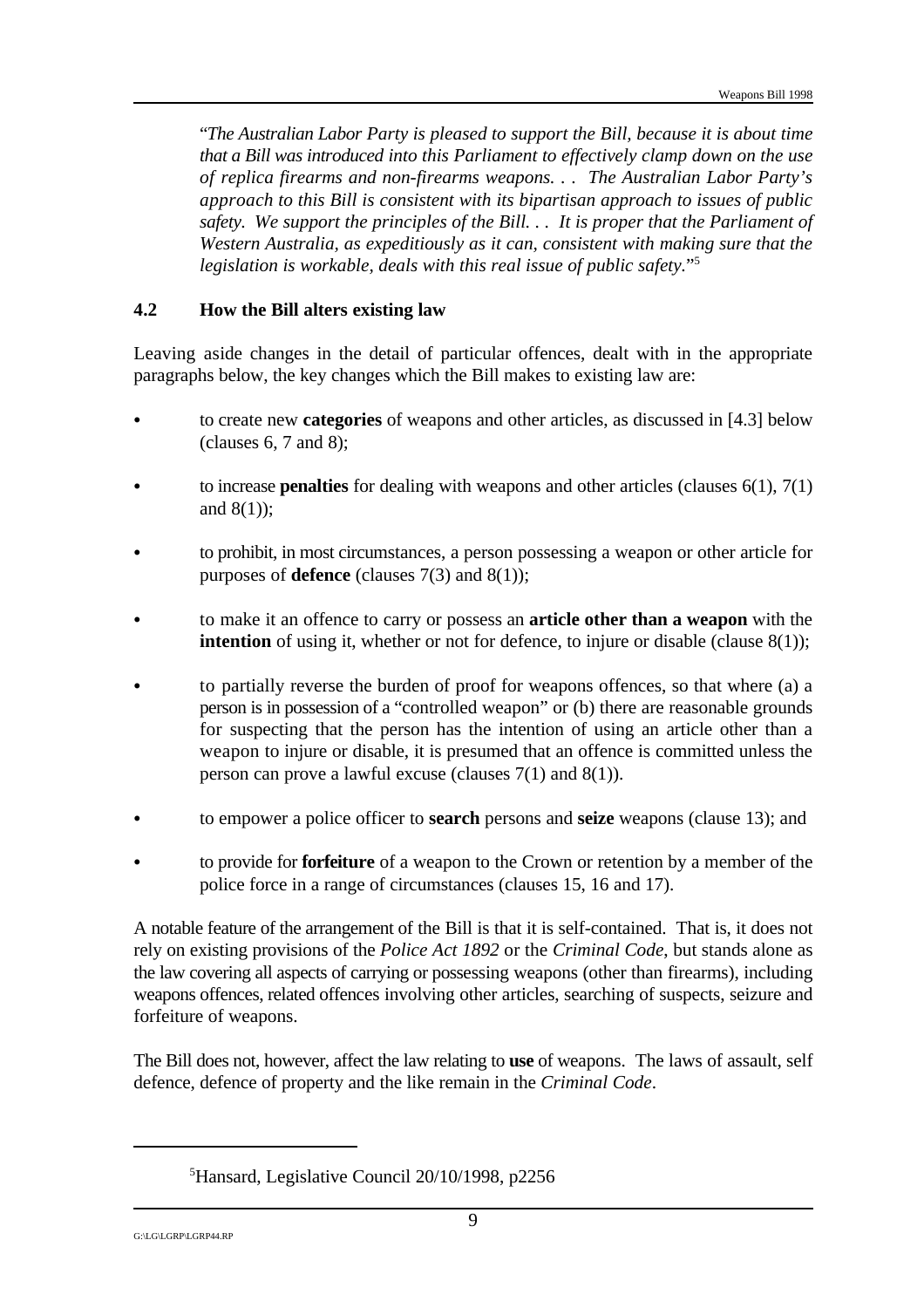"*The Australian Labor Party is pleased to support the Bill, because it is about time that a Bill was introduced into this Parliament to effectively clamp down on the use of replica firearms and non-firearms weapons. . . The Australian Labor Party's approach to this Bill is consistent with its bipartisan approach to issues of public safety. We support the principles of the Bill. . . It is proper that the Parliament of Western Australia, as expeditiously as it can, consistent with making sure that the legislation is workable, deals with this real issue of public safety.*"[5]

### 4.2 How the Bill alters existing law

Leaving aside changes in the detail of particular offences, dealt with in the appropriate paragraphs below, the key changes which the Bill makes to existing law are:

- to create new **categories** of weapons and other articles, as discussed in [4.3] below (clauses 6, 7 and 8);
- to increase **penalties** for dealing with weapons and other articles (clauses 6(1), 7(1) and 8(1));
- to prohibit, in most circumstances, a person possessing a weapon or other article for purposes of **defence** (clauses 7(3) and 8(1));
- to make it an offence to carry or possess an **article other than a weapon** with the **intention** of using it, whether or not for defence, to injure or disable (clause 8(1));
- to partially reverse the burden of proof for weapons offences, so that where (a) a person is in possession of a "controlled weapon" or (b) there are reasonable grounds for suspecting that the person has the intention of using an article other than a weapon to injure or disable, it is presumed that an offence is committed unless the person can prove a lawful excuse (clauses 7(1) and 8(1)).
- to empower a police officer to **search** persons and **seize** weapons (clause 13); and
- to provide for **forfeiture** of a weapon to the Crown or retention by a member of the police force in a range of circumstances (clauses 15, 16 and 17).

A notable feature of the arrangement of the Bill is that it is self-contained. That is, it does not rely on existing provisions of the *Police Act 1892* or the *Criminal Code*, but stands alone as the law covering all aspects of carrying or possessing weapons (other than firearms), including weapons offences, related offences involving other articles, searching of suspects, seizure and forfeiture of weapons.

The Bill does not, however, affect the law relating to **use** of weapons. The laws of assault, self defence, defence of property and the like remain in the *Criminal Code*.

---

[5] Hansard, Legislative Council 20/10/1998, p2256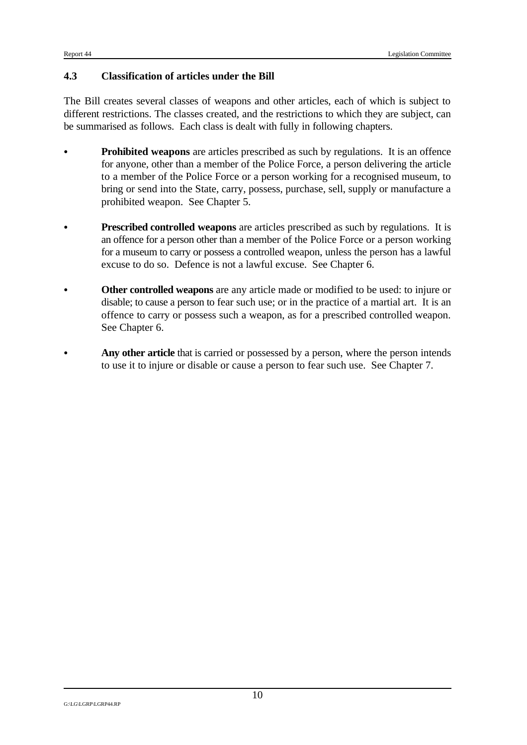## 4.3 Classification of articles under the Bill

The Bill creates several classes of weapons and other articles, each of which is subject to different restrictions. The classes created, and the restrictions to which they are subject, can be summarised as follows. Each class is dealt with fully in following chapters.

- **Prohibited weapons** are articles prescribed as such by regulations. It is an offence for anyone, other than a member of the Police Force, a person delivering the article to a member of the Police Force or a person working for a recognised museum, to bring or send into the State, carry, possess, purchase, sell, supply or manufacture a prohibited weapon. See Chapter 5.

- **Prescribed controlled weapons** are articles prescribed as such by regulations. It is an offence for a person other than a member of the Police Force or a person working for a museum to carry or possess a controlled weapon, unless the person has a lawful excuse to do so. Defence is not a lawful excuse. See Chapter 6.

- **Other controlled weapons** are any article made or modified to be used: to injure or disable; to cause a person to fear such use; or in the practice of a martial art. It is an offence to carry or possess such a weapon, as for a prescribed controlled weapon. See Chapter 6.

- **Any other article** that is carried or possessed by a person, where the person intends to use it to injure or disable or cause a person to fear such use. See Chapter 7.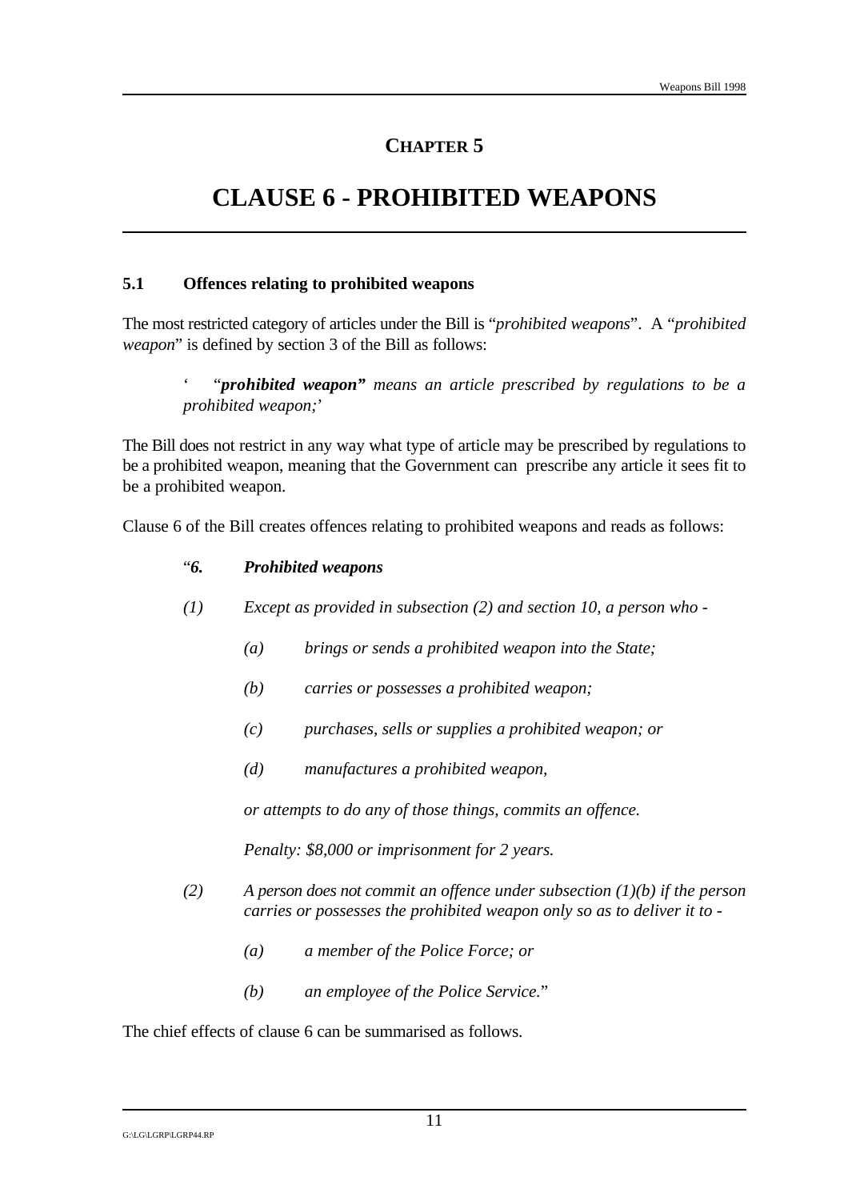# CHAPTER 5

# CLAUSE 6 - PROHIBITED WEAPONS

## 5.1 Offences relating to prohibited weapons

The most restricted category of articles under the Bill is "*prohibited weapons*". A "*prohibited weapon*" is defined by section 3 of the Bill as follows:

> ' "***prohibited weapon"*** *means an article prescribed by regulations to be a prohibited weapon;*'

The Bill does not restrict in any way what type of article may be prescribed by regulations to be a prohibited weapon, meaning that the Government can prescribe any article it sees fit to be a prohibited weapon.

Clause 6 of the Bill creates offences relating to prohibited weapons and reads as follows:

> "***6. Prohibited weapons***
>
> *(1) Except as provided in subsection (2) and section 10, a person who -*
>
> > *(a) brings or sends a prohibited weapon into the State;*
> >
> > *(b) carries or possesses a prohibited weapon;*
> >
> > *(c) purchases, sells or supplies a prohibited weapon; or*
> >
> > *(d) manufactures a prohibited weapon,*
>
> *or attempts to do any of those things, commits an offence.*
>
> *Penalty: $8,000 or imprisonment for 2 years.*
>
> *(2) A person does not commit an offence under subsection (1)(b) if the person carries or possesses the prohibited weapon only so as to deliver it to -*
>
> > *(a) a member of the Police Force; or*
> >
> > *(b) an employee of the Police Service.*"

The chief effects of clause 6 can be summarised as follows.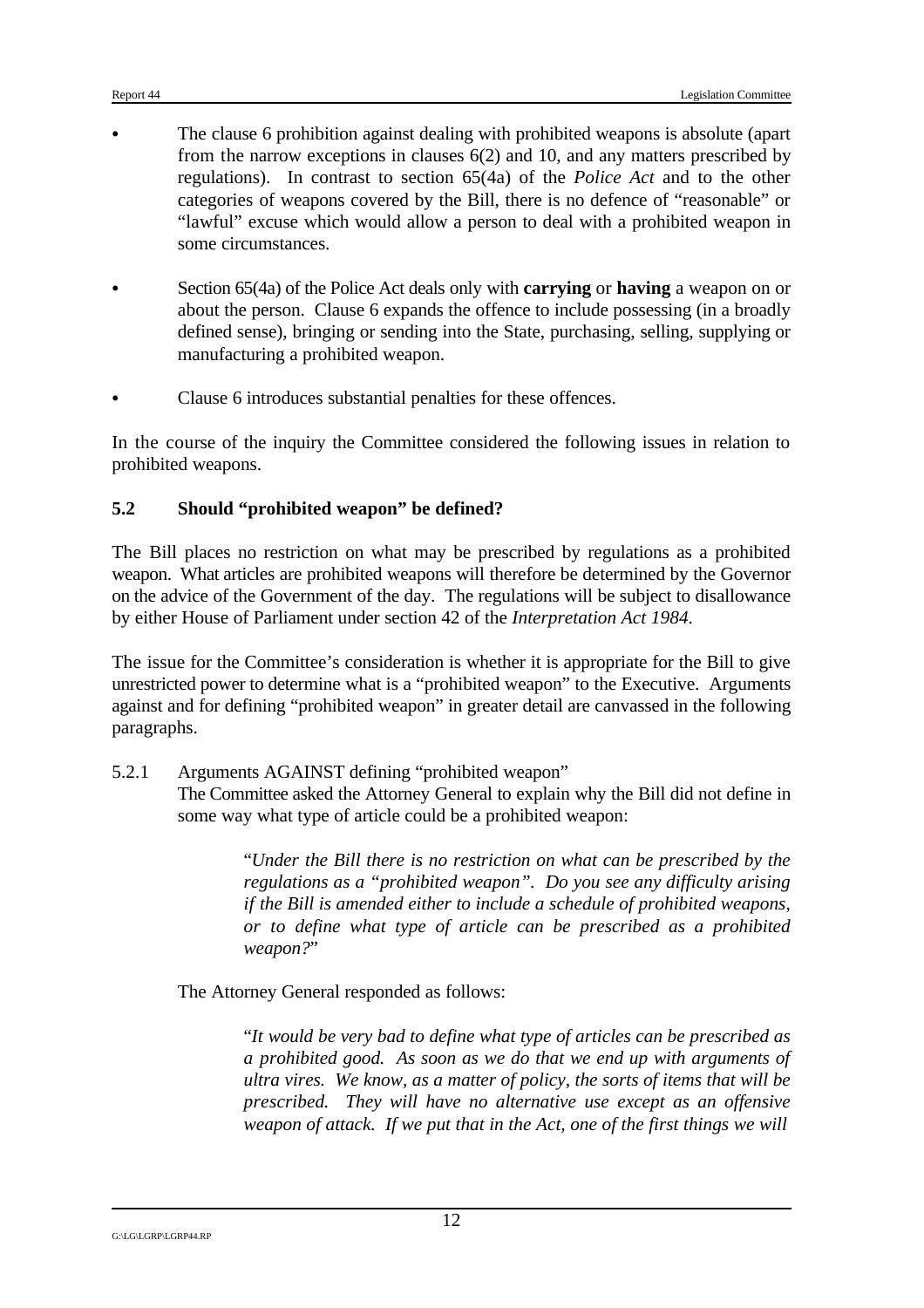- The clause 6 prohibition against dealing with prohibited weapons is absolute (apart from the narrow exceptions in clauses 6(2) and 10, and any matters prescribed by regulations). In contrast to section 65(4a) of the *Police Act* and to the other categories of weapons covered by the Bill, there is no defence of "reasonable" or "lawful" excuse which would allow a person to deal with a prohibited weapon in some circumstances.

- Section 65(4a) of the Police Act deals only with **carrying** or **having** a weapon on or about the person. Clause 6 expands the offence to include possessing (in a broadly defined sense), bringing or sending into the State, purchasing, selling, supplying or manufacturing a prohibited weapon.

- Clause 6 introduces substantial penalties for these offences.

In the course of the inquiry the Committee considered the following issues in relation to prohibited weapons.

## 5.2 Should "prohibited weapon" be defined?

The Bill places no restriction on what may be prescribed by regulations as a prohibited weapon. What articles are prohibited weapons will therefore be determined by the Governor on the advice of the Government of the day. The regulations will be subject to disallowance by either House of Parliament under section 42 of the *Interpretation Act 1984*.

The issue for the Committee's consideration is whether it is appropriate for the Bill to give unrestricted power to determine what is a "prohibited weapon" to the Executive. Arguments against and for defining "prohibited weapon" in greater detail are canvassed in the following paragraphs.

### 5.2.1 Arguments AGAINST defining "prohibited weapon"

The Committee asked the Attorney General to explain why the Bill did not define in some way what type of article could be a prohibited weapon:

> "*Under the Bill there is no restriction on what can be prescribed by the regulations as a "prohibited weapon". Do you see any difficulty arising if the Bill is amended either to include a schedule of prohibited weapons, or to define what type of article can be prescribed as a prohibited weapon?*"

The Attorney General responded as follows:

> "*It would be very bad to define what type of articles can be prescribed as a prohibited good. As soon as we do that we end up with arguments of ultra vires. We know, as a matter of policy, the sorts of items that will be prescribed. They will have no alternative use except as an offensive weapon of attack. If we put that in the Act, one of the first things we will*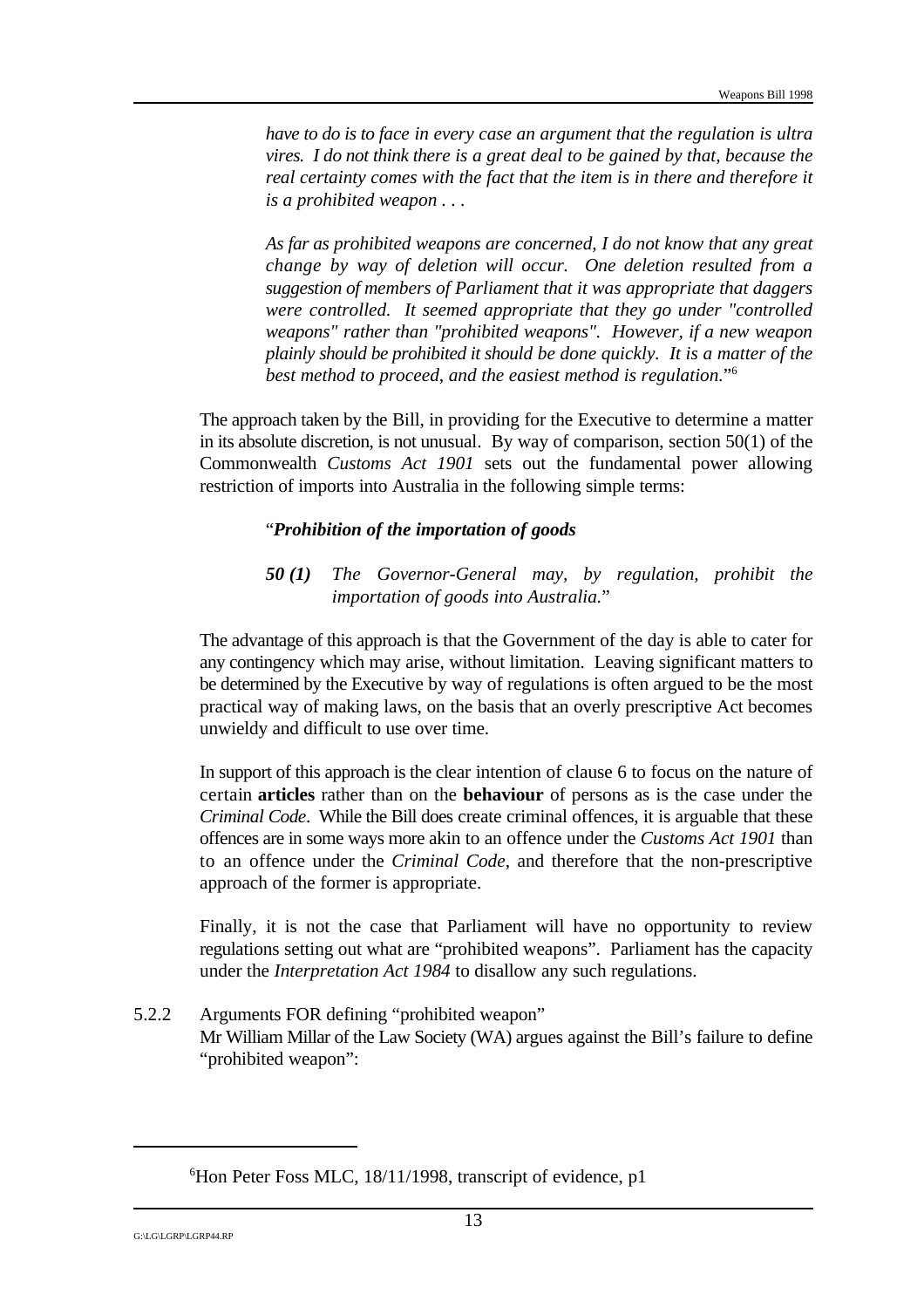*have to do is to face in every case an argument that the regulation is ultra vires. I do not think there is a great deal to be gained by that, because the real certainty comes with the fact that the item is in there and therefore it is a prohibited weapon . . .*

*As far as prohibited weapons are concerned, I do not know that any great change by way of deletion will occur. One deletion resulted from a suggestion of members of Parliament that it was appropriate that daggers were controlled. It seemed appropriate that they go under "controlled weapons" rather than "prohibited weapons". However, if a new weapon plainly should be prohibited it should be done quickly. It is a matter of the best method to proceed, and the easiest method is regulation.*"[6]

The approach taken by the Bill, in providing for the Executive to determine a matter in its absolute discretion, is not unusual. By way of comparison, section 50(1) of the Commonwealth *Customs Act 1901* sets out the fundamental power allowing restriction of imports into Australia in the following simple terms:

"***Prohibition of the importation of goods***

***50 (1)*** *The Governor-General may, by regulation, prohibit the importation of goods into Australia.*"

The advantage of this approach is that the Government of the day is able to cater for any contingency which may arise, without limitation. Leaving significant matters to be determined by the Executive by way of regulations is often argued to be the most practical way of making laws, on the basis that an overly prescriptive Act becomes unwieldy and difficult to use over time.

In support of this approach is the clear intention of clause 6 to focus on the nature of certain **articles** rather than on the **behaviour** of persons as is the case under the *Criminal Code*. While the Bill does create criminal offences, it is arguable that these offences are in some ways more akin to an offence under the *Customs Act 1901* than to an offence under the *Criminal Code*, and therefore that the non-prescriptive approach of the former is appropriate.

Finally, it is not the case that Parliament will have no opportunity to review regulations setting out what are "prohibited weapons". Parliament has the capacity under the *Interpretation Act 1984* to disallow any such regulations.

5.2.2 Arguments FOR defining "prohibited weapon"

Mr William Millar of the Law Society (WA) argues against the Bill's failure to define "prohibited weapon":

[6] Hon Peter Foss MLC, 18/11/1998, transcript of evidence, p1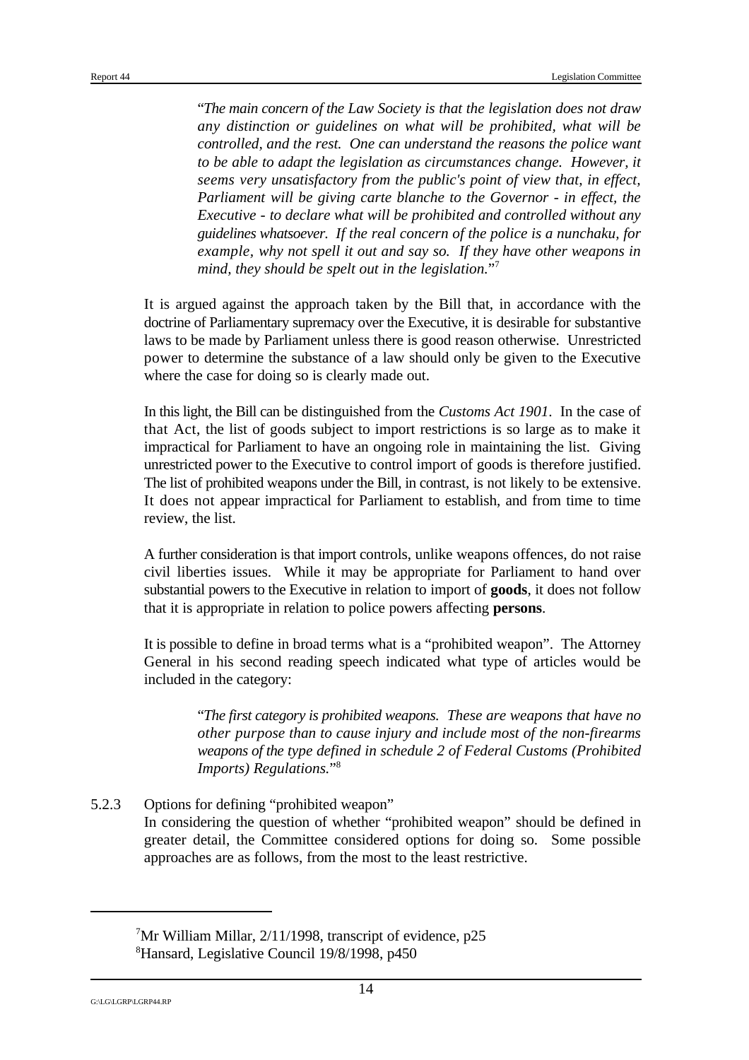> "*The main concern of the Law Society is that the legislation does not draw any distinction or guidelines on what will be prohibited, what will be controlled, and the rest. One can understand the reasons the police want to be able to adapt the legislation as circumstances change. However, it seems very unsatisfactory from the public's point of view that, in effect, Parliament will be giving carte blanche to the Governor - in effect, the Executive - to declare what will be prohibited and controlled without any guidelines whatsoever. If the real concern of the police is a nunchaku, for example, why not spell it out and say so. If they have other weapons in mind, they should be spelt out in the legislation.*"[7]

It is argued against the approach taken by the Bill that, in accordance with the doctrine of Parliamentary supremacy over the Executive, it is desirable for substantive laws to be made by Parliament unless there is good reason otherwise. Unrestricted power to determine the substance of a law should only be given to the Executive where the case for doing so is clearly made out.

In this light, the Bill can be distinguished from the *Customs Act 1901*. In the case of that Act, the list of goods subject to import restrictions is so large as to make it impractical for Parliament to have an ongoing role in maintaining the list. Giving unrestricted power to the Executive to control import of goods is therefore justified. The list of prohibited weapons under the Bill, in contrast, is not likely to be extensive. It does not appear impractical for Parliament to establish, and from time to time review, the list.

A further consideration is that import controls, unlike weapons offences, do not raise civil liberties issues. While it may be appropriate for Parliament to hand over substantial powers to the Executive in relation to import of **goods**, it does not follow that it is appropriate in relation to police powers affecting **persons**.

It is possible to define in broad terms what is a "prohibited weapon". The Attorney General in his second reading speech indicated what type of articles would be included in the category:

> "*The first category is prohibited weapons. These are weapons that have no other purpose than to cause injury and include most of the non-firearms weapons of the type defined in schedule 2 of Federal Customs (Prohibited Imports) Regulations.*"[8]

### 5.2.3 Options for defining "prohibited weapon"

In considering the question of whether "prohibited weapon" should be defined in greater detail, the Committee considered options for doing so. Some possible approaches are as follows, from the most to the least restrictive.

---

[7] Mr William Millar, 2/11/1998, transcript of evidence, p25

[8] Hansard, Legislative Council 19/8/1998, p450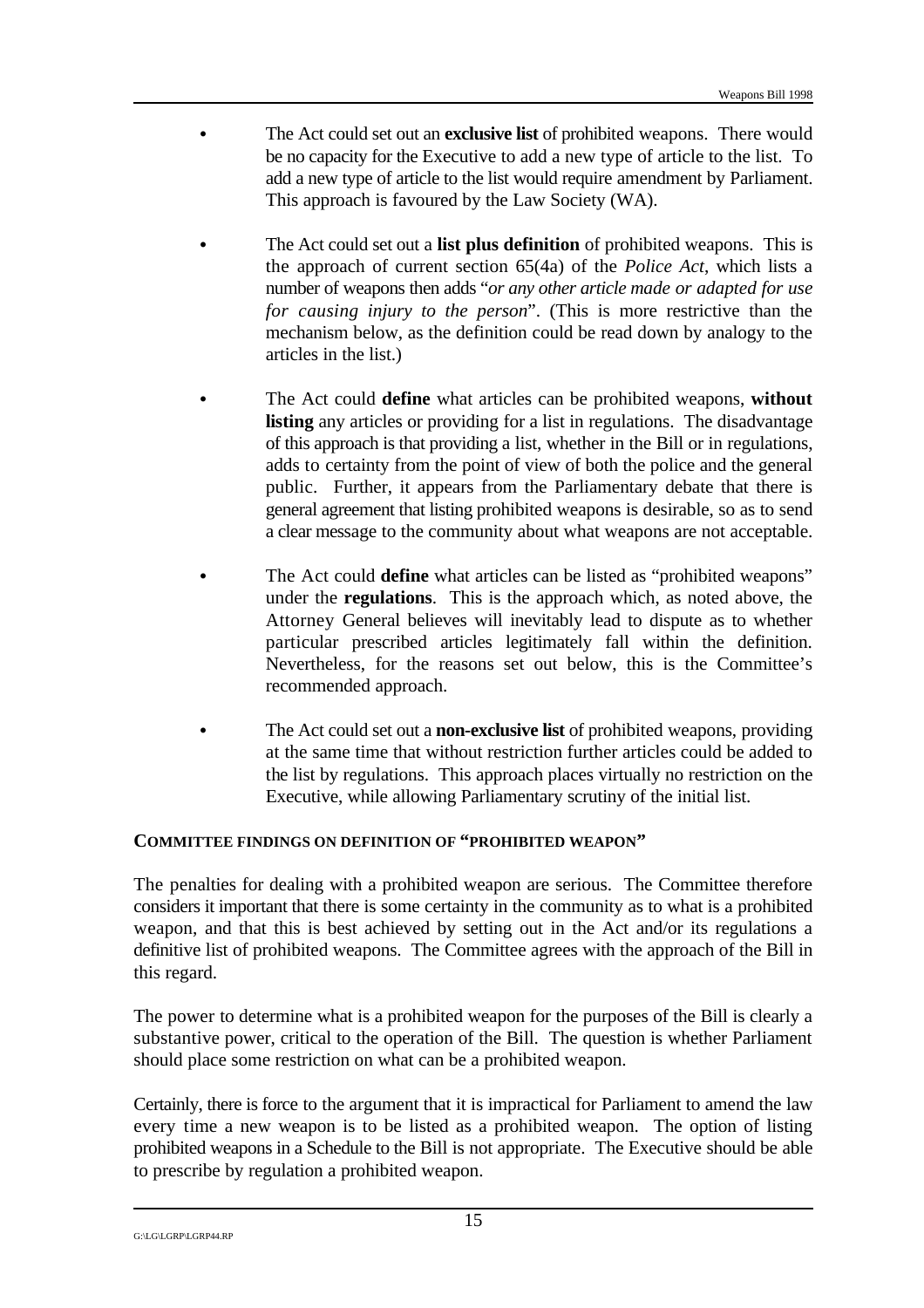- The Act could set out an **exclusive list** of prohibited weapons. There would be no capacity for the Executive to add a new type of article to the list. To add a new type of article to the list would require amendment by Parliament. This approach is favoured by the Law Society (WA).

- The Act could set out a **list plus definition** of prohibited weapons. This is the approach of current section 65(4a) of the *Police Act*, which lists a number of weapons then adds "*or any other article made or adapted for use for causing injury to the person*". (This is more restrictive than the mechanism below, as the definition could be read down by analogy to the articles in the list.)

- The Act could **define** what articles can be prohibited weapons, **without listing** any articles or providing for a list in regulations. The disadvantage of this approach is that providing a list, whether in the Bill or in regulations, adds to certainty from the point of view of both the police and the general public. Further, it appears from the Parliamentary debate that there is general agreement that listing prohibited weapons is desirable, so as to send a clear message to the community about what weapons are not acceptable.

- The Act could **define** what articles can be listed as "prohibited weapons" under the **regulations**. This is the approach which, as noted above, the Attorney General believes will inevitably lead to dispute as to whether particular prescribed articles legitimately fall within the definition. Nevertheless, for the reasons set out below, this is the Committee's recommended approach.

- The Act could set out a **non-exclusive list** of prohibited weapons, providing at the same time that without restriction further articles could be added to the list by regulations. This approach places virtually no restriction on the Executive, while allowing Parliamentary scrutiny of the initial list.

#### COMMITTEE FINDINGS ON DEFINITION OF "PROHIBITED WEAPON"

The penalties for dealing with a prohibited weapon are serious. The Committee therefore considers it important that there is some certainty in the community as to what is a prohibited weapon, and that this is best achieved by setting out in the Act and/or its regulations a definitive list of prohibited weapons. The Committee agrees with the approach of the Bill in this regard.

The power to determine what is a prohibited weapon for the purposes of the Bill is clearly a substantive power, critical to the operation of the Bill. The question is whether Parliament should place some restriction on what can be a prohibited weapon.

Certainly, there is force to the argument that it is impractical for Parliament to amend the law every time a new weapon is to be listed as a prohibited weapon. The option of listing prohibited weapons in a Schedule to the Bill is not appropriate. The Executive should be able to prescribe by regulation a prohibited weapon.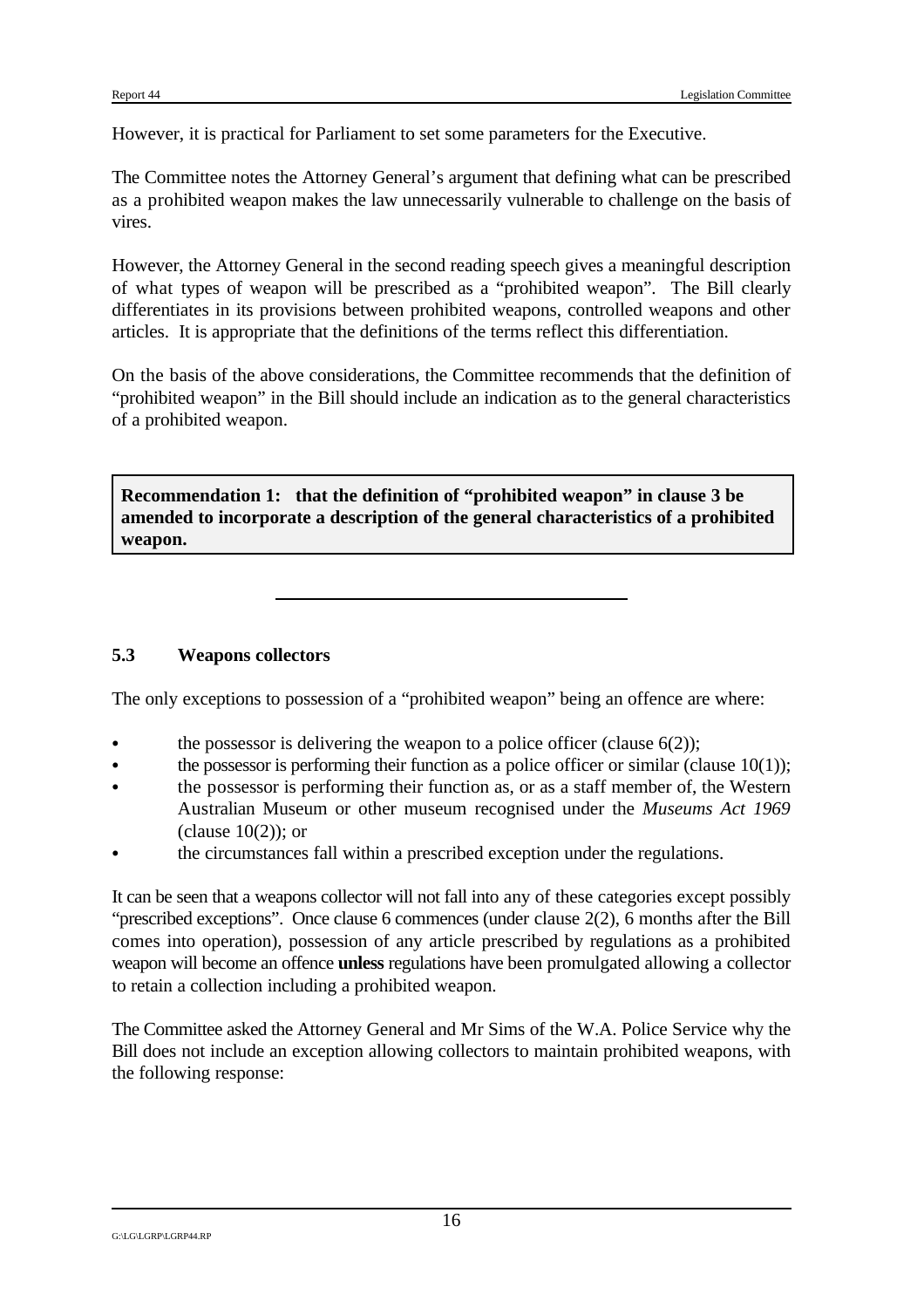However, it is practical for Parliament to set some parameters for the Executive.

The Committee notes the Attorney General's argument that defining what can be prescribed as a prohibited weapon makes the law unnecessarily vulnerable to challenge on the basis of vires.

However, the Attorney General in the second reading speech gives a meaningful description of what types of weapon will be prescribed as a "prohibited weapon". The Bill clearly differentiates in its provisions between prohibited weapons, controlled weapons and other articles. It is appropriate that the definitions of the terms reflect this differentiation.

On the basis of the above considerations, the Committee recommends that the definition of "prohibited weapon" in the Bill should include an indication as to the general characteristics of a prohibited weapon.

**Recommendation 1: that the definition of "prohibited weapon" in clause 3 be amended to incorporate a description of the general characteristics of a prohibited weapon.**

---

### 5.3 Weapons collectors

The only exceptions to possession of a "prohibited weapon" being an offence are where:

- the possessor is delivering the weapon to a police officer (clause 6(2));
- the possessor is performing their function as a police officer or similar (clause 10(1));
- the possessor is performing their function as, or as a staff member of, the Western Australian Museum or other museum recognised under the *Museums Act 1969* (clause 10(2)); or
- the circumstances fall within a prescribed exception under the regulations.

It can be seen that a weapons collector will not fall into any of these categories except possibly "prescribed exceptions". Once clause 6 commences (under clause 2(2), 6 months after the Bill comes into operation), possession of any article prescribed by regulations as a prohibited weapon will become an offence **unless** regulations have been promulgated allowing a collector to retain a collection including a prohibited weapon.

The Committee asked the Attorney General and Mr Sims of the W.A. Police Service why the Bill does not include an exception allowing collectors to maintain prohibited weapons, with the following response: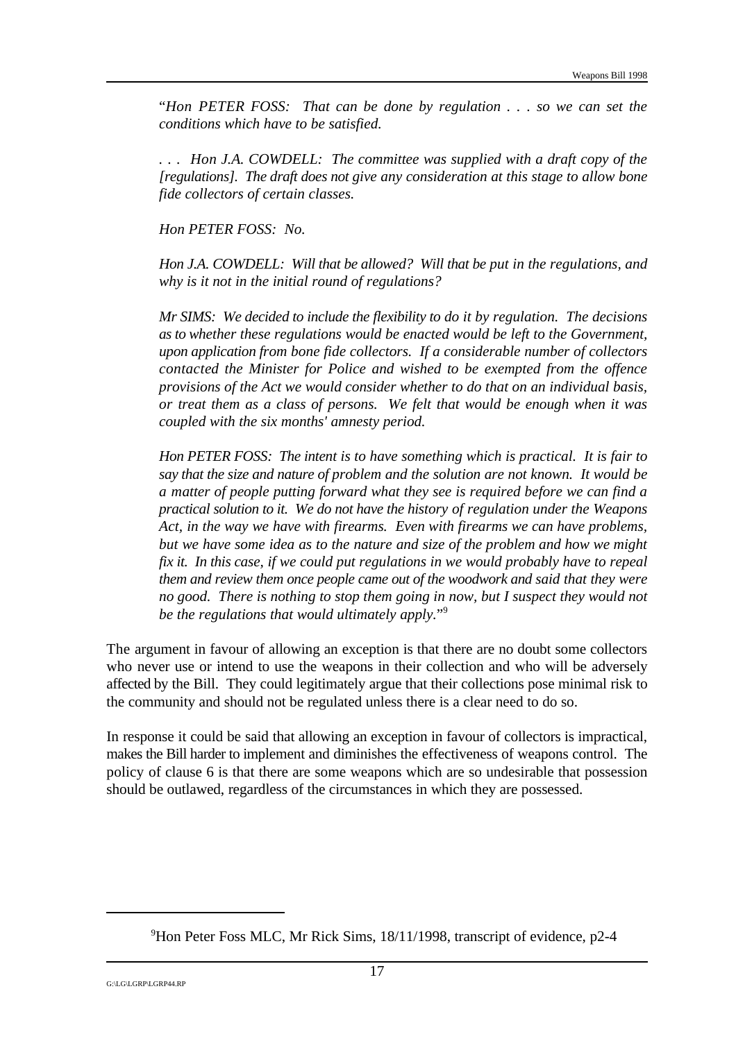"*Hon PETER FOSS: That can be done by regulation . . . so we can set the conditions which have to be satisfied.*

*. . . Hon J.A. COWDELL: The committee was supplied with a draft copy of the [regulations]. The draft does not give any consideration at this stage to allow bone fide collectors of certain classes.*

*Hon PETER FOSS: No.*

*Hon J.A. COWDELL: Will that be allowed? Will that be put in the regulations, and why is it not in the initial round of regulations?*

*Mr SIMS: We decided to include the flexibility to do it by regulation. The decisions as to whether these regulations would be enacted would be left to the Government, upon application from bone fide collectors. If a considerable number of collectors contacted the Minister for Police and wished to be exempted from the offence provisions of the Act we would consider whether to do that on an individual basis, or treat them as a class of persons. We felt that would be enough when it was coupled with the six months' amnesty period.*

*Hon PETER FOSS: The intent is to have something which is practical. It is fair to say that the size and nature of problem and the solution are not known. It would be a matter of people putting forward what they see is required before we can find a practical solution to it. We do not have the history of regulation under the Weapons Act, in the way we have with firearms. Even with firearms we can have problems, but we have some idea as to the nature and size of the problem and how we might fix it. In this case, if we could put regulations in we would probably have to repeal them and review them once people came out of the woodwork and said that they were no good. There is nothing to stop them going in now, but I suspect they would not be the regulations that would ultimately apply.*"[9]

The argument in favour of allowing an exception is that there are no doubt some collectors who never use or intend to use the weapons in their collection and who will be adversely affected by the Bill. They could legitimately argue that their collections pose minimal risk to the community and should not be regulated unless there is a clear need to do so.

In response it could be said that allowing an exception in favour of collectors is impractical, makes the Bill harder to implement and diminishes the effectiveness of weapons control. The policy of clause 6 is that there are some weapons which are so undesirable that possession should be outlawed, regardless of the circumstances in which they are possessed.

---

[9] Hon Peter Foss MLC, Mr Rick Sims, 18/11/1998, transcript of evidence, p2-4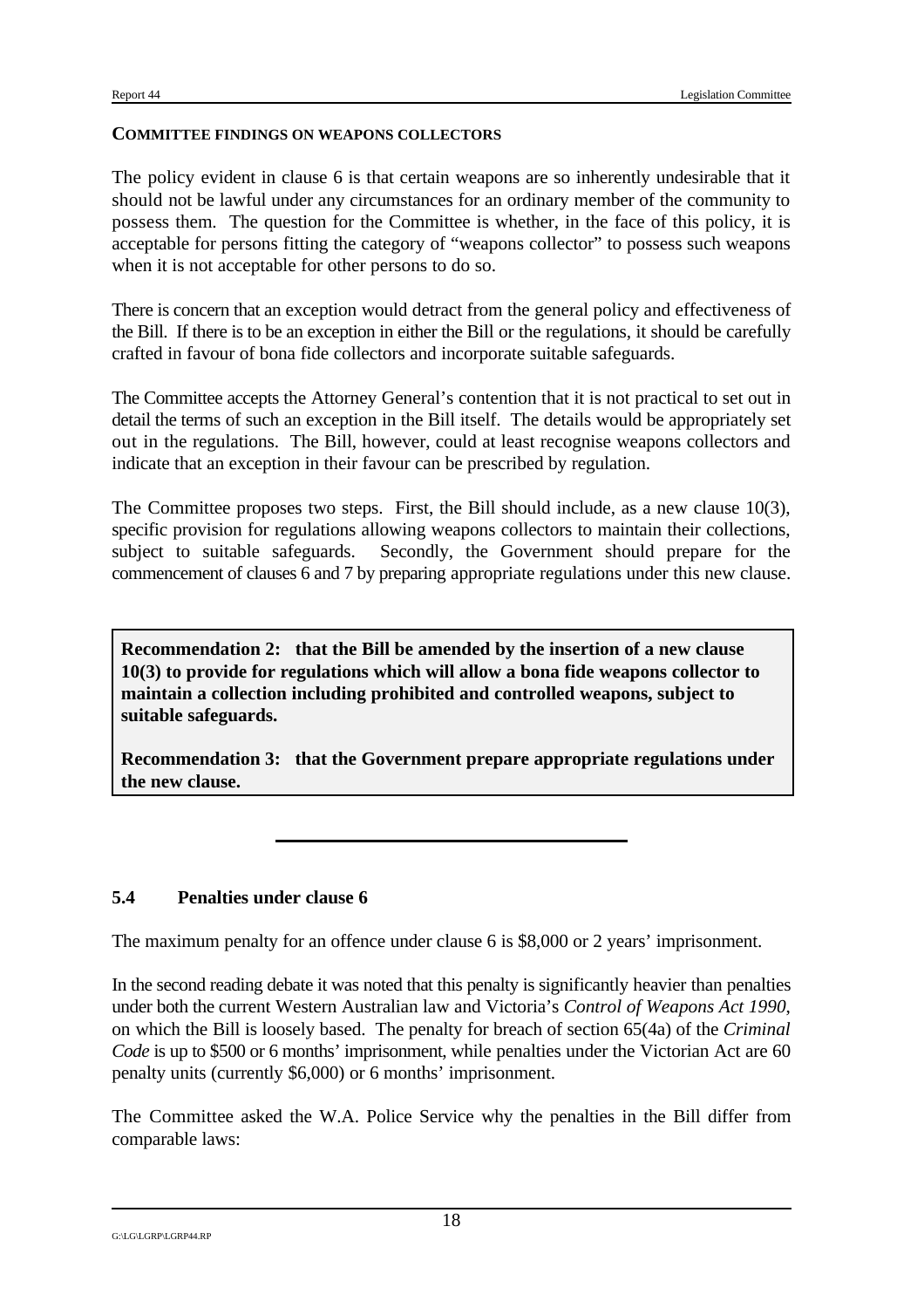**COMMITTEE FINDINGS ON WEAPONS COLLECTORS**

The policy evident in clause 6 is that certain weapons are so inherently undesirable that it should not be lawful under any circumstances for an ordinary member of the community to possess them. The question for the Committee is whether, in the face of this policy, it is acceptable for persons fitting the category of "weapons collector" to possess such weapons when it is not acceptable for other persons to do so.

There is concern that an exception would detract from the general policy and effectiveness of the Bill. If there is to be an exception in either the Bill or the regulations, it should be carefully crafted in favour of bona fide collectors and incorporate suitable safeguards.

The Committee accepts the Attorney General's contention that it is not practical to set out in detail the terms of such an exception in the Bill itself. The details would be appropriately set out in the regulations. The Bill, however, could at least recognise weapons collectors and indicate that an exception in their favour can be prescribed by regulation.

The Committee proposes two steps. First, the Bill should include, as a new clause 10(3), specific provision for regulations allowing weapons collectors to maintain their collections, subject to suitable safeguards. Secondly, the Government should prepare for the commencement of clauses 6 and 7 by preparing appropriate regulations under this new clause.

**Recommendation 2: that the Bill be amended by the insertion of a new clause 10(3) to provide for regulations which will allow a bona fide weapons collector to maintain a collection including prohibited and controlled weapons, subject to suitable safeguards.**

**Recommendation 3: that the Government prepare appropriate regulations under the new clause.**

---

### 5.4 Penalties under clause 6

The maximum penalty for an offence under clause 6 is $8,000 or 2 years' imprisonment.

In the second reading debate it was noted that this penalty is significantly heavier than penalties under both the current Western Australian law and Victoria's *Control of Weapons Act 1990*, on which the Bill is loosely based. The penalty for breach of section 65(4a) of the *Criminal Code* is up to $500 or 6 months' imprisonment, while penalties under the Victorian Act are 60 penalty units (currently $6,000) or 6 months' imprisonment.

The Committee asked the W.A. Police Service why the penalties in the Bill differ from comparable laws: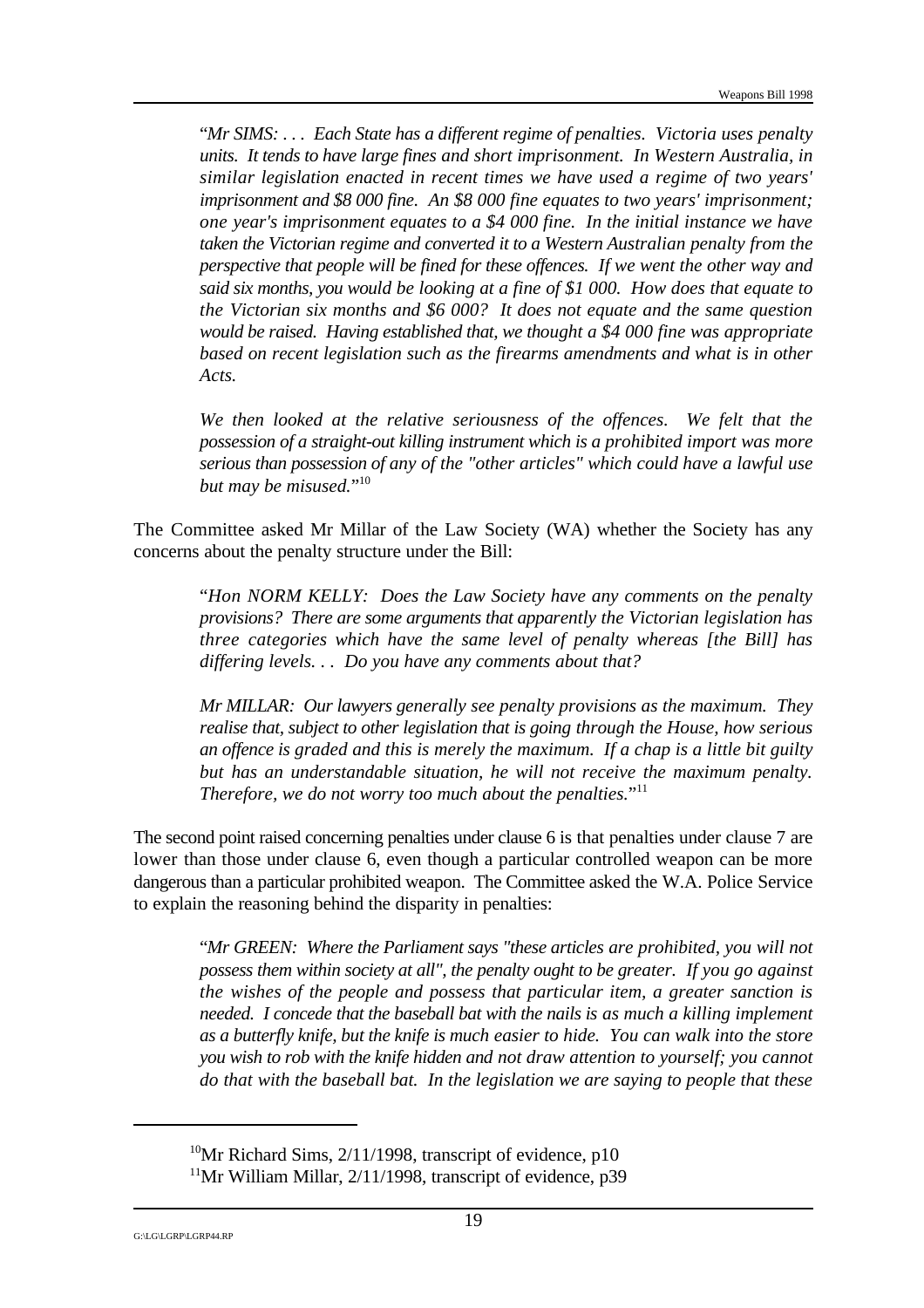"*Mr SIMS: . . . Each State has a different regime of penalties. Victoria uses penalty units. It tends to have large fines and short imprisonment. In Western Australia, in similar legislation enacted in recent times we have used a regime of two years' imprisonment and $8 000 fine. An $8 000 fine equates to two years' imprisonment; one year's imprisonment equates to a $4 000 fine. In the initial instance we have taken the Victorian regime and converted it to a Western Australian penalty from the perspective that people will be fined for these offences. If we went the other way and said six months, you would be looking at a fine of $1 000. How does that equate to the Victorian six months and $6 000? It does not equate and the same question would be raised. Having established that, we thought a $4 000 fine was appropriate based on recent legislation such as the firearms amendments and what is in other Acts.*

*We then looked at the relative seriousness of the offences. We felt that the possession of a straight-out killing instrument which is a prohibited import was more serious than possession of any of the "other articles" which could have a lawful use but may be misused.*"[10]

The Committee asked Mr Millar of the Law Society (WA) whether the Society has any concerns about the penalty structure under the Bill:

"*Hon NORM KELLY: Does the Law Society have any comments on the penalty provisions? There are some arguments that apparently the Victorian legislation has three categories which have the same level of penalty whereas [the Bill] has differing levels. . . Do you have any comments about that?*

*Mr MILLAR: Our lawyers generally see penalty provisions as the maximum. They realise that, subject to other legislation that is going through the House, how serious an offence is graded and this is merely the maximum. If a chap is a little bit guilty but has an understandable situation, he will not receive the maximum penalty. Therefore, we do not worry too much about the penalties.*"[11]

The second point raised concerning penalties under clause 6 is that penalties under clause 7 are lower than those under clause 6, even though a particular controlled weapon can be more dangerous than a particular prohibited weapon. The Committee asked the W.A. Police Service to explain the reasoning behind the disparity in penalties:

"*Mr GREEN: Where the Parliament says "these articles are prohibited, you will not possess them within society at all", the penalty ought to be greater. If you go against the wishes of the people and possess that particular item, a greater sanction is needed. I concede that the baseball bat with the nails is as much a killing implement as a butterfly knife, but the knife is much easier to hide. You can walk into the store you wish to rob with the knife hidden and not draw attention to yourself; you cannot do that with the baseball bat. In the legislation we are saying to people that these*

---

[10] Mr Richard Sims, 2/11/1998, transcript of evidence, p10

[11] Mr William Millar, 2/11/1998, transcript of evidence, p39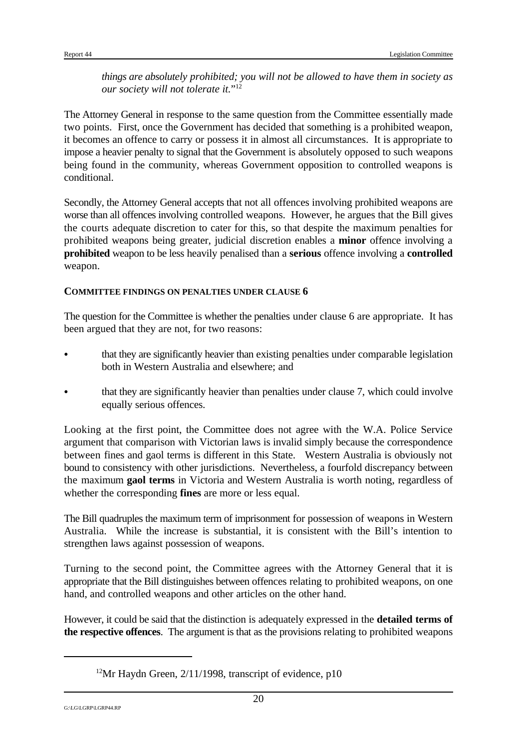*things are absolutely prohibited; you will not be allowed to have them in society as our society will not tolerate it.*"[12]

The Attorney General in response to the same question from the Committee essentially made two points. First, once the Government has decided that something is a prohibited weapon, it becomes an offence to carry or possess it in almost all circumstances. It is appropriate to impose a heavier penalty to signal that the Government is absolutely opposed to such weapons being found in the community, whereas Government opposition to controlled weapons is conditional.

Secondly, the Attorney General accepts that not all offences involving prohibited weapons are worse than all offences involving controlled weapons. However, he argues that the Bill gives the courts adequate discretion to cater for this, so that despite the maximum penalties for prohibited weapons being greater, judicial discretion enables a **minor** offence involving a **prohibited** weapon to be less heavily penalised than a **serious** offence involving a **controlled** weapon.

**COMMITTEE FINDINGS ON PENALTIES UNDER CLAUSE 6**

The question for the Committee is whether the penalties under clause 6 are appropriate. It has been argued that they are not, for two reasons:

- that they are significantly heavier than existing penalties under comparable legislation both in Western Australia and elsewhere; and
- that they are significantly heavier than penalties under clause 7, which could involve equally serious offences.

Looking at the first point, the Committee does not agree with the W.A. Police Service argument that comparison with Victorian laws is invalid simply because the correspondence between fines and gaol terms is different in this State. Western Australia is obviously not bound to consistency with other jurisdictions. Nevertheless, a fourfold discrepancy between the maximum **gaol terms** in Victoria and Western Australia is worth noting, regardless of whether the corresponding **fines** are more or less equal.

The Bill quadruples the maximum term of imprisonment for possession of weapons in Western Australia. While the increase is substantial, it is consistent with the Bill's intention to strengthen laws against possession of weapons.

Turning to the second point, the Committee agrees with the Attorney General that it is appropriate that the Bill distinguishes between offences relating to prohibited weapons, on one hand, and controlled weapons and other articles on the other hand.

However, it could be said that the distinction is adequately expressed in the **detailed terms of the respective offences**. The argument is that as the provisions relating to prohibited weapons

[12] Mr Haydn Green, 2/11/1998, transcript of evidence, p10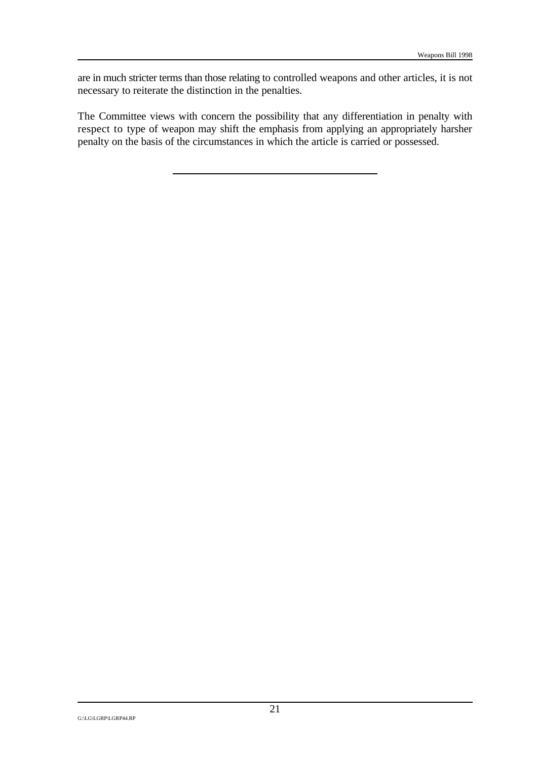are in much stricter terms than those relating to controlled weapons and other articles, it is not necessary to reiterate the distinction in the penalties.

The Committee views with concern the possibility that any differentiation in penalty with respect to type of weapon may shift the emphasis from applying an appropriately harsher penalty on the basis of the circumstances in which the article is carried or possessed.

---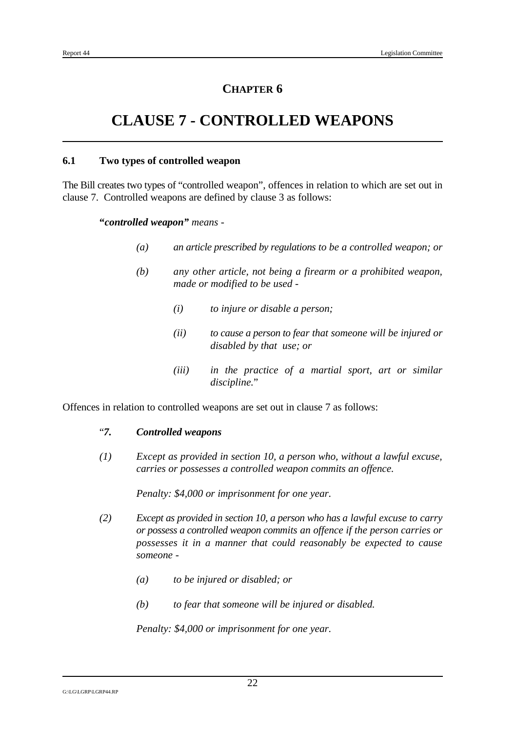# CHAPTER 6

# CLAUSE 7 - CONTROLLED WEAPONS

## 6.1 Two types of controlled weapon

The Bill creates two types of "controlled weapon", offences in relation to which are set out in clause 7. Controlled weapons are defined by clause 3 as follows:

> **"*controlled weapon*"** *means -*
>
> *(a) an article prescribed by regulations to be a controlled weapon; or*
>
> *(b) any other article, not being a firearm or a prohibited weapon, made or modified to be used -*
>
> > *(i) to injure or disable a person;*
> >
> > *(ii) to cause a person to fear that someone will be injured or disabled by that use; or*
> >
> > *(iii) in the practice of a martial sport, art or similar discipline.*"

Offences in relation to controlled weapons are set out in clause 7 as follows:

> "***7. Controlled weapons***
>
> *(1) Except as provided in section 10, a person who, without a lawful excuse, carries or possesses a controlled weapon commits an offence.*
>
> *Penalty: $4,000 or imprisonment for one year.*
>
> *(2) Except as provided in section 10, a person who has a lawful excuse to carry or possess a controlled weapon commits an offence if the person carries or possesses it in a manner that could reasonably be expected to cause someone -*
>
> > *(a) to be injured or disabled; or*
> >
> > *(b) to fear that someone will be injured or disabled.*
>
> *Penalty: $4,000 or imprisonment for one year.*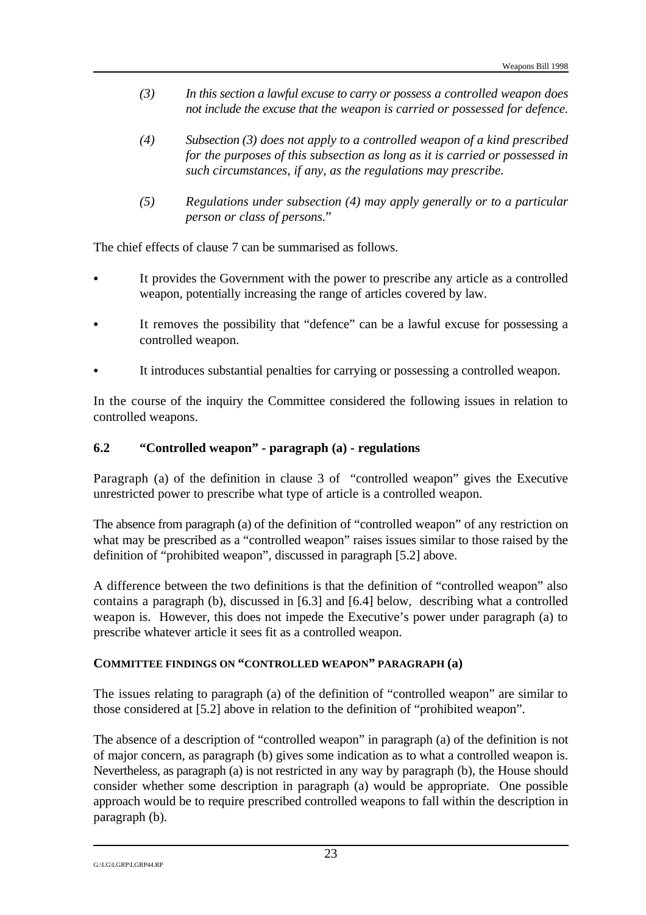> *(3) In this section a lawful excuse to carry or possess a controlled weapon does not include the excuse that the weapon is carried or possessed for defence.*
>
> *(4) Subsection (3) does not apply to a controlled weapon of a kind prescribed for the purposes of this subsection as long as it is carried or possessed in such circumstances, if any, as the regulations may prescribe.*
>
> *(5) Regulations under subsection (4) may apply generally or to a particular person or class of persons.*"

The chief effects of clause 7 can be summarised as follows.

- It provides the Government with the power to prescribe any article as a controlled weapon, potentially increasing the range of articles covered by law.
- It removes the possibility that "defence" can be a lawful excuse for possessing a controlled weapon.
- It introduces substantial penalties for carrying or possessing a controlled weapon.

In the course of the inquiry the Committee considered the following issues in relation to controlled weapons.

### 6.2 "Controlled weapon" - paragraph (a) - regulations

Paragraph (a) of the definition in clause 3 of "controlled weapon" gives the Executive unrestricted power to prescribe what type of article is a controlled weapon.

The absence from paragraph (a) of the definition of "controlled weapon" of any restriction on what may be prescribed as a "controlled weapon" raises issues similar to those raised by the definition of "prohibited weapon", discussed in paragraph [5.2] above.

A difference between the two definitions is that the definition of "controlled weapon" also contains a paragraph (b), discussed in [6.3] and [6.4] below, describing what a controlled weapon is. However, this does not impede the Executive's power under paragraph (a) to prescribe whatever article it sees fit as a controlled weapon.

#### COMMITTEE FINDINGS ON "CONTROLLED WEAPON" PARAGRAPH (a)

The issues relating to paragraph (a) of the definition of "controlled weapon" are similar to those considered at [5.2] above in relation to the definition of "prohibited weapon".

The absence of a description of "controlled weapon" in paragraph (a) of the definition is not of major concern, as paragraph (b) gives some indication as to what a controlled weapon is. Nevertheless, as paragraph (a) is not restricted in any way by paragraph (b), the House should consider whether some description in paragraph (a) would be appropriate. One possible approach would be to require prescribed controlled weapons to fall within the description in paragraph (b).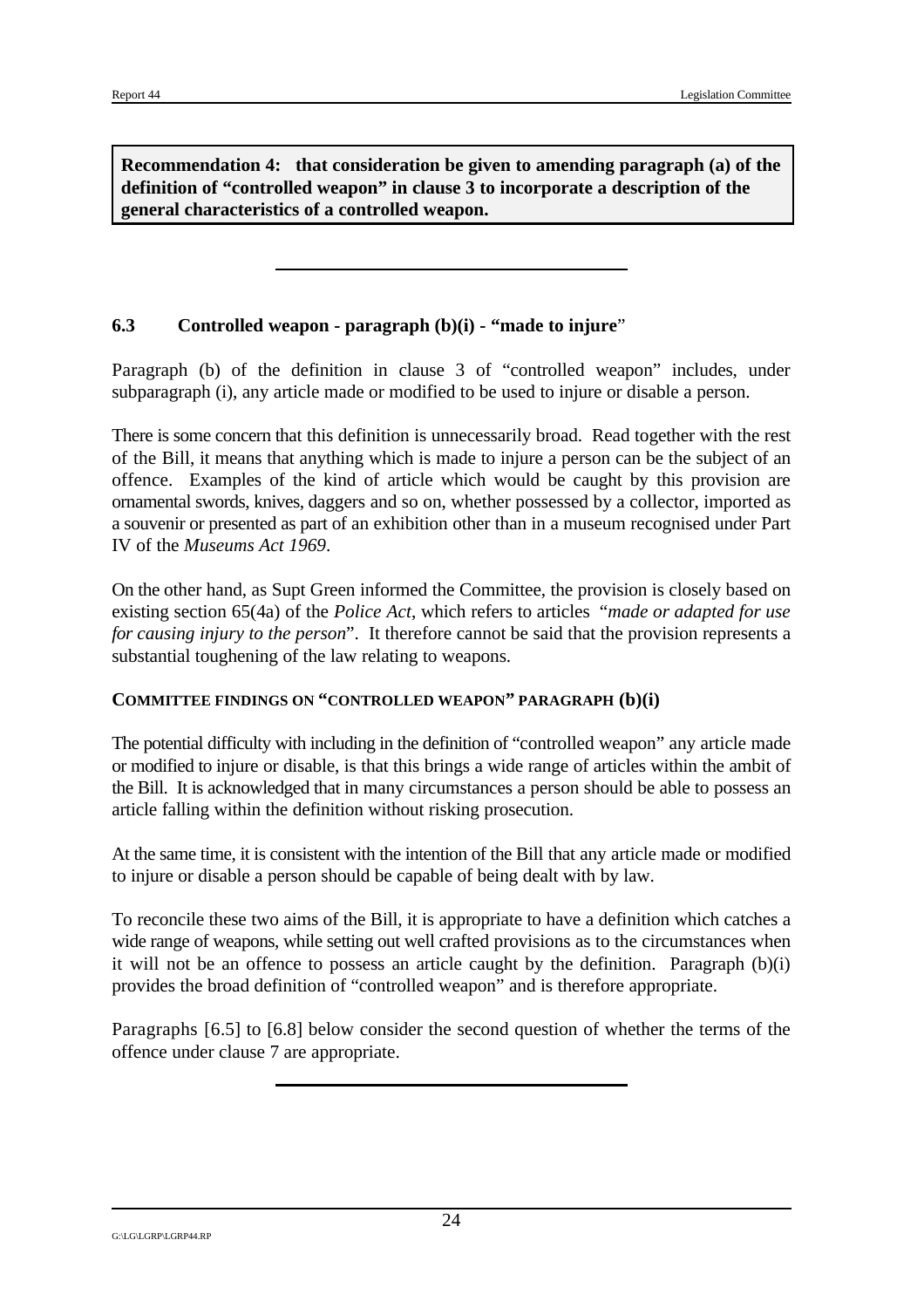**Recommendation 4: that consideration be given to amending paragraph (a) of the definition of "controlled weapon" in clause 3 to incorporate a description of the general characteristics of a controlled weapon.**

---

### 6.3 Controlled weapon - paragraph (b)(i) - "made to injure"

Paragraph (b) of the definition in clause 3 of "controlled weapon" includes, under subparagraph (i), any article made or modified to be used to injure or disable a person.

There is some concern that this definition is unnecessarily broad. Read together with the rest of the Bill, it means that anything which is made to injure a person can be the subject of an offence. Examples of the kind of article which would be caught by this provision are ornamental swords, knives, daggers and so on, whether possessed by a collector, imported as a souvenir or presented as part of an exhibition other than in a museum recognised under Part IV of the *Museums Act 1969*.

On the other hand, as Supt Green informed the Committee, the provision is closely based on existing section 65(4a) of the *Police Act*, which refers to articles "*made or adapted for use for causing injury to the person*". It therefore cannot be said that the provision represents a substantial toughening of the law relating to weapons.

#### COMMITTEE FINDINGS ON "CONTROLLED WEAPON" PARAGRAPH (b)(i)

The potential difficulty with including in the definition of "controlled weapon" any article made or modified to injure or disable, is that this brings a wide range of articles within the ambit of the Bill. It is acknowledged that in many circumstances a person should be able to possess an article falling within the definition without risking prosecution.

At the same time, it is consistent with the intention of the Bill that any article made or modified to injure or disable a person should be capable of being dealt with by law.

To reconcile these two aims of the Bill, it is appropriate to have a definition which catches a wide range of weapons, while setting out well crafted provisions as to the circumstances when it will not be an offence to possess an article caught by the definition. Paragraph (b)(i) provides the broad definition of "controlled weapon" and is therefore appropriate.

Paragraphs [6.5] to [6.8] below consider the second question of whether the terms of the offence under clause 7 are appropriate.

---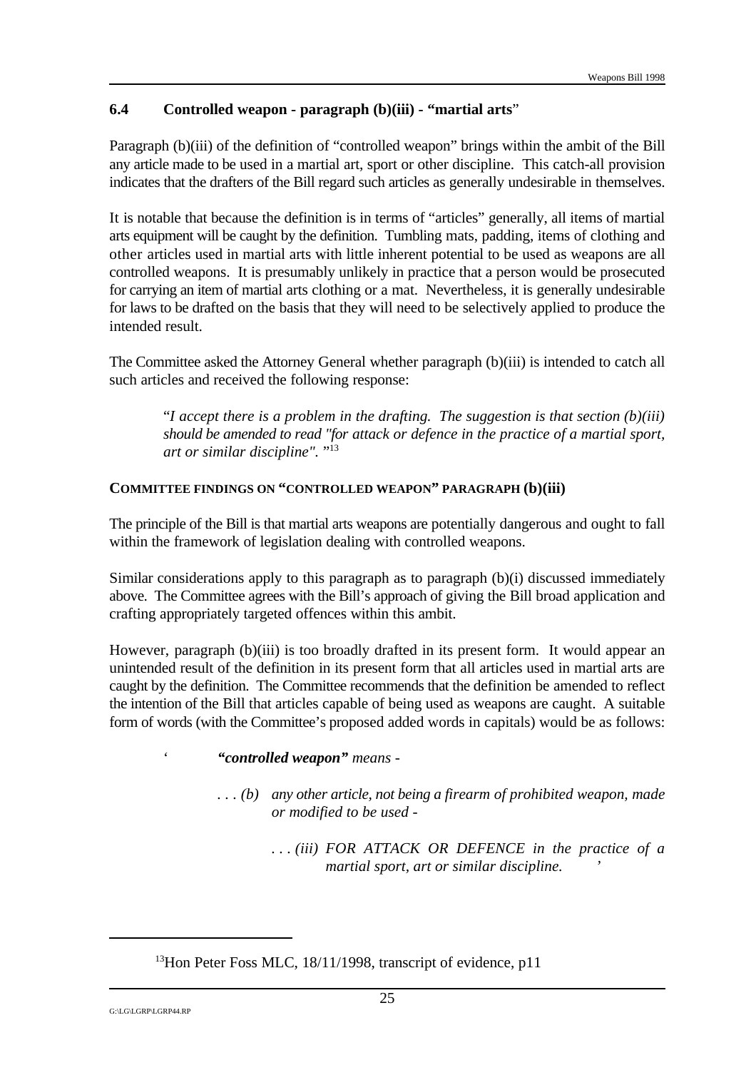### 6.4 Controlled weapon - paragraph (b)(iii) - "martial arts"

Paragraph (b)(iii) of the definition of "controlled weapon" brings within the ambit of the Bill any article made to be used in a martial art, sport or other discipline. This catch-all provision indicates that the drafters of the Bill regard such articles as generally undesirable in themselves.

It is notable that because the definition is in terms of "articles" generally, all items of martial arts equipment will be caught by the definition. Tumbling mats, padding, items of clothing and other articles used in martial arts with little inherent potential to be used as weapons are all controlled weapons. It is presumably unlikely in practice that a person would be prosecuted for carrying an item of martial arts clothing or a mat. Nevertheless, it is generally undesirable for laws to be drafted on the basis that they will need to be selectively applied to produce the intended result.

The Committee asked the Attorney General whether paragraph (b)(iii) is intended to catch all such articles and received the following response:

> "*I accept there is a problem in the drafting. The suggestion is that section (b)(iii) should be amended to read "for attack or defence in the practice of a martial sport, art or similar discipline".* "[13]

#### COMMITTEE FINDINGS ON "CONTROLLED WEAPON" PARAGRAPH (b)(iii)

The principle of the Bill is that martial arts weapons are potentially dangerous and ought to fall within the framework of legislation dealing with controlled weapons.

Similar considerations apply to this paragraph as to paragraph (b)(i) discussed immediately above. The Committee agrees with the Bill's approach of giving the Bill broad application and crafting appropriately targeted offences within this ambit.

However, paragraph (b)(iii) is too broadly drafted in its present form. It would appear an unintended result of the definition in its present form that all articles used in martial arts are caught by the definition. The Committee recommends that the definition be amended to reflect the intention of the Bill that articles capable of being used as weapons are caught. A suitable form of words (with the Committee's proposed added words in capitals) would be as follows:

> ' ***"controlled weapon"*** *means -*
>
> *. . . (b) any other article, not being a firearm of prohibited weapon, made or modified to be used -*
>
> *. . . (iii) FOR ATTACK OR DEFENCE in the practice of a martial sport, art or similar discipline.* '

---

[13] Hon Peter Foss MLC, 18/11/1998, transcript of evidence, p11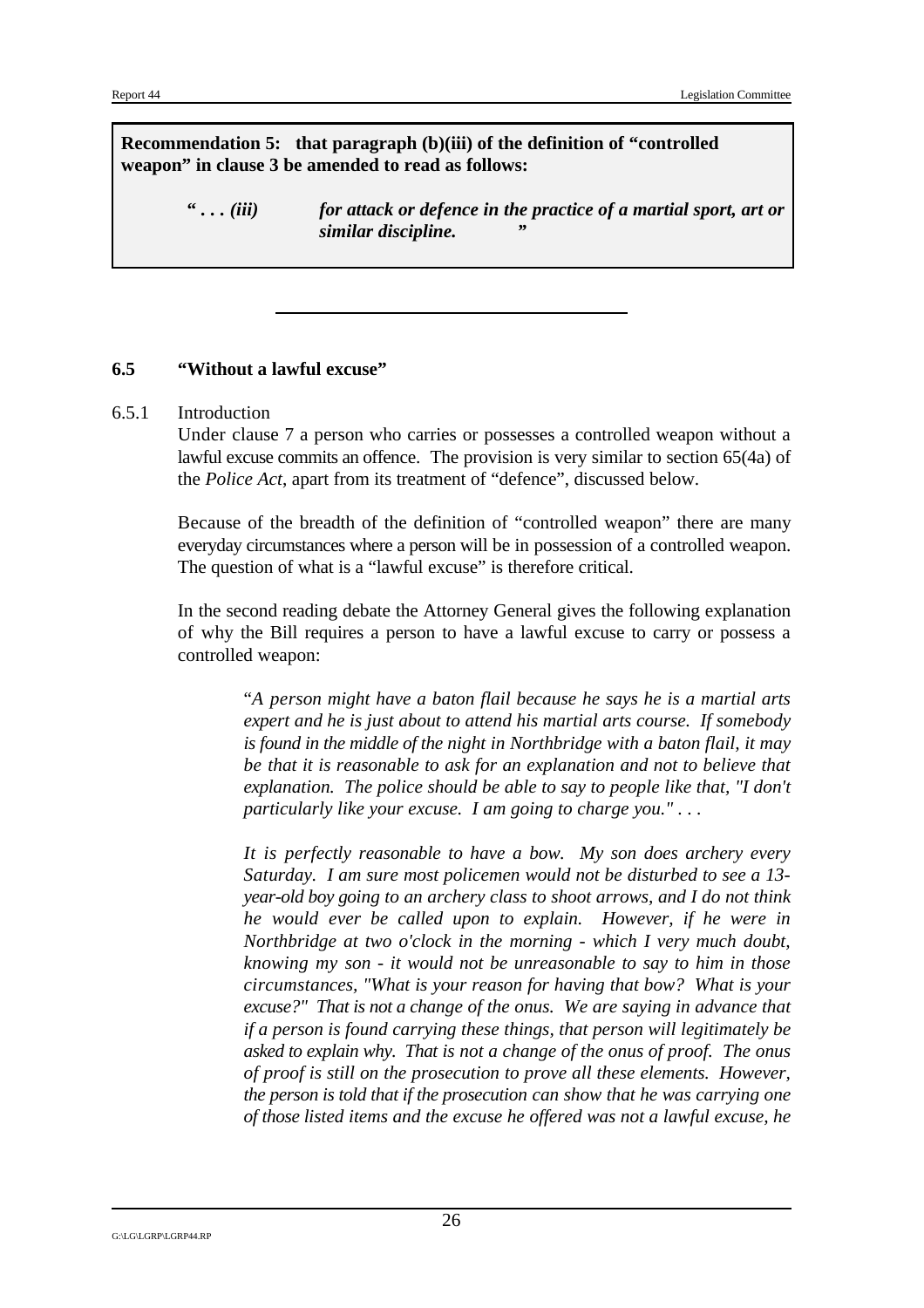**Recommendation 5: that paragraph (b)(iii) of the definition of "controlled weapon" in clause 3 be amended to read as follows:**

> ***" . . . (iii) for attack or defence in the practice of a martial sport, art or similar discipline. "***

---

## 6.5 "Without a lawful excuse"

6.5.1 Introduction

Under clause 7 a person who carries or possesses a controlled weapon without a lawful excuse commits an offence. The provision is very similar to section 65(4a) of the *Police Act*, apart from its treatment of "defence", discussed below.

Because of the breadth of the definition of "controlled weapon" there are many everyday circumstances where a person will be in possession of a controlled weapon. The question of what is a "lawful excuse" is therefore critical.

In the second reading debate the Attorney General gives the following explanation of why the Bill requires a person to have a lawful excuse to carry or possess a controlled weapon:

> "*A person might have a baton flail because he says he is a martial arts expert and he is just about to attend his martial arts course. If somebody is found in the middle of the night in Northbridge with a baton flail, it may be that it is reasonable to ask for an explanation and not to believe that explanation. The police should be able to say to people like that, "I don't particularly like your excuse. I am going to charge you." . . .*
>
> *It is perfectly reasonable to have a bow. My son does archery every Saturday. I am sure most policemen would not be disturbed to see a 13-year-old boy going to an archery class to shoot arrows, and I do not think he would ever be called upon to explain. However, if he were in Northbridge at two o'clock in the morning - which I very much doubt, knowing my son - it would not be unreasonable to say to him in those circumstances, "What is your reason for having that bow? What is your excuse?" That is not a change of the onus. We are saying in advance that if a person is found carrying these things, that person will legitimately be asked to explain why. That is not a change of the onus of proof. The onus of proof is still on the prosecution to prove all these elements. However, the person is told that if the prosecution can show that he was carrying one of those listed items and the excuse he offered was not a lawful excuse, he*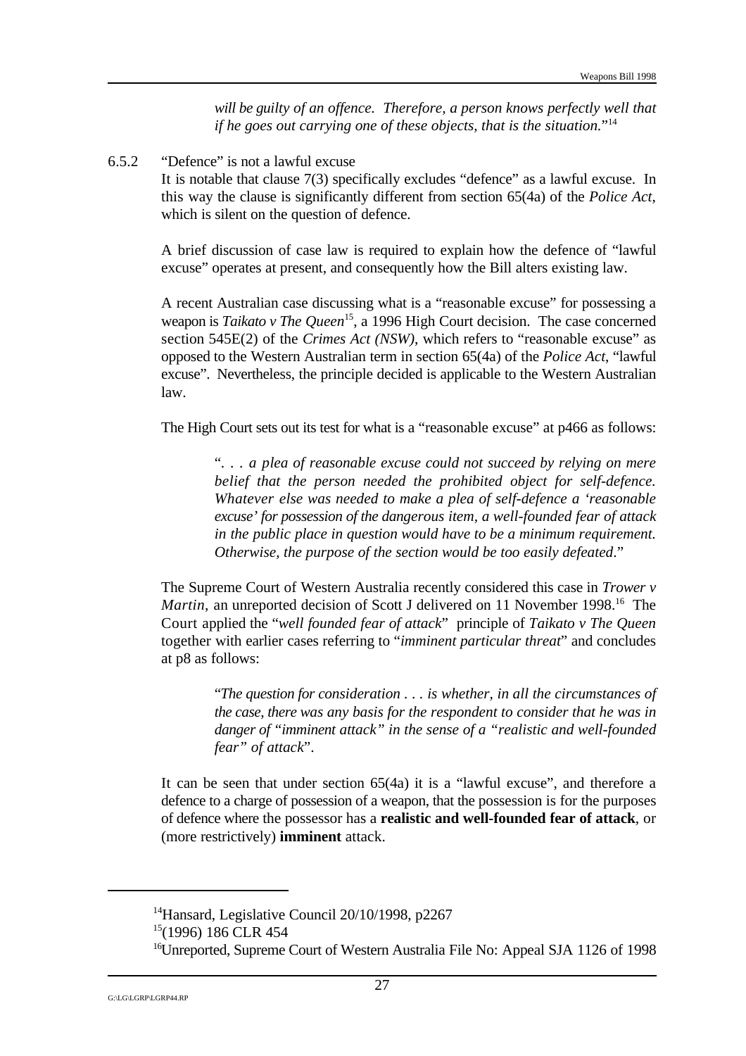*will be guilty of an offence. Therefore, a person knows perfectly well that if he goes out carrying one of these objects, that is the situation.*"[14]

6.5.2 "Defence" is not a lawful excuse

It is notable that clause 7(3) specifically excludes "defence" as a lawful excuse. In this way the clause is significantly different from section 65(4a) of the *Police Act*, which is silent on the question of defence.

A brief discussion of case law is required to explain how the defence of "lawful excuse" operates at present, and consequently how the Bill alters existing law.

A recent Australian case discussing what is a "reasonable excuse" for possessing a weapon is *Taikato v The Queen*[15], a 1996 High Court decision. The case concerned section 545E(2) of the *Crimes Act (NSW)*, which refers to "reasonable excuse" as opposed to the Western Australian term in section 65(4a) of the *Police Act*, "lawful excuse". Nevertheless, the principle decided is applicable to the Western Australian law.

The High Court sets out its test for what is a "reasonable excuse" at p466 as follows:

> "*. . . a plea of reasonable excuse could not succeed by relying on mere belief that the person needed the prohibited object for self-defence. Whatever else was needed to make a plea of self-defence a 'reasonable excuse' for possession of the dangerous item, a well-founded fear of attack in the public place in question would have to be a minimum requirement. Otherwise, the purpose of the section would be too easily defeated*."

The Supreme Court of Western Australia recently considered this case in *Trower v Martin*, an unreported decision of Scott J delivered on 11 November 1998.[16] The Court applied the "*well founded fear of attack*" principle of *Taikato v The Queen* together with earlier cases referring to "*imminent particular threat*" and concludes at p8 as follows:

> "*The question for consideration . . . is whether, in all the circumstances of the case, there was any basis for the respondent to consider that he was in danger of "imminent attack" in the sense of a "realistic and well-founded fear" of attack*".

It can be seen that under section 65(4a) it is a "lawful excuse", and therefore a defence to a charge of possession of a weapon, that the possession is for the purposes of defence where the possessor has a **realistic and well-founded fear of attack**, or (more restrictively) **imminent** attack.

---

[14] Hansard, Legislative Council 20/10/1998, p2267

[15] (1996) 186 CLR 454

[16] Unreported, Supreme Court of Western Australia File No: Appeal SJA 1126 of 1998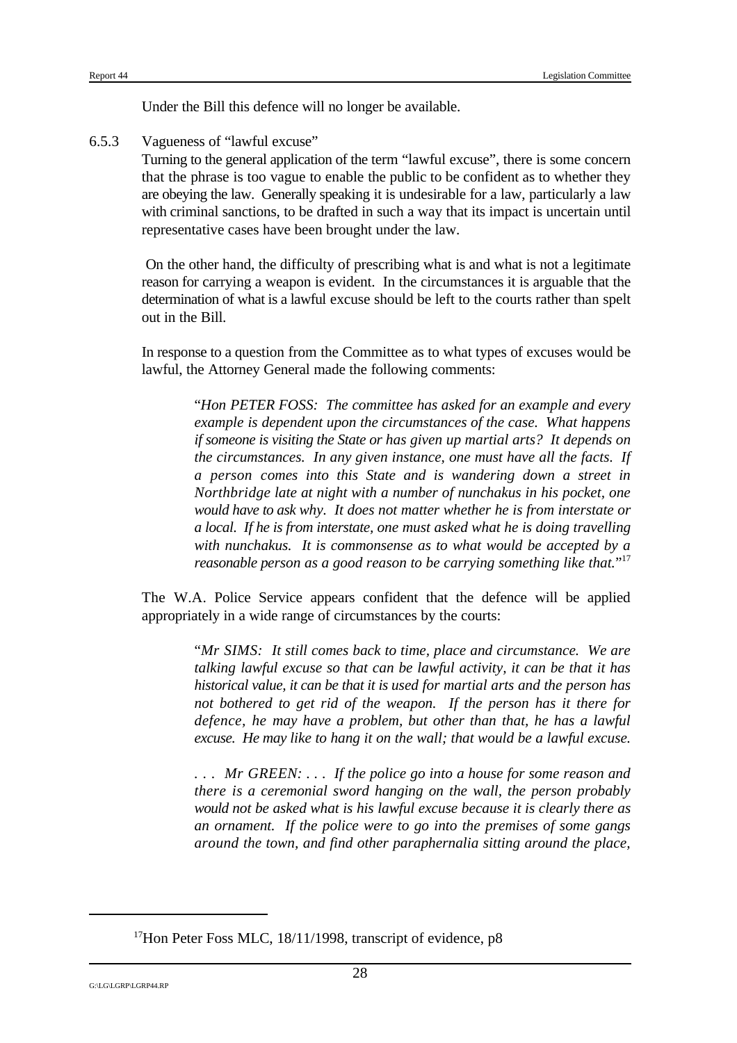Under the Bill this defence will no longer be available.

### 6.5.3 Vagueness of "lawful excuse"

Turning to the general application of the term "lawful excuse", there is some concern that the phrase is too vague to enable the public to be confident as to whether they are obeying the law. Generally speaking it is undesirable for a law, particularly a law with criminal sanctions, to be drafted in such a way that its impact is uncertain until representative cases have been brought under the law.

On the other hand, the difficulty of prescribing what is and what is not a legitimate reason for carrying a weapon is evident. In the circumstances it is arguable that the determination of what is a lawful excuse should be left to the courts rather than spelt out in the Bill.

In response to a question from the Committee as to what types of excuses would be lawful, the Attorney General made the following comments:

> "*Hon PETER FOSS: The committee has asked for an example and every example is dependent upon the circumstances of the case. What happens if someone is visiting the State or has given up martial arts? It depends on the circumstances. In any given instance, one must have all the facts. If a person comes into this State and is wandering down a street in Northbridge late at night with a number of nunchakus in his pocket, one would have to ask why. It does not matter whether he is from interstate or a local. If he is from interstate, one must asked what he is doing travelling with nunchakus. It is commonsense as to what would be accepted by a reasonable person as a good reason to be carrying something like that.*"[17]

The W.A. Police Service appears confident that the defence will be applied appropriately in a wide range of circumstances by the courts:

> "*Mr SIMS: It still comes back to time, place and circumstance. We are talking lawful excuse so that can be lawful activity, it can be that it has historical value, it can be that it is used for martial arts and the person has not bothered to get rid of the weapon. If the person has it there for defence, he may have a problem, but other than that, he has a lawful excuse. He may like to hang it on the wall; that would be a lawful excuse.*
>
> *. . . Mr GREEN: . . . If the police go into a house for some reason and there is a ceremonial sword hanging on the wall, the person probably would not be asked what is his lawful excuse because it is clearly there as an ornament. If the police were to go into the premises of some gangs around the town, and find other paraphernalia sitting around the place,*

---

[17] Hon Peter Foss MLC, 18/11/1998, transcript of evidence, p8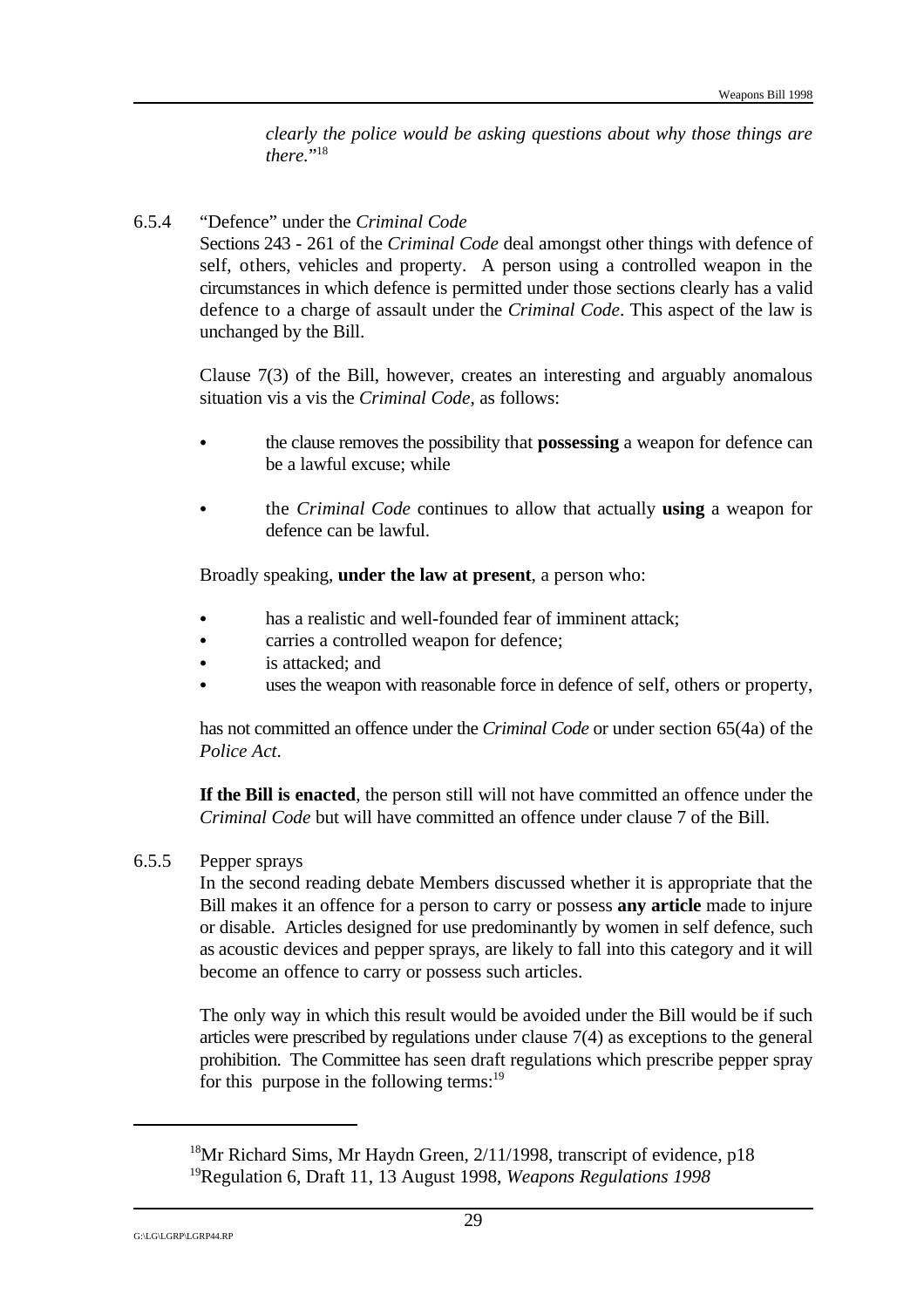> *clearly the police would be asking questions about why those things are there.*"[18]

### 6.5.4 "Defence" under the *Criminal Code*

Sections 243 - 261 of the *Criminal Code* deal amongst other things with defence of self, others, vehicles and property. A person using a controlled weapon in the circumstances in which defence is permitted under those sections clearly has a valid defence to a charge of assault under the *Criminal Code*. This aspect of the law is unchanged by the Bill.

Clause 7(3) of the Bill, however, creates an interesting and arguably anomalous situation vis a vis the *Criminal Code*, as follows:

- the clause removes the possibility that **possessing** a weapon for defence can be a lawful excuse; while
- the *Criminal Code* continues to allow that actually **using** a weapon for defence can be lawful.

Broadly speaking, **under the law at present**, a person who:

- has a realistic and well-founded fear of imminent attack;
- carries a controlled weapon for defence;
- is attacked; and
- uses the weapon with reasonable force in defence of self, others or property,

has not committed an offence under the *Criminal Code* or under section 65(4a) of the *Police Act*.

**If the Bill is enacted**, the person still will not have committed an offence under the *Criminal Code* but will have committed an offence under clause 7 of the Bill.

### 6.5.5 Pepper sprays

In the second reading debate Members discussed whether it is appropriate that the Bill makes it an offence for a person to carry or possess **any article** made to injure or disable. Articles designed for use predominantly by women in self defence, such as acoustic devices and pepper sprays, are likely to fall into this category and it will become an offence to carry or possess such articles.

The only way in which this result would be avoided under the Bill would be if such articles were prescribed by regulations under clause 7(4) as exceptions to the general prohibition. The Committee has seen draft regulations which prescribe pepper spray for this purpose in the following terms:[19]

---

[18] Mr Richard Sims, Mr Haydn Green, 2/11/1998, transcript of evidence, p18

[19] Regulation 6, Draft 11, 13 August 1998, *Weapons Regulations 1998*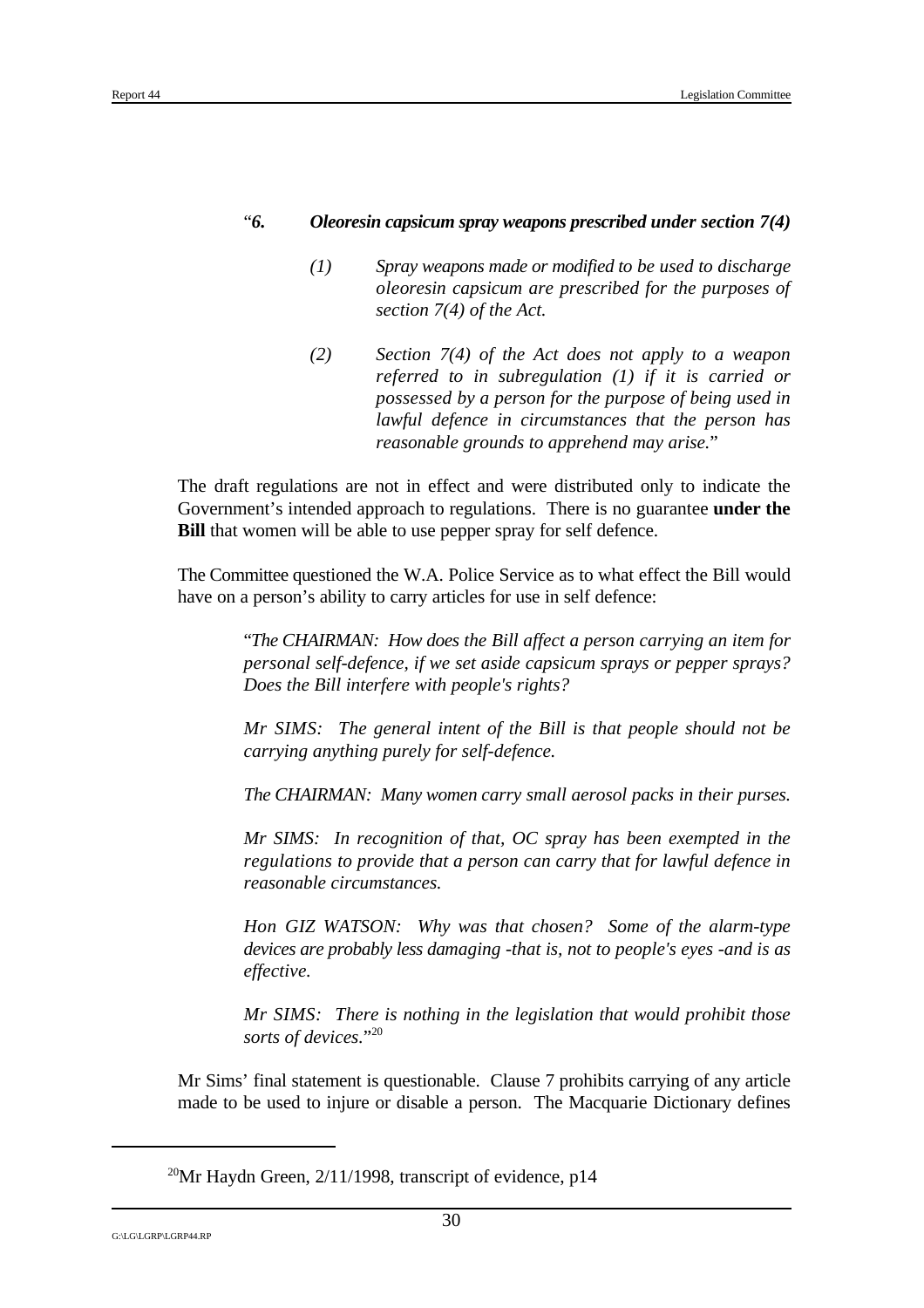"*6. Oleoresin capsicum spray weapons prescribed under section 7(4)*

> *(1) Spray weapons made or modified to be used to discharge oleoresin capsicum are prescribed for the purposes of section 7(4) of the Act.*
>
> *(2) Section 7(4) of the Act does not apply to a weapon referred to in subregulation (1) if it is carried or possessed by a person for the purpose of being used in lawful defence in circumstances that the person has reasonable grounds to apprehend may arise.*"

The draft regulations are not in effect and were distributed only to indicate the Government's intended approach to regulations. There is no guarantee **under the Bill** that women will be able to use pepper spray for self defence.

The Committee questioned the W.A. Police Service as to what effect the Bill would have on a person's ability to carry articles for use in self defence:

> "*The CHAIRMAN: How does the Bill affect a person carrying an item for personal self-defence, if we set aside capsicum sprays or pepper sprays? Does the Bill interfere with people's rights?*
>
> *Mr SIMS: The general intent of the Bill is that people should not be carrying anything purely for self-defence.*
>
> *The CHAIRMAN: Many women carry small aerosol packs in their purses.*
>
> *Mr SIMS: In recognition of that, OC spray has been exempted in the regulations to provide that a person can carry that for lawful defence in reasonable circumstances.*
>
> *Hon GIZ WATSON: Why was that chosen? Some of the alarm-type devices are probably less damaging -that is, not to people's eyes -and is as effective.*
>
> *Mr SIMS: There is nothing in the legislation that would prohibit those sorts of devices.*"[20]

Mr Sims' final statement is questionable. Clause 7 prohibits carrying of any article made to be used to injure or disable a person. The Macquarie Dictionary defines

---

[20] Mr Haydn Green, 2/11/1998, transcript of evidence, p14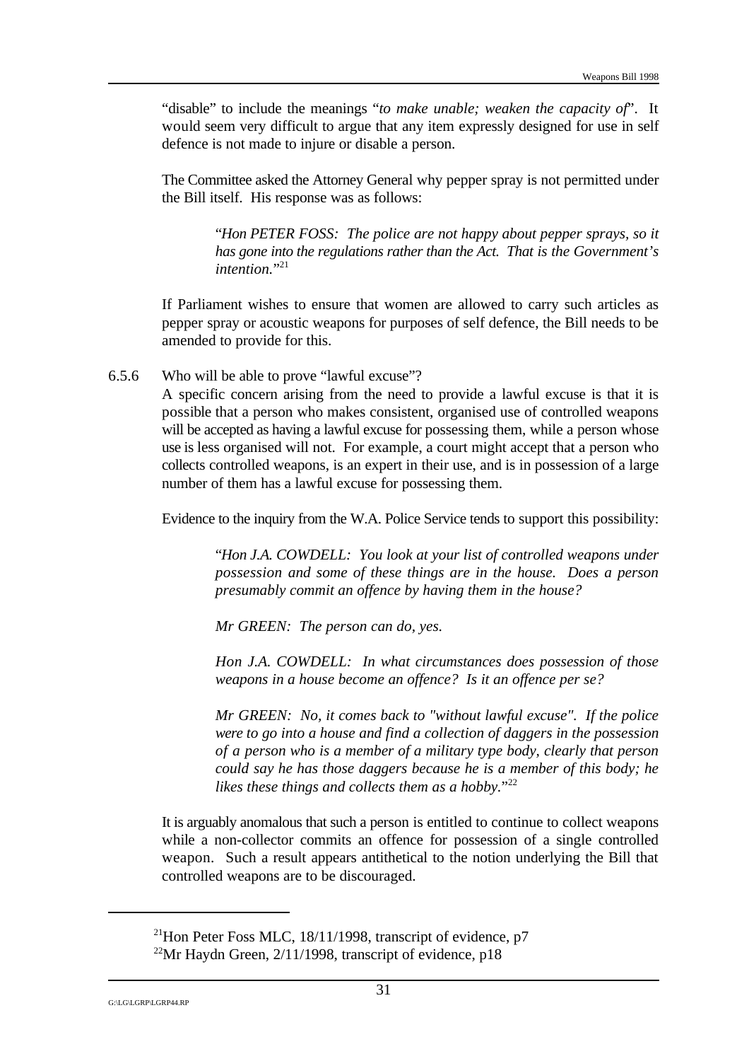"disable" to include the meanings "*to make unable; weaken the capacity of*". It would seem very difficult to argue that any item expressly designed for use in self defence is not made to injure or disable a person.

The Committee asked the Attorney General why pepper spray is not permitted under the Bill itself. His response was as follows:

> "*Hon PETER FOSS: The police are not happy about pepper sprays, so it has gone into the regulations rather than the Act. That is the Government's intention.*"[21]

If Parliament wishes to ensure that women are allowed to carry such articles as pepper spray or acoustic weapons for purposes of self defence, the Bill needs to be amended to provide for this.

6.5.6 Who will be able to prove "lawful excuse"?

A specific concern arising from the need to provide a lawful excuse is that it is possible that a person who makes consistent, organised use of controlled weapons will be accepted as having a lawful excuse for possessing them, while a person whose use is less organised will not. For example, a court might accept that a person who collects controlled weapons, is an expert in their use, and is in possession of a large number of them has a lawful excuse for possessing them.

Evidence to the inquiry from the W.A. Police Service tends to support this possibility:

> "*Hon J.A. COWDELL: You look at your list of controlled weapons under possession and some of these things are in the house. Does a person presumably commit an offence by having them in the house?*
>
> *Mr GREEN: The person can do, yes.*
>
> *Hon J.A. COWDELL: In what circumstances does possession of those weapons in a house become an offence? Is it an offence per se?*
>
> *Mr GREEN: No, it comes back to "without lawful excuse". If the police were to go into a house and find a collection of daggers in the possession of a person who is a member of a military type body, clearly that person could say he has those daggers because he is a member of this body; he likes these things and collects them as a hobby.*"[22]

It is arguably anomalous that such a person is entitled to continue to collect weapons while a non-collector commits an offence for possession of a single controlled weapon. Such a result appears antithetical to the notion underlying the Bill that controlled weapons are to be discouraged.

---

[21]Hon Peter Foss MLC, 18/11/1998, transcript of evidence, p7

[22]Mr Haydn Green, 2/11/1998, transcript of evidence, p18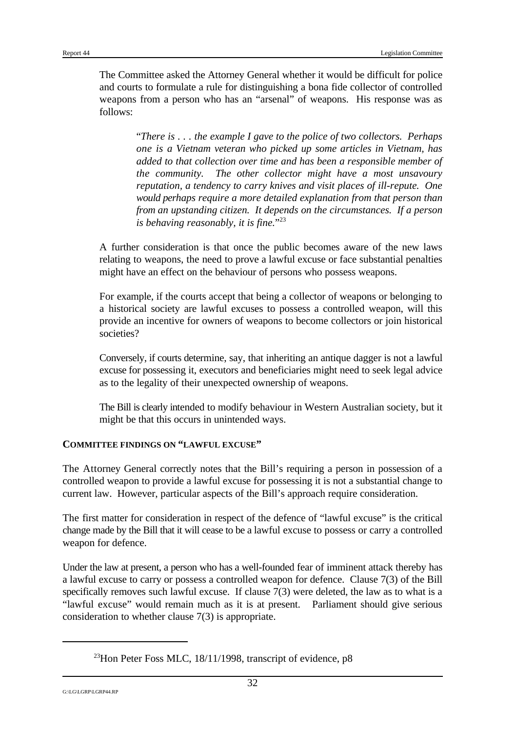The Committee asked the Attorney General whether it would be difficult for police and courts to formulate a rule for distinguishing a bona fide collector of controlled weapons from a person who has an "arsenal" of weapons. His response was as follows:

> "*There is . . . the example I gave to the police of two collectors. Perhaps one is a Vietnam veteran who picked up some articles in Vietnam, has added to that collection over time and has been a responsible member of the community. The other collector might have a most unsavoury reputation, a tendency to carry knives and visit places of ill-repute. One would perhaps require a more detailed explanation from that person than from an upstanding citizen. It depends on the circumstances. If a person is behaving reasonably, it is fine.*"[23]

A further consideration is that once the public becomes aware of the new laws relating to weapons, the need to prove a lawful excuse or face substantial penalties might have an effect on the behaviour of persons who possess weapons.

For example, if the courts accept that being a collector of weapons or belonging to a historical society are lawful excuses to possess a controlled weapon, will this provide an incentive for owners of weapons to become collectors or join historical societies?

Conversely, if courts determine, say, that inheriting an antique dagger is not a lawful excuse for possessing it, executors and beneficiaries might need to seek legal advice as to the legality of their unexpected ownership of weapons.

The Bill is clearly intended to modify behaviour in Western Australian society, but it might be that this occurs in unintended ways.

### COMMITTEE FINDINGS ON "LAWFUL EXCUSE"

The Attorney General correctly notes that the Bill's requiring a person in possession of a controlled weapon to provide a lawful excuse for possessing it is not a substantial change to current law. However, particular aspects of the Bill's approach require consideration.

The first matter for consideration in respect of the defence of "lawful excuse" is the critical change made by the Bill that it will cease to be a lawful excuse to possess or carry a controlled weapon for defence.

Under the law at present, a person who has a well-founded fear of imminent attack thereby has a lawful excuse to carry or possess a controlled weapon for defence. Clause 7(3) of the Bill specifically removes such lawful excuse. If clause 7(3) were deleted, the law as to what is a "lawful excuse" would remain much as it is at present. Parliament should give serious consideration to whether clause 7(3) is appropriate.

---

[23] Hon Peter Foss MLC, 18/11/1998, transcript of evidence, p8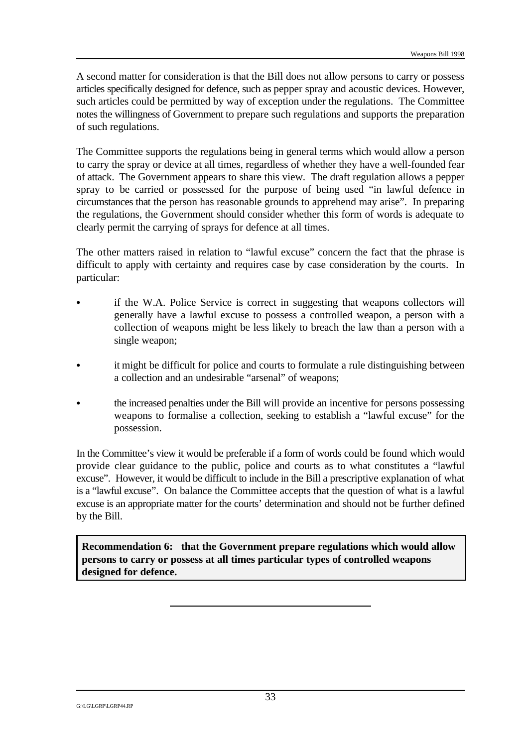A second matter for consideration is that the Bill does not allow persons to carry or possess articles specifically designed for defence, such as pepper spray and acoustic devices. However, such articles could be permitted by way of exception under the regulations. The Committee notes the willingness of Government to prepare such regulations and supports the preparation of such regulations.

The Committee supports the regulations being in general terms which would allow a person to carry the spray or device at all times, regardless of whether they have a well-founded fear of attack. The Government appears to share this view. The draft regulation allows a pepper spray to be carried or possessed for the purpose of being used "in lawful defence in circumstances that the person has reasonable grounds to apprehend may arise". In preparing the regulations, the Government should consider whether this form of words is adequate to clearly permit the carrying of sprays for defence at all times.

The other matters raised in relation to "lawful excuse" concern the fact that the phrase is difficult to apply with certainty and requires case by case consideration by the courts. In particular:

- if the W.A. Police Service is correct in suggesting that weapons collectors will generally have a lawful excuse to possess a controlled weapon, a person with a collection of weapons might be less likely to breach the law than a person with a single weapon;
- it might be difficult for police and courts to formulate a rule distinguishing between a collection and an undesirable "arsenal" of weapons;
- the increased penalties under the Bill will provide an incentive for persons possessing weapons to formalise a collection, seeking to establish a "lawful excuse" for the possession.

In the Committee's view it would be preferable if a form of words could be found which would provide clear guidance to the public, police and courts as to what constitutes a "lawful excuse". However, it would be difficult to include in the Bill a prescriptive explanation of what is a "lawful excuse". On balance the Committee accepts that the question of what is a lawful excuse is an appropriate matter for the courts' determination and should not be further defined by the Bill.

**Recommendation 6: that the Government prepare regulations which would allow persons to carry or possess at all times particular types of controlled weapons designed for defence.**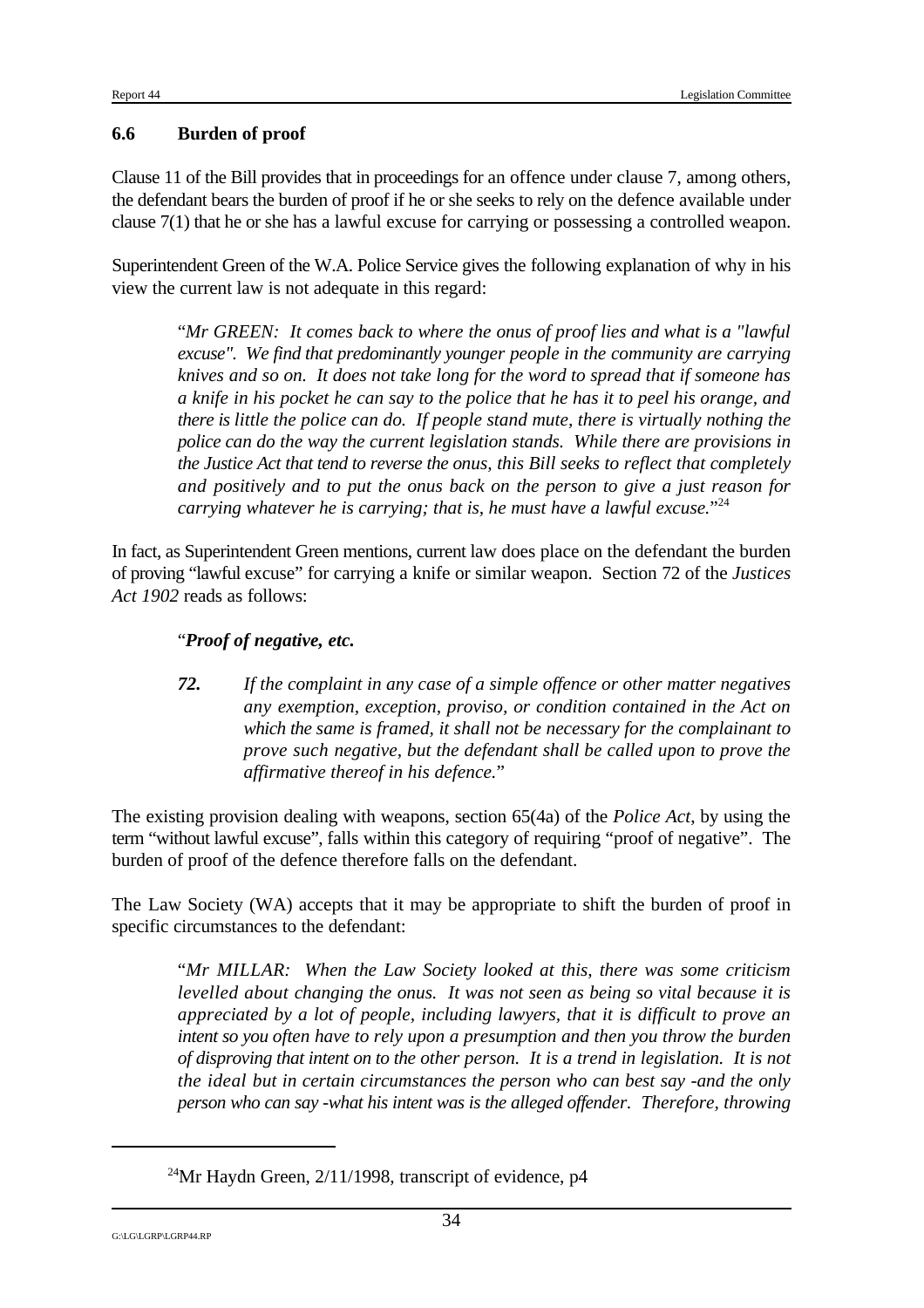### 6.6 Burden of proof

Clause 11 of the Bill provides that in proceedings for an offence under clause 7, among others, the defendant bears the burden of proof if he or she seeks to rely on the defence available under clause 7(1) that he or she has a lawful excuse for carrying or possessing a controlled weapon.

Superintendent Green of the W.A. Police Service gives the following explanation of why in his view the current law is not adequate in this regard:

> "*Mr GREEN: It comes back to where the onus of proof lies and what is a "lawful excuse". We find that predominantly younger people in the community are carrying knives and so on. It does not take long for the word to spread that if someone has a knife in his pocket he can say to the police that he has it to peel his orange, and there is little the police can do. If people stand mute, there is virtually nothing the police can do the way the current legislation stands. While there are provisions in the Justice Act that tend to reverse the onus, this Bill seeks to reflect that completely and positively and to put the onus back on the person to give a just reason for carrying whatever he is carrying; that is, he must have a lawful excuse.*"[24]

In fact, as Superintendent Green mentions, current law does place on the defendant the burden of proving "lawful excuse" for carrying a knife or similar weapon. Section 72 of the *Justices Act 1902* reads as follows:

> "***Proof of negative, etc.***
>
> ***72.*** *If the complaint in any case of a simple offence or other matter negatives any exemption, exception, proviso, or condition contained in the Act on which the same is framed, it shall not be necessary for the complainant to prove such negative, but the defendant shall be called upon to prove the affirmative thereof in his defence.*"

The existing provision dealing with weapons, section 65(4a) of the *Police Act*, by using the term "without lawful excuse", falls within this category of requiring "proof of negative". The burden of proof of the defence therefore falls on the defendant.

The Law Society (WA) accepts that it may be appropriate to shift the burden of proof in specific circumstances to the defendant:

> "*Mr MILLAR: When the Law Society looked at this, there was some criticism levelled about changing the onus. It was not seen as being so vital because it is appreciated by a lot of people, including lawyers, that it is difficult to prove an intent so you often have to rely upon a presumption and then you throw the burden of disproving that intent on to the other person. It is a trend in legislation. It is not the ideal but in certain circumstances the person who can best say -and the only person who can say -what his intent was is the alleged offender. Therefore, throwing*

---

[24] Mr Haydn Green, 2/11/1998, transcript of evidence, p4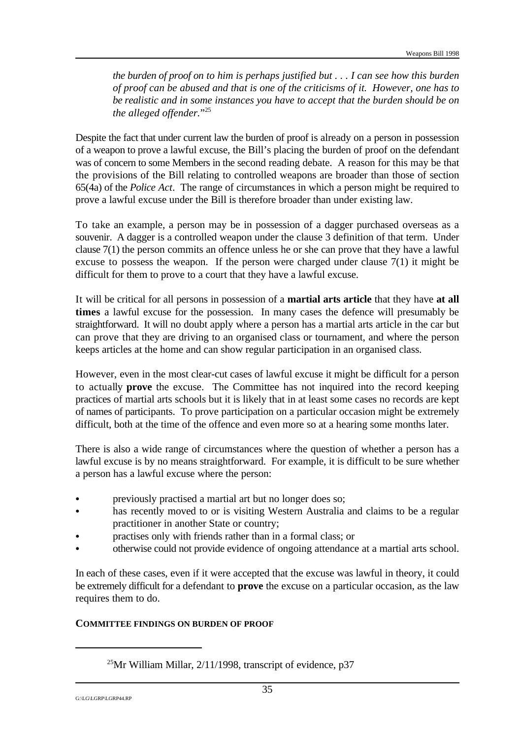*the burden of proof on to him is perhaps justified but . . . I can see how this burden of proof can be abused and that is one of the criticisms of it. However, one has to be realistic and in some instances you have to accept that the burden should be on the alleged offender.*"[25]

Despite the fact that under current law the burden of proof is already on a person in possession of a weapon to prove a lawful excuse, the Bill's placing the burden of proof on the defendant was of concern to some Members in the second reading debate. A reason for this may be that the provisions of the Bill relating to controlled weapons are broader than those of section 65(4a) of the *Police Act*. The range of circumstances in which a person might be required to prove a lawful excuse under the Bill is therefore broader than under existing law.

To take an example, a person may be in possession of a dagger purchased overseas as a souvenir. A dagger is a controlled weapon under the clause 3 definition of that term. Under clause 7(1) the person commits an offence unless he or she can prove that they have a lawful excuse to possess the weapon. If the person were charged under clause 7(1) it might be difficult for them to prove to a court that they have a lawful excuse.

It will be critical for all persons in possession of a **martial arts article** that they have **at all times** a lawful excuse for the possession. In many cases the defence will presumably be straightforward. It will no doubt apply where a person has a martial arts article in the car but can prove that they are driving to an organised class or tournament, and where the person keeps articles at the home and can show regular participation in an organised class.

However, even in the most clear-cut cases of lawful excuse it might be difficult for a person to actually **prove** the excuse. The Committee has not inquired into the record keeping practices of martial arts schools but it is likely that in at least some cases no records are kept of names of participants. To prove participation on a particular occasion might be extremely difficult, both at the time of the offence and even more so at a hearing some months later.

There is also a wide range of circumstances where the question of whether a person has a lawful excuse is by no means straightforward. For example, it is difficult to be sure whether a person has a lawful excuse where the person:

- previously practised a martial art but no longer does so;
- has recently moved to or is visiting Western Australia and claims to be a regular practitioner in another State or country;
- practises only with friends rather than in a formal class; or
- otherwise could not provide evidence of ongoing attendance at a martial arts school.

In each of these cases, even if it were accepted that the excuse was lawful in theory, it could be extremely difficult for a defendant to **prove** the excuse on a particular occasion, as the law requires them to do.

#### COMMITTEE FINDINGS ON BURDEN OF PROOF

---

[25] Mr William Millar, 2/11/1998, transcript of evidence, p37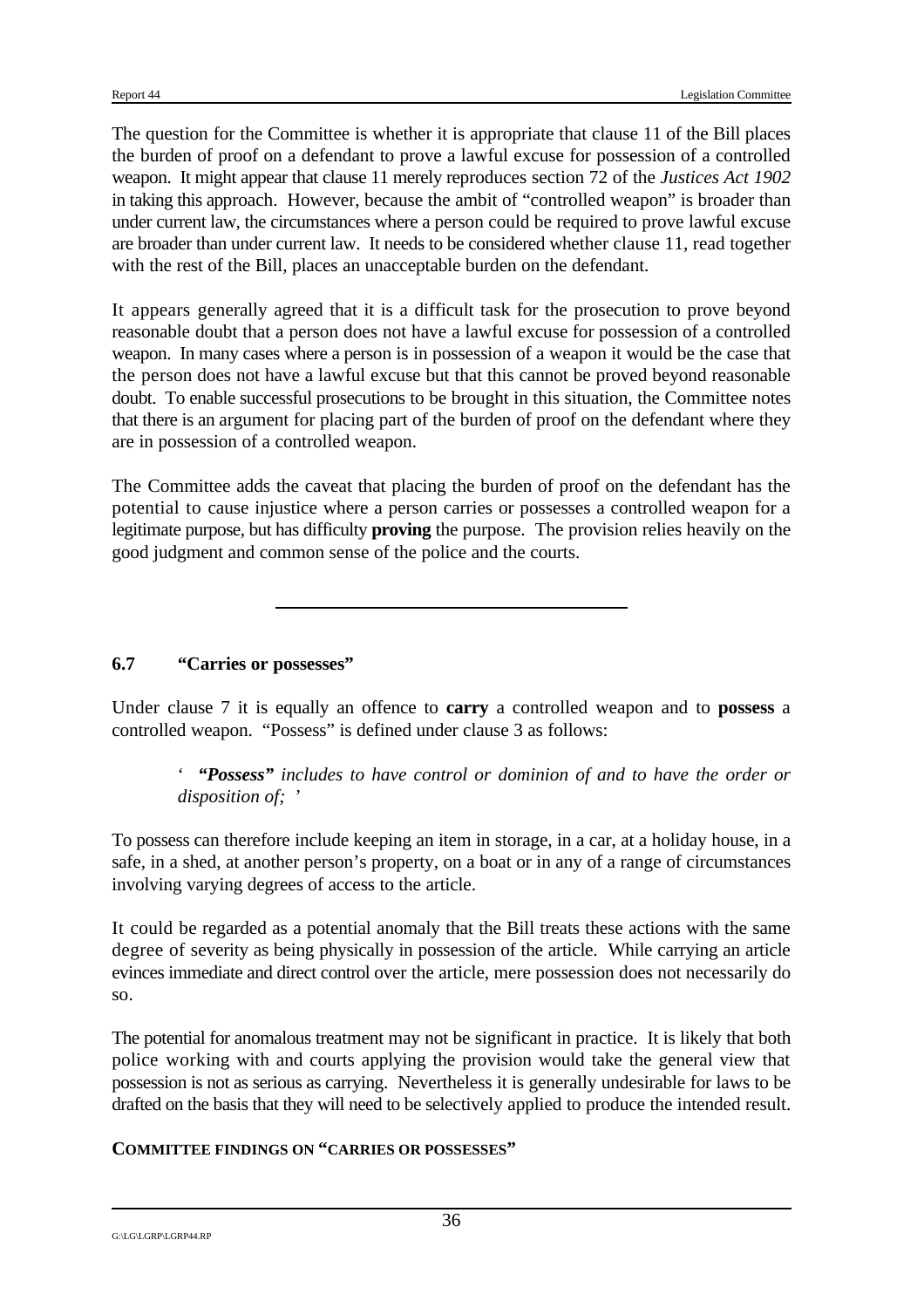The question for the Committee is whether it is appropriate that clause 11 of the Bill places the burden of proof on a defendant to prove a lawful excuse for possession of a controlled weapon. It might appear that clause 11 merely reproduces section 72 of the *Justices Act 1902* in taking this approach. However, because the ambit of "controlled weapon" is broader than under current law, the circumstances where a person could be required to prove lawful excuse are broader than under current law. It needs to be considered whether clause 11, read together with the rest of the Bill, places an unacceptable burden on the defendant.

It appears generally agreed that it is a difficult task for the prosecution to prove beyond reasonable doubt that a person does not have a lawful excuse for possession of a controlled weapon. In many cases where a person is in possession of a weapon it would be the case that the person does not have a lawful excuse but that this cannot be proved beyond reasonable doubt. To enable successful prosecutions to be brought in this situation, the Committee notes that there is an argument for placing part of the burden of proof on the defendant where they are in possession of a controlled weapon.

The Committee adds the caveat that placing the burden of proof on the defendant has the potential to cause injustice where a person carries or possesses a controlled weapon for a legitimate purpose, but has difficulty **proving** the purpose. The provision relies heavily on the good judgment and common sense of the police and the courts.

---

## 6.7 "Carries or possesses"

Under clause 7 it is equally an offence to **carry** a controlled weapon and to **possess** a controlled weapon. "Possess" is defined under clause 3 as follows:

> ' ***"Possess"*** *includes to have control or dominion of and to have the order or disposition of;* '

To possess can therefore include keeping an item in storage, in a car, at a holiday house, in a safe, in a shed, at another person's property, on a boat or in any of a range of circumstances involving varying degrees of access to the article.

It could be regarded as a potential anomaly that the Bill treats these actions with the same degree of severity as being physically in possession of the article. While carrying an article evinces immediate and direct control over the article, mere possession does not necessarily do so.

The potential for anomalous treatment may not be significant in practice. It is likely that both police working with and courts applying the provision would take the general view that possession is not as serious as carrying. Nevertheless it is generally undesirable for laws to be drafted on the basis that they will need to be selectively applied to produce the intended result.

**COMMITTEE FINDINGS ON "CARRIES OR POSSESSES"**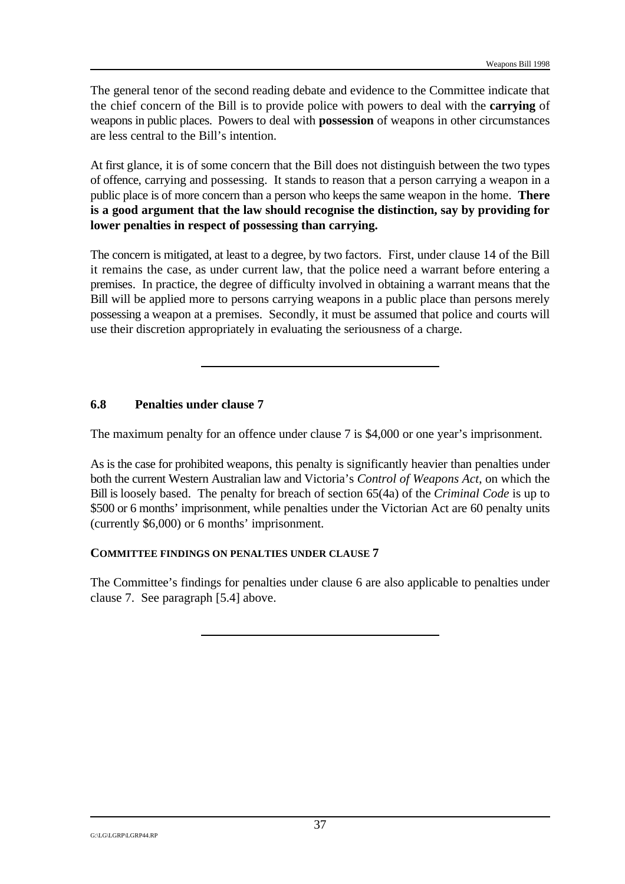The general tenor of the second reading debate and evidence to the Committee indicate that the chief concern of the Bill is to provide police with powers to deal with the **carrying** of weapons in public places. Powers to deal with **possession** of weapons in other circumstances are less central to the Bill's intention.

At first glance, it is of some concern that the Bill does not distinguish between the two types of offence, carrying and possessing. It stands to reason that a person carrying a weapon in a public place is of more concern than a person who keeps the same weapon in the home. **There is a good argument that the law should recognise the distinction, say by providing for lower penalties in respect of possessing than carrying.**

The concern is mitigated, at least to a degree, by two factors. First, under clause 14 of the Bill it remains the case, as under current law, that the police need a warrant before entering a premises. In practice, the degree of difficulty involved in obtaining a warrant means that the Bill will be applied more to persons carrying weapons in a public place than persons merely possessing a weapon at a premises. Secondly, it must be assumed that police and courts will use their discretion appropriately in evaluating the seriousness of a charge.

---

### 6.8 Penalties under clause 7

The maximum penalty for an offence under clause 7 is $4,000 or one year's imprisonment.

As is the case for prohibited weapons, this penalty is significantly heavier than penalties under both the current Western Australian law and Victoria's *Control of Weapons Act*, on which the Bill is loosely based. The penalty for breach of section 65(4a) of the *Criminal Code* is up to $500 or 6 months' imprisonment, while penalties under the Victorian Act are 60 penalty units (currently $6,000) or 6 months' imprisonment.

#### COMMITTEE FINDINGS ON PENALTIES UNDER CLAUSE 7

The Committee's findings for penalties under clause 6 are also applicable to penalties under clause 7. See paragraph [5.4] above.

---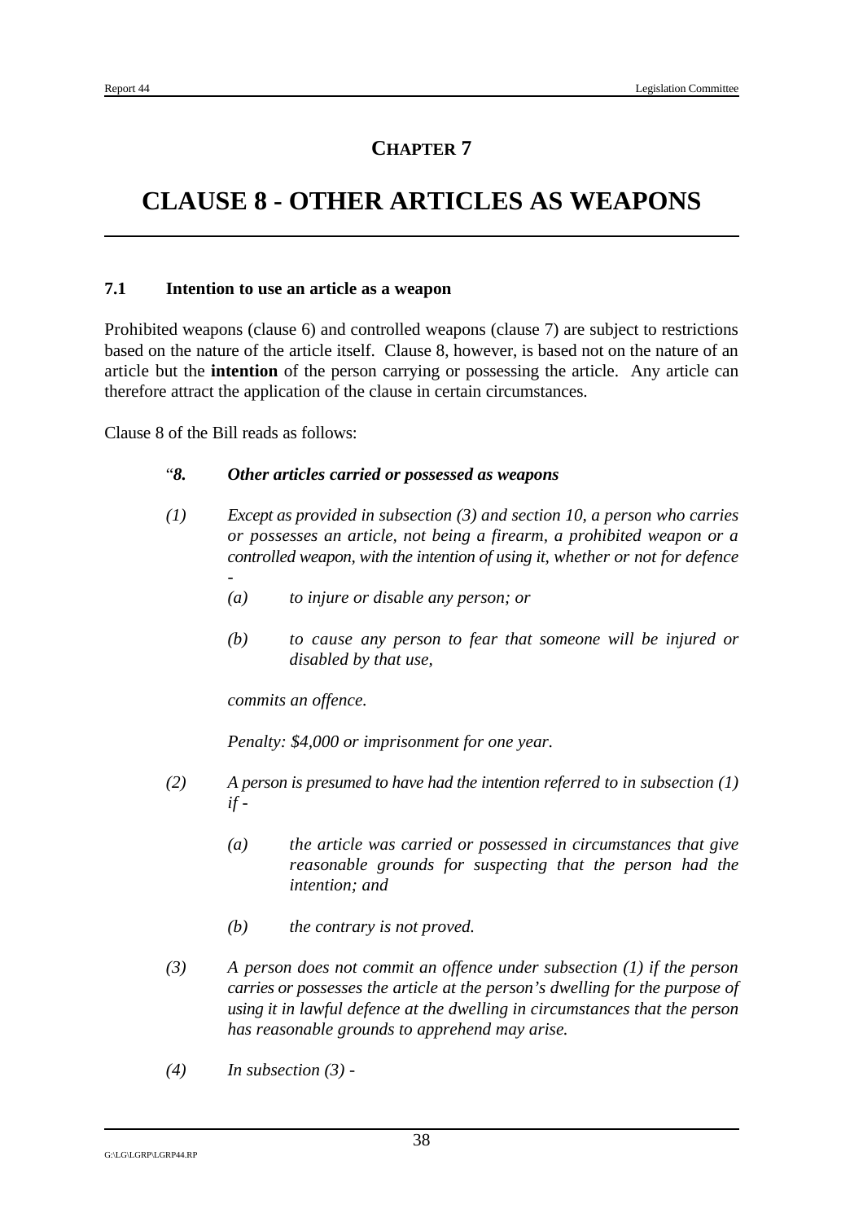# CHAPTER 7

# CLAUSE 8 - OTHER ARTICLES AS WEAPONS

### 7.1 Intention to use an article as a weapon

Prohibited weapons (clause 6) and controlled weapons (clause 7) are subject to restrictions based on the nature of the article itself. Clause 8, however, is based not on the nature of an article but the **intention** of the person carrying or possessing the article. Any article can therefore attract the application of the clause in certain circumstances.

Clause 8 of the Bill reads as follows:

> "***8. Other articles carried or possessed as weapons***
>
> *(1) Except as provided in subsection (3) and section 10, a person who carries or possesses an article, not being a firearm, a prohibited weapon or a controlled weapon, with the intention of using it, whether or not for defence -*
>
> > *(a) to injure or disable any person; or*
> >
> > *(b) to cause any person to fear that someone will be injured or disabled by that use,*
>
> *commits an offence.*
>
> *Penalty: $4,000 or imprisonment for one year.*
>
> *(2) A person is presumed to have had the intention referred to in subsection (1) if -*
>
> > *(a) the article was carried or possessed in circumstances that give reasonable grounds for suspecting that the person had the intention; and*
> >
> > *(b) the contrary is not proved.*
>
> *(3) A person does not commit an offence under subsection (1) if the person carries or possesses the article at the person's dwelling for the purpose of using it in lawful defence at the dwelling in circumstances that the person has reasonable grounds to apprehend may arise.*
>
> *(4) In subsection (3) -*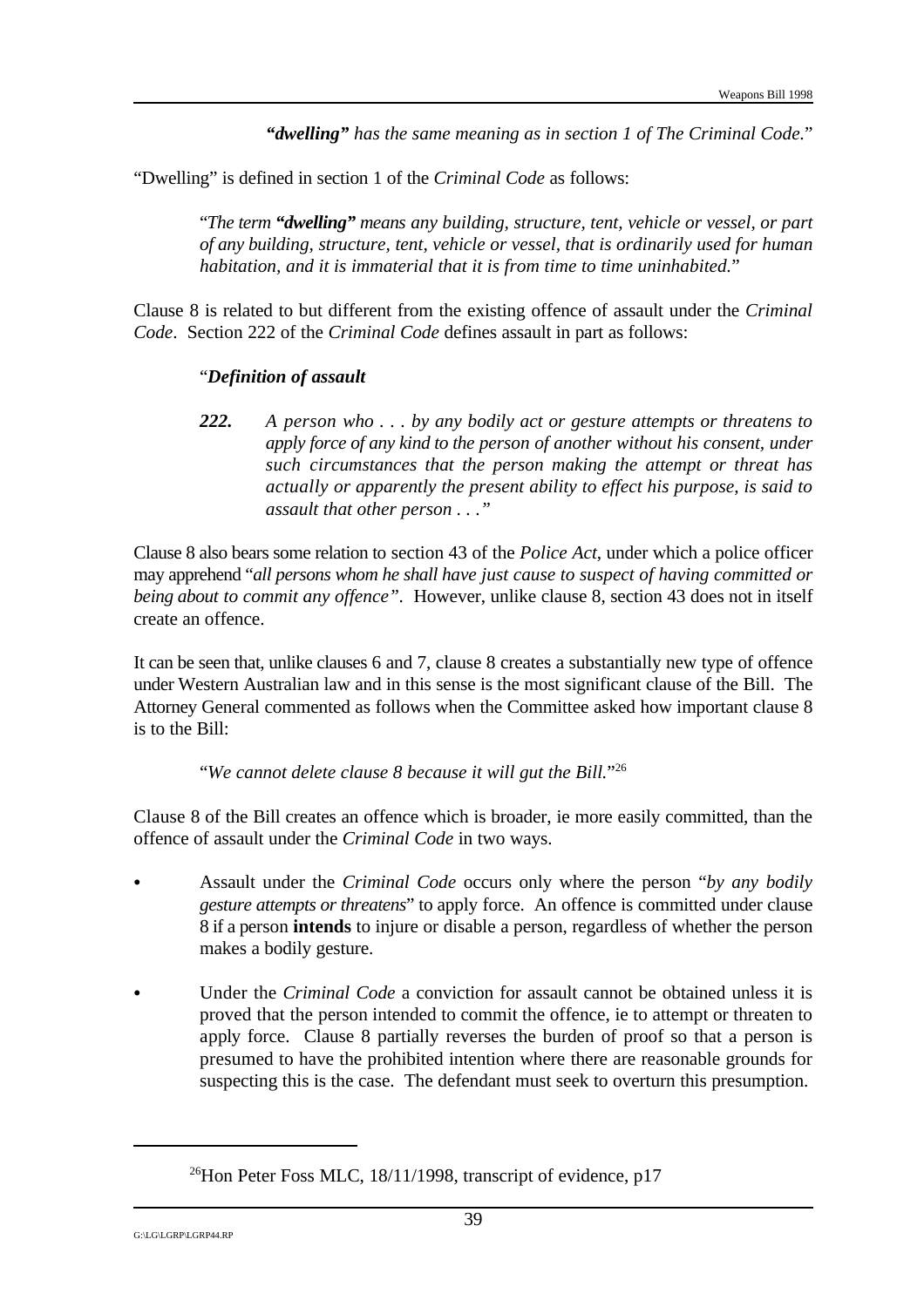> ***"dwelling"*** *has the same meaning as in section 1 of The Criminal Code.*"

"Dwelling" is defined in section 1 of the *Criminal Code* as follows:

> "*The term **"dwelling"** means any building, structure, tent, vehicle or vessel, or part of any building, structure, tent, vehicle or vessel, that is ordinarily used for human habitation, and it is immaterial that it is from time to time uninhabited.*"

Clause 8 is related to but different from the existing offence of assault under the *Criminal Code*. Section 222 of the *Criminal Code* defines assault in part as follows:

> "***Definition of assault***
>
> ***222.*** *A person who . . . by any bodily act or gesture attempts or threatens to apply force of any kind to the person of another without his consent, under such circumstances that the person making the attempt or threat has actually or apparently the present ability to effect his purpose, is said to assault that other person . . ."*

Clause 8 also bears some relation to section 43 of the *Police Act*, under which a police officer may apprehend "*all persons whom he shall have just cause to suspect of having committed or being about to commit any offence"*. However, unlike clause 8, section 43 does not in itself create an offence.

It can be seen that, unlike clauses 6 and 7, clause 8 creates a substantially new type of offence under Western Australian law and in this sense is the most significant clause of the Bill. The Attorney General commented as follows when the Committee asked how important clause 8 is to the Bill:

> "*We cannot delete clause 8 because it will gut the Bill.*"[26]

Clause 8 of the Bill creates an offence which is broader, ie more easily committed, than the offence of assault under the *Criminal Code* in two ways.

- Assault under the *Criminal Code* occurs only where the person "*by any bodily gesture attempts or threatens*" to apply force. An offence is committed under clause 8 if a person **intends** to injure or disable a person, regardless of whether the person makes a bodily gesture.

- Under the *Criminal Code* a conviction for assault cannot be obtained unless it is proved that the person intended to commit the offence, ie to attempt or threaten to apply force. Clause 8 partially reverses the burden of proof so that a person is presumed to have the prohibited intention where there are reasonable grounds for suspecting this is the case. The defendant must seek to overturn this presumption.

---

[26] Hon Peter Foss MLC, 18/11/1998, transcript of evidence, p17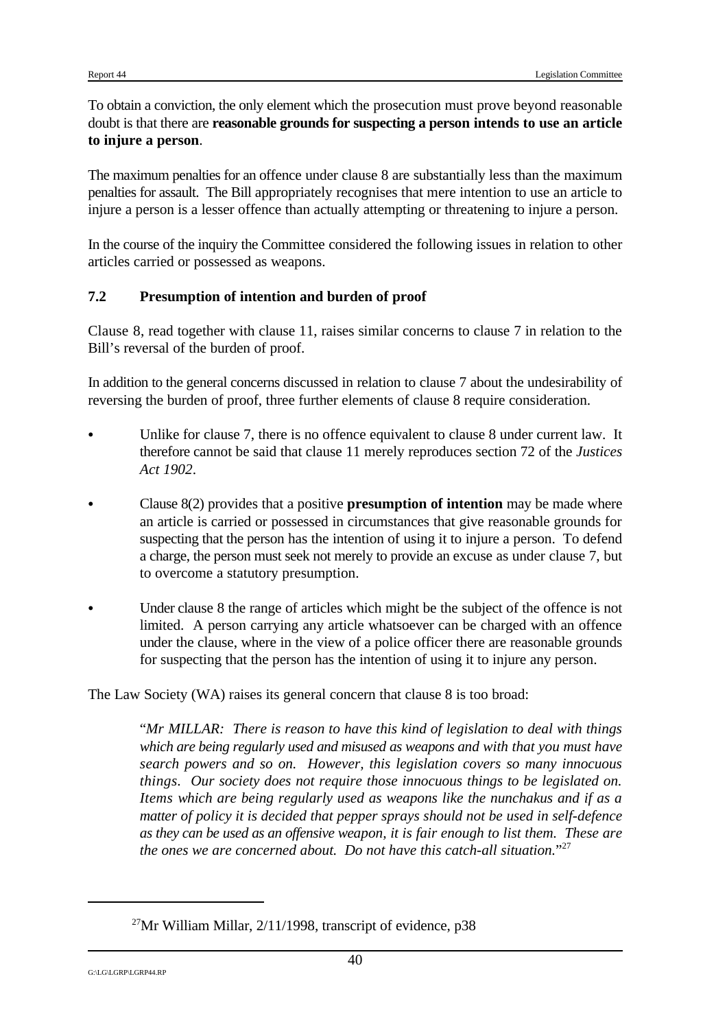To obtain a conviction, the only element which the prosecution must prove beyond reasonable doubt is that there are **reasonable grounds for suspecting a person intends to use an article to injure a person**.

The maximum penalties for an offence under clause 8 are substantially less than the maximum penalties for assault. The Bill appropriately recognises that mere intention to use an article to injure a person is a lesser offence than actually attempting or threatening to injure a person.

In the course of the inquiry the Committee considered the following issues in relation to other articles carried or possessed as weapons.

### 7.2 Presumption of intention and burden of proof

Clause 8, read together with clause 11, raises similar concerns to clause 7 in relation to the Bill's reversal of the burden of proof.

In addition to the general concerns discussed in relation to clause 7 about the undesirability of reversing the burden of proof, three further elements of clause 8 require consideration.

- Unlike for clause 7, there is no offence equivalent to clause 8 under current law. It therefore cannot be said that clause 11 merely reproduces section 72 of the *Justices Act 1902*.
- Clause 8(2) provides that a positive **presumption of intention** may be made where an article is carried or possessed in circumstances that give reasonable grounds for suspecting that the person has the intention of using it to injure a person. To defend a charge, the person must seek not merely to provide an excuse as under clause 7, but to overcome a statutory presumption.
- Under clause 8 the range of articles which might be the subject of the offence is not limited. A person carrying any article whatsoever can be charged with an offence under the clause, where in the view of a police officer there are reasonable grounds for suspecting that the person has the intention of using it to injure any person.

The Law Society (WA) raises its general concern that clause 8 is too broad:

> "*Mr MILLAR: There is reason to have this kind of legislation to deal with things which are being regularly used and misused as weapons and with that you must have search powers and so on. However, this legislation covers so many innocuous things. Our society does not require those innocuous things to be legislated on. Items which are being regularly used as weapons like the nunchakus and if as a matter of policy it is decided that pepper sprays should not be used in self-defence as they can be used as an offensive weapon, it is fair enough to list them. These are the ones we are concerned about. Do not have this catch-all situation.*"[27]

[27] Mr William Millar, 2/11/1998, transcript of evidence, p38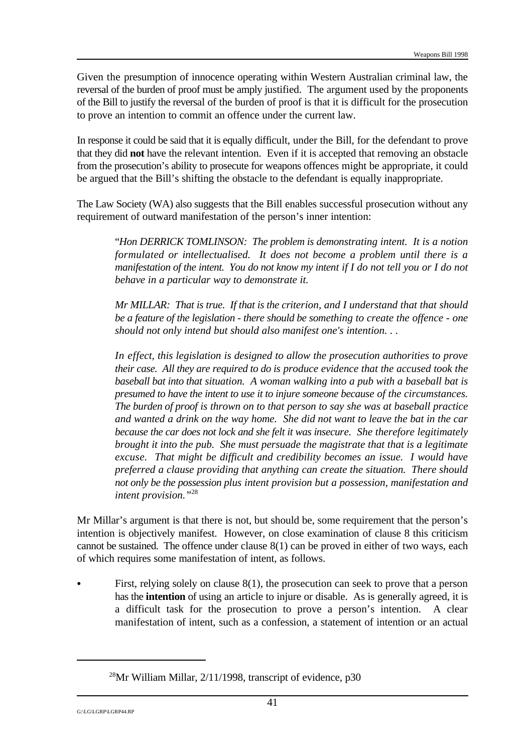Given the presumption of innocence operating within Western Australian criminal law, the reversal of the burden of proof must be amply justified. The argument used by the proponents of the Bill to justify the reversal of the burden of proof is that it is difficult for the prosecution to prove an intention to commit an offence under the current law.

In response it could be said that it is equally difficult, under the Bill, for the defendant to prove that they did **not** have the relevant intention. Even if it is accepted that removing an obstacle from the prosecution's ability to prosecute for weapons offences might be appropriate, it could be argued that the Bill's shifting the obstacle to the defendant is equally inappropriate.

The Law Society (WA) also suggests that the Bill enables successful prosecution without any requirement of outward manifestation of the person's inner intention:

> "*Hon DERRICK TOMLINSON: The problem is demonstrating intent. It is a notion formulated or intellectualised. It does not become a problem until there is a manifestation of the intent. You do not know my intent if I do not tell you or I do not behave in a particular way to demonstrate it.*
>
> *Mr MILLAR: That is true. If that is the criterion, and I understand that that should be a feature of the legislation - there should be something to create the offence - one should not only intend but should also manifest one's intention. . .*
>
> *In effect, this legislation is designed to allow the prosecution authorities to prove their case. All they are required to do is produce evidence that the accused took the baseball bat into that situation. A woman walking into a pub with a baseball bat is presumed to have the intent to use it to injure someone because of the circumstances. The burden of proof is thrown on to that person to say she was at baseball practice and wanted a drink on the way home. She did not want to leave the bat in the car because the car does not lock and she felt it was insecure. She therefore legitimately brought it into the pub. She must persuade the magistrate that that is a legitimate excuse. That might be difficult and credibility becomes an issue. I would have preferred a clause providing that anything can create the situation. There should not only be the possession plus intent provision but a possession, manifestation and intent provision.*"[28]

Mr Millar's argument is that there is not, but should be, some requirement that the person's intention is objectively manifest. However, on close examination of clause 8 this criticism cannot be sustained. The offence under clause 8(1) can be proved in either of two ways, each of which requires some manifestation of intent, as follows.

- First, relying solely on clause 8(1), the prosecution can seek to prove that a person has the **intention** of using an article to injure or disable. As is generally agreed, it is a difficult task for the prosecution to prove a person's intention. A clear manifestation of intent, such as a confession, a statement of intention or an actual

[28]Mr William Millar, 2/11/1998, transcript of evidence, p30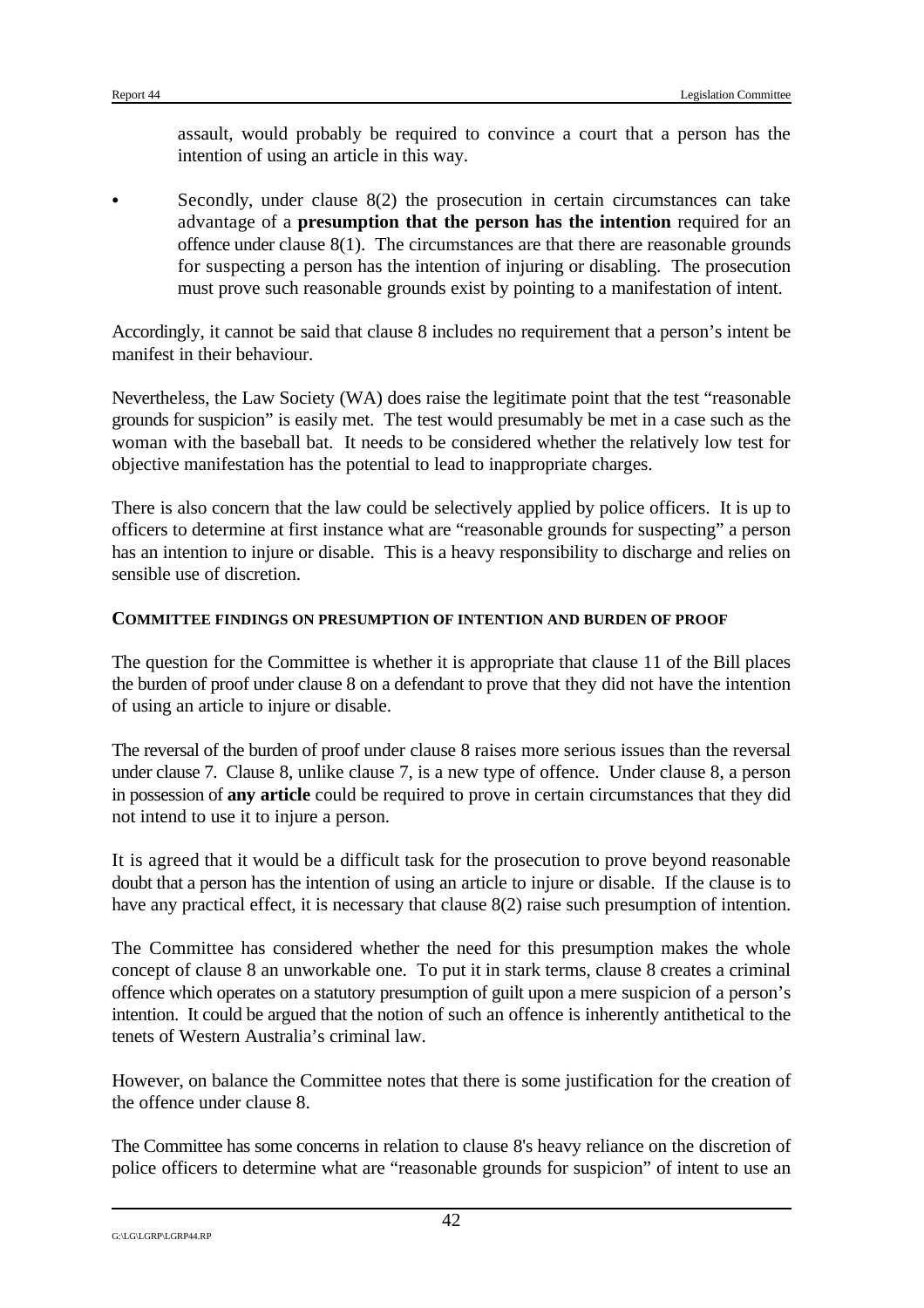assault, would probably be required to convince a court that a person has the intention of using an article in this way.

- Secondly, under clause 8(2) the prosecution in certain circumstances can take advantage of a **presumption that the person has the intention** required for an offence under clause 8(1). The circumstances are that there are reasonable grounds for suspecting a person has the intention of injuring or disabling. The prosecution must prove such reasonable grounds exist by pointing to a manifestation of intent.

Accordingly, it cannot be said that clause 8 includes no requirement that a person's intent be manifest in their behaviour.

Nevertheless, the Law Society (WA) does raise the legitimate point that the test "reasonable grounds for suspicion" is easily met. The test would presumably be met in a case such as the woman with the baseball bat. It needs to be considered whether the relatively low test for objective manifestation has the potential to lead to inappropriate charges.

There is also concern that the law could be selectively applied by police officers. It is up to officers to determine at first instance what are "reasonable grounds for suspecting" a person has an intention to injure or disable. This is a heavy responsibility to discharge and relies on sensible use of discretion.

#### COMMITTEE FINDINGS ON PRESUMPTION OF INTENTION AND BURDEN OF PROOF

The question for the Committee is whether it is appropriate that clause 11 of the Bill places the burden of proof under clause 8 on a defendant to prove that they did not have the intention of using an article to injure or disable.

The reversal of the burden of proof under clause 8 raises more serious issues than the reversal under clause 7. Clause 8, unlike clause 7, is a new type of offence. Under clause 8, a person in possession of **any article** could be required to prove in certain circumstances that they did not intend to use it to injure a person.

It is agreed that it would be a difficult task for the prosecution to prove beyond reasonable doubt that a person has the intention of using an article to injure or disable. If the clause is to have any practical effect, it is necessary that clause 8(2) raise such presumption of intention.

The Committee has considered whether the need for this presumption makes the whole concept of clause 8 an unworkable one. To put it in stark terms, clause 8 creates a criminal offence which operates on a statutory presumption of guilt upon a mere suspicion of a person's intention. It could be argued that the notion of such an offence is inherently antithetical to the tenets of Western Australia's criminal law.

However, on balance the Committee notes that there is some justification for the creation of the offence under clause 8.

The Committee has some concerns in relation to clause 8's heavy reliance on the discretion of police officers to determine what are "reasonable grounds for suspicion" of intent to use an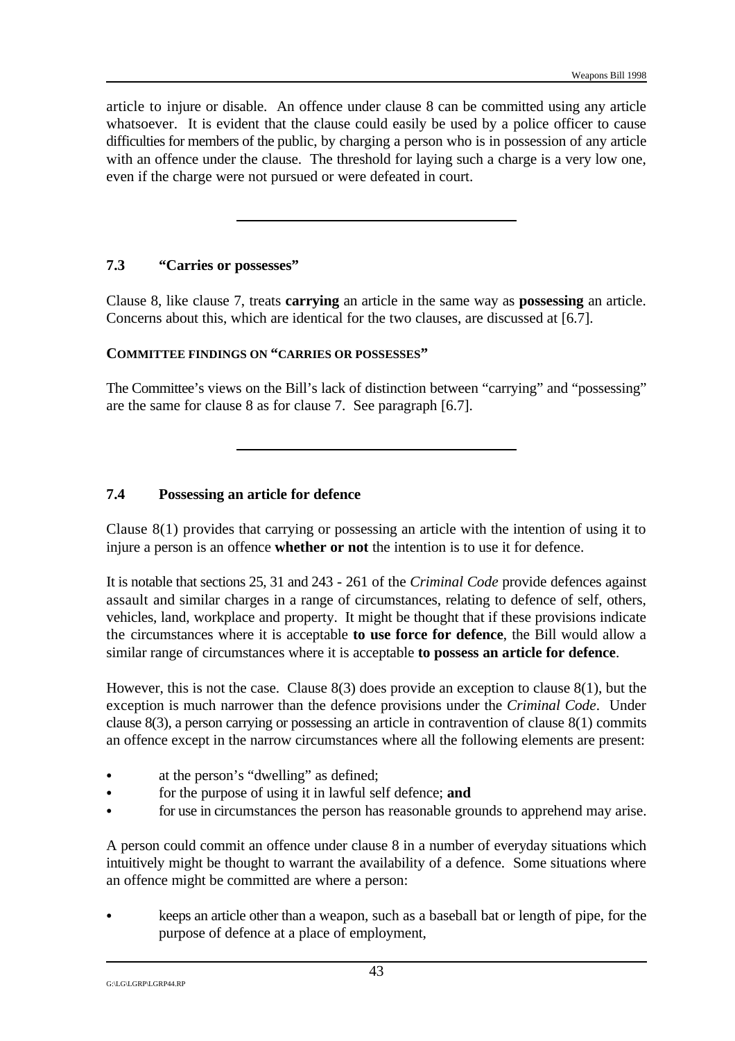article to injure or disable. An offence under clause 8 can be committed using any article whatsoever. It is evident that the clause could easily be used by a police officer to cause difficulties for members of the public, by charging a person who is in possession of any article with an offence under the clause. The threshold for laying such a charge is a very low one, even if the charge were not pursued or were defeated in court.

---

### 7.3 "Carries or possesses"

Clause 8, like clause 7, treats **carrying** an article in the same way as **possessing** an article. Concerns about this, which are identical for the two clauses, are discussed at [6.7].

**COMMITTEE FINDINGS ON "CARRIES OR POSSESSES"**

The Committee's views on the Bill's lack of distinction between "carrying" and "possessing" are the same for clause 8 as for clause 7. See paragraph [6.7].

---

### 7.4 Possessing an article for defence

Clause 8(1) provides that carrying or possessing an article with the intention of using it to injure a person is an offence **whether or not** the intention is to use it for defence.

It is notable that sections 25, 31 and 243 - 261 of the *Criminal Code* provide defences against assault and similar charges in a range of circumstances, relating to defence of self, others, vehicles, land, workplace and property. It might be thought that if these provisions indicate the circumstances where it is acceptable **to use force for defence**, the Bill would allow a similar range of circumstances where it is acceptable **to possess an article for defence**.

However, this is not the case. Clause 8(3) does provide an exception to clause 8(1), but the exception is much narrower than the defence provisions under the *Criminal Code*. Under clause 8(3), a person carrying or possessing an article in contravention of clause 8(1) commits an offence except in the narrow circumstances where all the following elements are present:

- at the person's "dwelling" as defined;
- for the purpose of using it in lawful self defence; **and**
- for use in circumstances the person has reasonable grounds to apprehend may arise.

A person could commit an offence under clause 8 in a number of everyday situations which intuitively might be thought to warrant the availability of a defence. Some situations where an offence might be committed are where a person:

- keeps an article other than a weapon, such as a baseball bat or length of pipe, for the purpose of defence at a place of employment,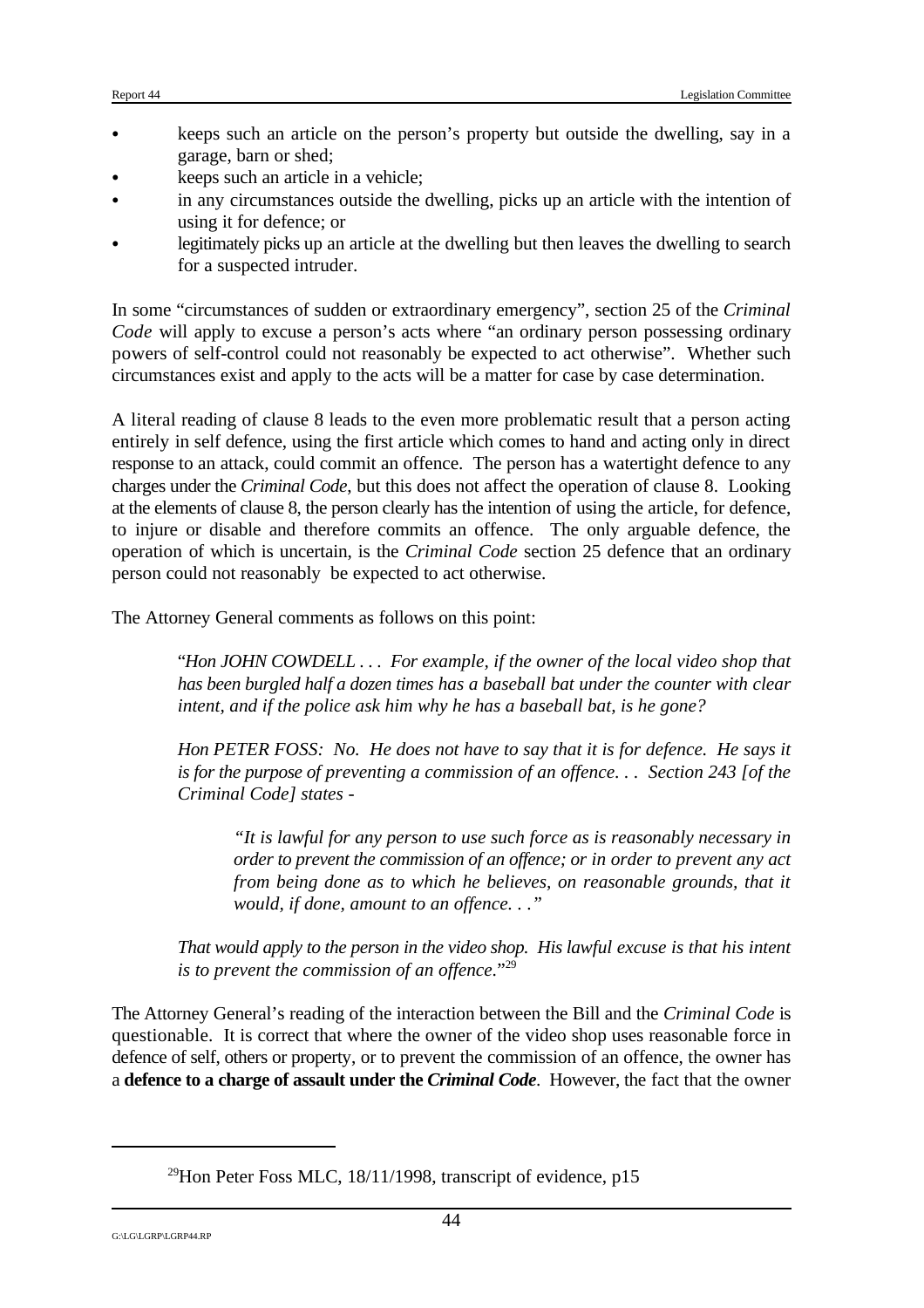- keeps such an article on the person's property but outside the dwelling, say in a garage, barn or shed;
- keeps such an article in a vehicle;
- in any circumstances outside the dwelling, picks up an article with the intention of using it for defence; or
- legitimately picks up an article at the dwelling but then leaves the dwelling to search for a suspected intruder.

In some "circumstances of sudden or extraordinary emergency", section 25 of the *Criminal Code* will apply to excuse a person's acts where "an ordinary person possessing ordinary powers of self-control could not reasonably be expected to act otherwise". Whether such circumstances exist and apply to the acts will be a matter for case by case determination.

A literal reading of clause 8 leads to the even more problematic result that a person acting entirely in self defence, using the first article which comes to hand and acting only in direct response to an attack, could commit an offence. The person has a watertight defence to any charges under the *Criminal Code*, but this does not affect the operation of clause 8. Looking at the elements of clause 8, the person clearly has the intention of using the article, for defence, to injure or disable and therefore commits an offence. The only arguable defence, the operation of which is uncertain, is the *Criminal Code* section 25 defence that an ordinary person could not reasonably be expected to act otherwise.

The Attorney General comments as follows on this point:

> "*Hon JOHN COWDELL . . . For example, if the owner of the local video shop that has been burgled half a dozen times has a baseball bat under the counter with clear intent, and if the police ask him why he has a baseball bat, is he gone?*
>
> *Hon PETER FOSS: No. He does not have to say that it is for defence. He says it is for the purpose of preventing a commission of an offence. . . Section 243 [of the Criminal Code] states -*
>
> > *"It is lawful for any person to use such force as is reasonably necessary in order to prevent the commission of an offence; or in order to prevent any act from being done as to which he believes, on reasonable grounds, that it would, if done, amount to an offence. . ."*
>
> *That would apply to the person in the video shop. His lawful excuse is that his intent is to prevent the commission of an offence.*"[29]

The Attorney General's reading of the interaction between the Bill and the *Criminal Code* is questionable. It is correct that where the owner of the video shop uses reasonable force in defence of self, others or property, or to prevent the commission of an offence, the owner has a **defence to a charge of assault under the *Criminal Code***. However, the fact that the owner

---

[29] Hon Peter Foss MLC, 18/11/1998, transcript of evidence, p15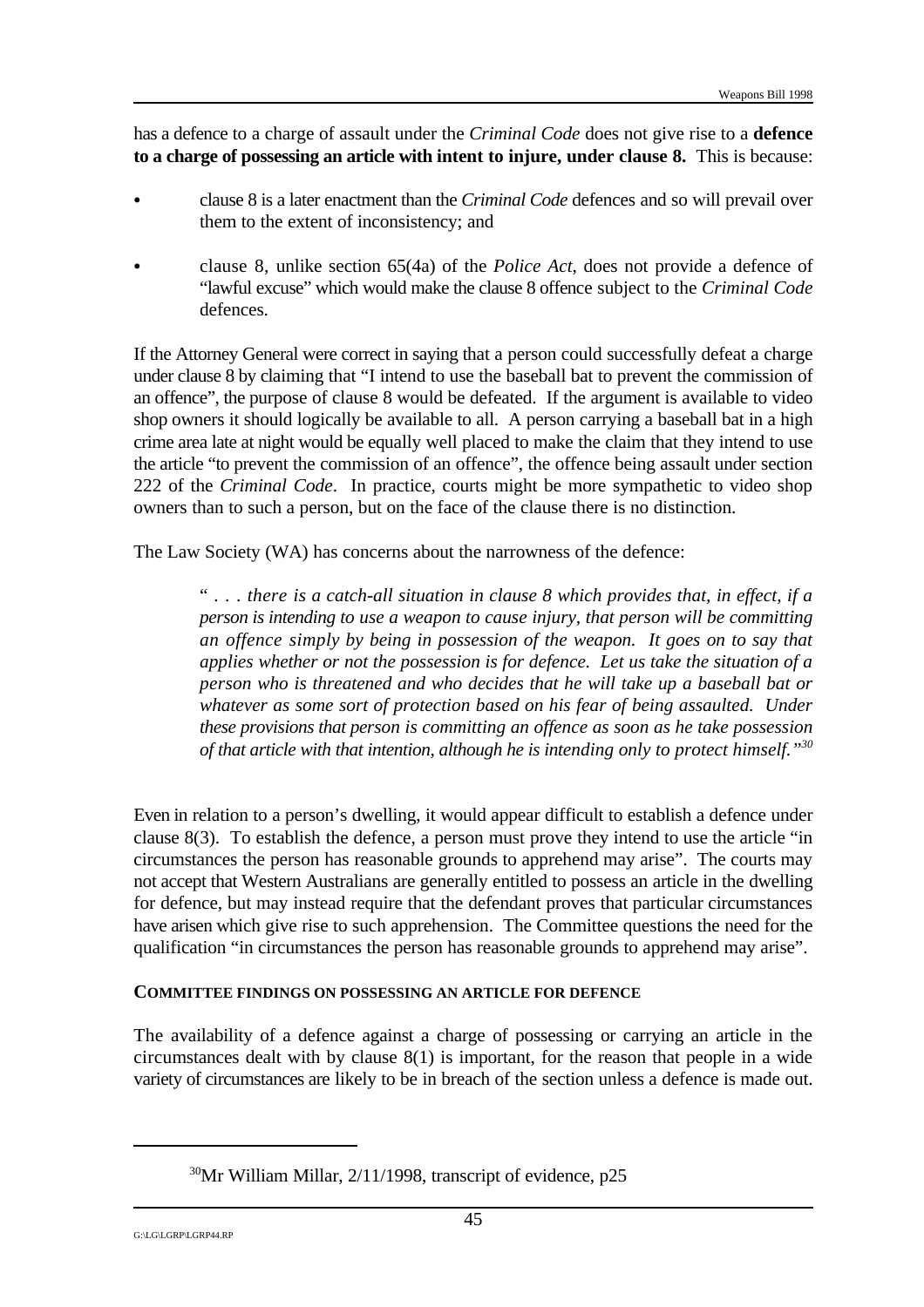has a defence to a charge of assault under the *Criminal Code* does not give rise to a **defence to a charge of possessing an article with intent to injure, under clause 8.** This is because:

- clause 8 is a later enactment than the *Criminal Code* defences and so will prevail over them to the extent of inconsistency; and
- clause 8, unlike section 65(4a) of the *Police Act*, does not provide a defence of "lawful excuse" which would make the clause 8 offence subject to the *Criminal Code* defences.

If the Attorney General were correct in saying that a person could successfully defeat a charge under clause 8 by claiming that "I intend to use the baseball bat to prevent the commission of an offence", the purpose of clause 8 would be defeated. If the argument is available to video shop owners it should logically be available to all. A person carrying a baseball bat in a high crime area late at night would be equally well placed to make the claim that they intend to use the article "to prevent the commission of an offence", the offence being assault under section 222 of the *Criminal Code*. In practice, courts might be more sympathetic to video shop owners than to such a person, but on the face of the clause there is no distinction.

The Law Society (WA) has concerns about the narrowness of the defence:

> *" . . . there is a catch-all situation in clause 8 which provides that, in effect, if a person is intending to use a weapon to cause injury, that person will be committing an offence simply by being in possession of the weapon. It goes on to say that applies whether or not the possession is for defence. Let us take the situation of a person who is threatened and who decides that he will take up a baseball bat or whatever as some sort of protection based on his fear of being assaulted. Under these provisions that person is committing an offence as soon as he take possession of that article with that intention, although he is intending only to protect himself."*[30]

Even in relation to a person's dwelling, it would appear difficult to establish a defence under clause 8(3). To establish the defence, a person must prove they intend to use the article "in circumstances the person has reasonable grounds to apprehend may arise". The courts may not accept that Western Australians are generally entitled to possess an article in the dwelling for defence, but may instead require that the defendant proves that particular circumstances have arisen which give rise to such apprehension. The Committee questions the need for the qualification "in circumstances the person has reasonable grounds to apprehend may arise".

#### COMMITTEE FINDINGS ON POSSESSING AN ARTICLE FOR DEFENCE

The availability of a defence against a charge of possessing or carrying an article in the circumstances dealt with by clause 8(1) is important, for the reason that people in a wide variety of circumstances are likely to be in breach of the section unless a defence is made out.

---

[30] Mr William Millar, 2/11/1998, transcript of evidence, p25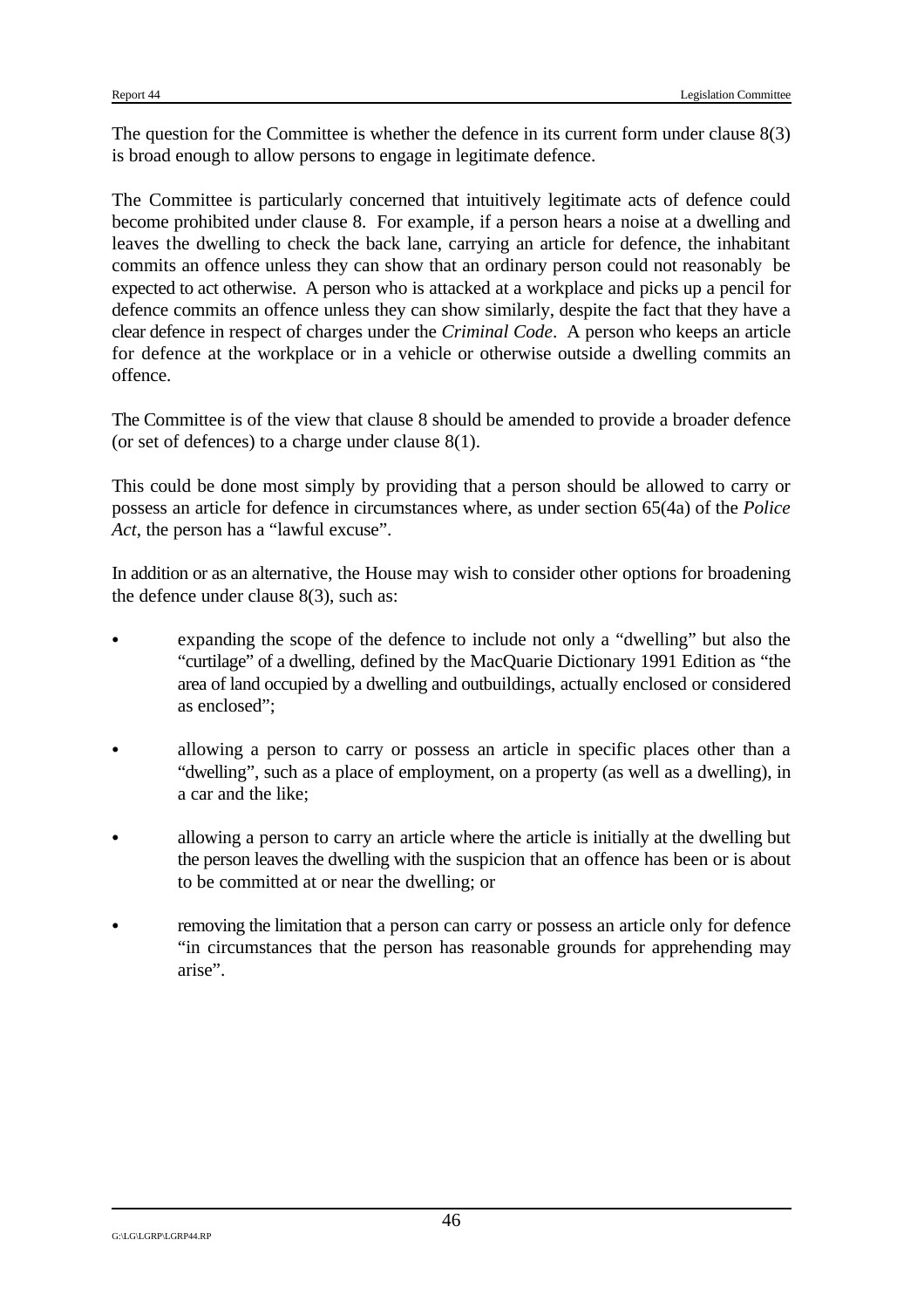The question for the Committee is whether the defence in its current form under clause 8(3) is broad enough to allow persons to engage in legitimate defence.

The Committee is particularly concerned that intuitively legitimate acts of defence could become prohibited under clause 8. For example, if a person hears a noise at a dwelling and leaves the dwelling to check the back lane, carrying an article for defence, the inhabitant commits an offence unless they can show that an ordinary person could not reasonably be expected to act otherwise. A person who is attacked at a workplace and picks up a pencil for defence commits an offence unless they can show similarly, despite the fact that they have a clear defence in respect of charges under the *Criminal Code*. A person who keeps an article for defence at the workplace or in a vehicle or otherwise outside a dwelling commits an offence.

The Committee is of the view that clause 8 should be amended to provide a broader defence (or set of defences) to a charge under clause 8(1).

This could be done most simply by providing that a person should be allowed to carry or possess an article for defence in circumstances where, as under section 65(4a) of the *Police Act*, the person has a "lawful excuse".

In addition or as an alternative, the House may wish to consider other options for broadening the defence under clause 8(3), such as:

- expanding the scope of the defence to include not only a "dwelling" but also the "curtilage" of a dwelling, defined by the MacQuarie Dictionary 1991 Edition as "the area of land occupied by a dwelling and outbuildings, actually enclosed or considered as enclosed";

- allowing a person to carry or possess an article in specific places other than a "dwelling", such as a place of employment, on a property (as well as a dwelling), in a car and the like;

- allowing a person to carry an article where the article is initially at the dwelling but the person leaves the dwelling with the suspicion that an offence has been or is about to be committed at or near the dwelling; or

- removing the limitation that a person can carry or possess an article only for defence "in circumstances that the person has reasonable grounds for apprehending may arise".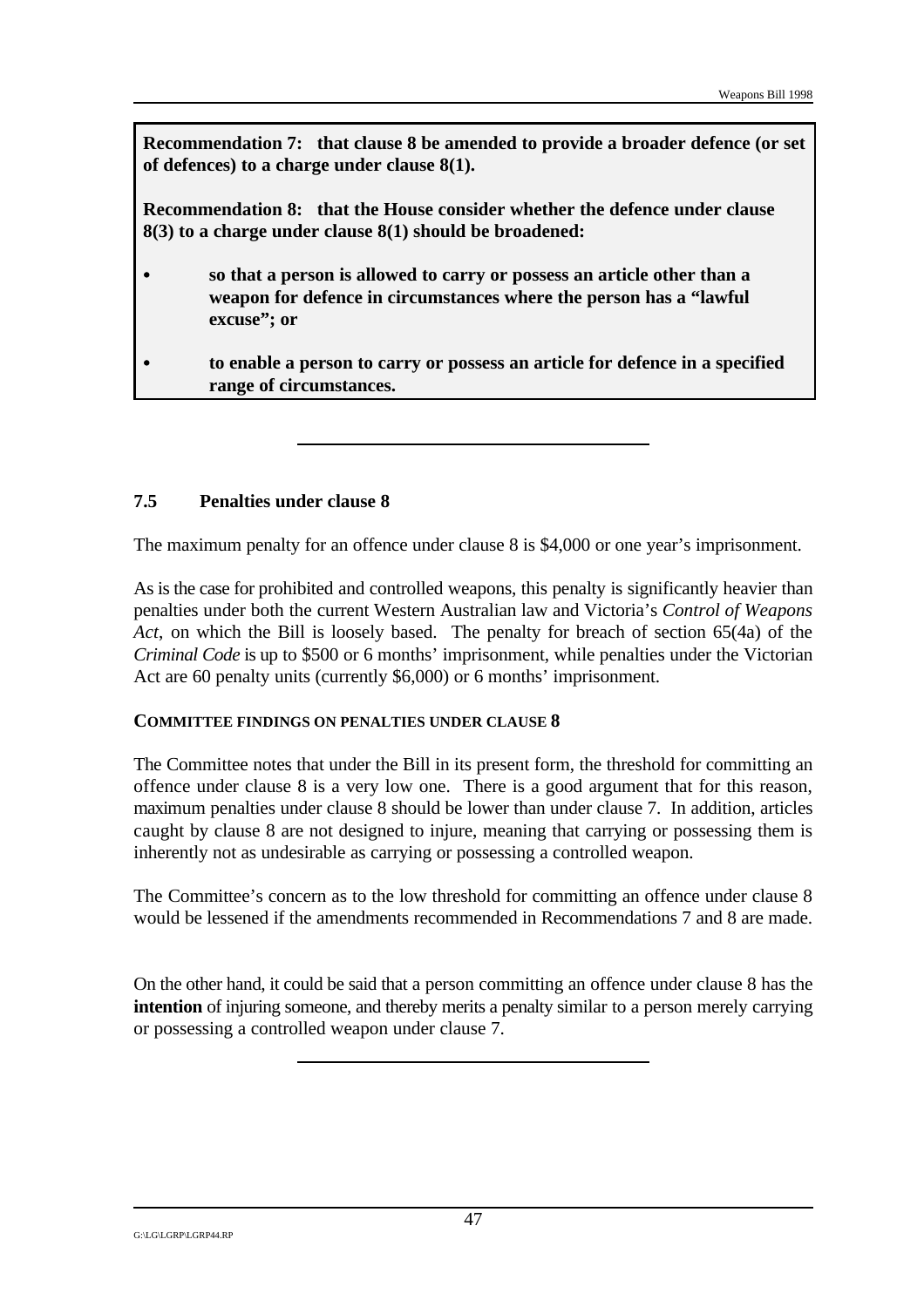**Recommendation 7: that clause 8 be amended to provide a broader defence (or set of defences) to a charge under clause 8(1).**

**Recommendation 8: that the House consider whether the defence under clause 8(3) to a charge under clause 8(1) should be broadened:**

- **so that a person is allowed to carry or possess an article other than a weapon for defence in circumstances where the person has a "lawful excuse"; or**
- **to enable a person to carry or possess an article for defence in a specified range of circumstances.**

---

### 7.5 Penalties under clause 8

The maximum penalty for an offence under clause 8 is \$4,000 or one year's imprisonment.

As is the case for prohibited and controlled weapons, this penalty is significantly heavier than penalties under both the current Western Australian law and Victoria's *Control of Weapons Act*, on which the Bill is loosely based. The penalty for breach of section 65(4a) of the *Criminal Code* is up to \$500 or 6 months' imprisonment, while penalties under the Victorian Act are 60 penalty units (currently \$6,000) or 6 months' imprisonment.

**COMMITTEE FINDINGS ON PENALTIES UNDER CLAUSE 8**

The Committee notes that under the Bill in its present form, the threshold for committing an offence under clause 8 is a very low one. There is a good argument that for this reason, maximum penalties under clause 8 should be lower than under clause 7. In addition, articles caught by clause 8 are not designed to injure, meaning that carrying or possessing them is inherently not as undesirable as carrying or possessing a controlled weapon.

The Committee's concern as to the low threshold for committing an offence under clause 8 would be lessened if the amendments recommended in Recommendations 7 and 8 are made.

On the other hand, it could be said that a person committing an offence under clause 8 has the **intention** of injuring someone, and thereby merits a penalty similar to a person merely carrying or possessing a controlled weapon under clause 7.

---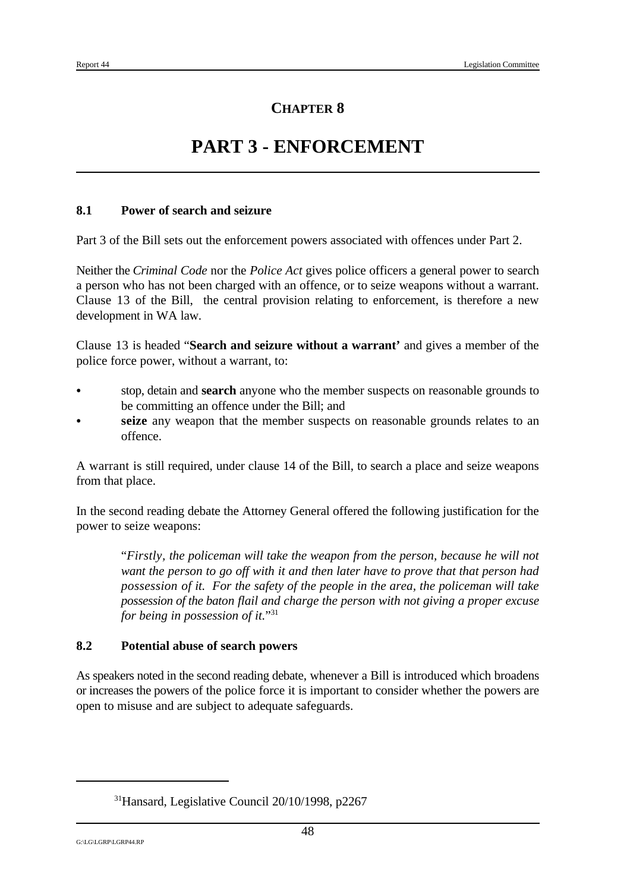# CHAPTER 8

# PART 3 - ENFORCEMENT

### 8.1 Power of search and seizure

Part 3 of the Bill sets out the enforcement powers associated with offences under Part 2.

Neither the *Criminal Code* nor the *Police Act* gives police officers a general power to search a person who has not been charged with an offence, or to seize weapons without a warrant. Clause 13 of the Bill, the central provision relating to enforcement, is therefore a new development in WA law.

Clause 13 is headed "**Search and seizure without a warrant'** and gives a member of the police force power, without a warrant, to:

- stop, detain and **search** anyone who the member suspects on reasonable grounds to be committing an offence under the Bill; and
- **seize** any weapon that the member suspects on reasonable grounds relates to an offence.

A warrant is still required, under clause 14 of the Bill, to search a place and seize weapons from that place.

In the second reading debate the Attorney General offered the following justification for the power to seize weapons:

> "*Firstly, the policeman will take the weapon from the person, because he will not want the person to go off with it and then later have to prove that that person had possession of it. For the safety of the people in the area, the policeman will take possession of the baton flail and charge the person with not giving a proper excuse for being in possession of it.*"[31]

### 8.2 Potential abuse of search powers

As speakers noted in the second reading debate, whenever a Bill is introduced which broadens or increases the powers of the police force it is important to consider whether the powers are open to misuse and are subject to adequate safeguards.

---

[31] Hansard, Legislative Council 20/10/1998, p2267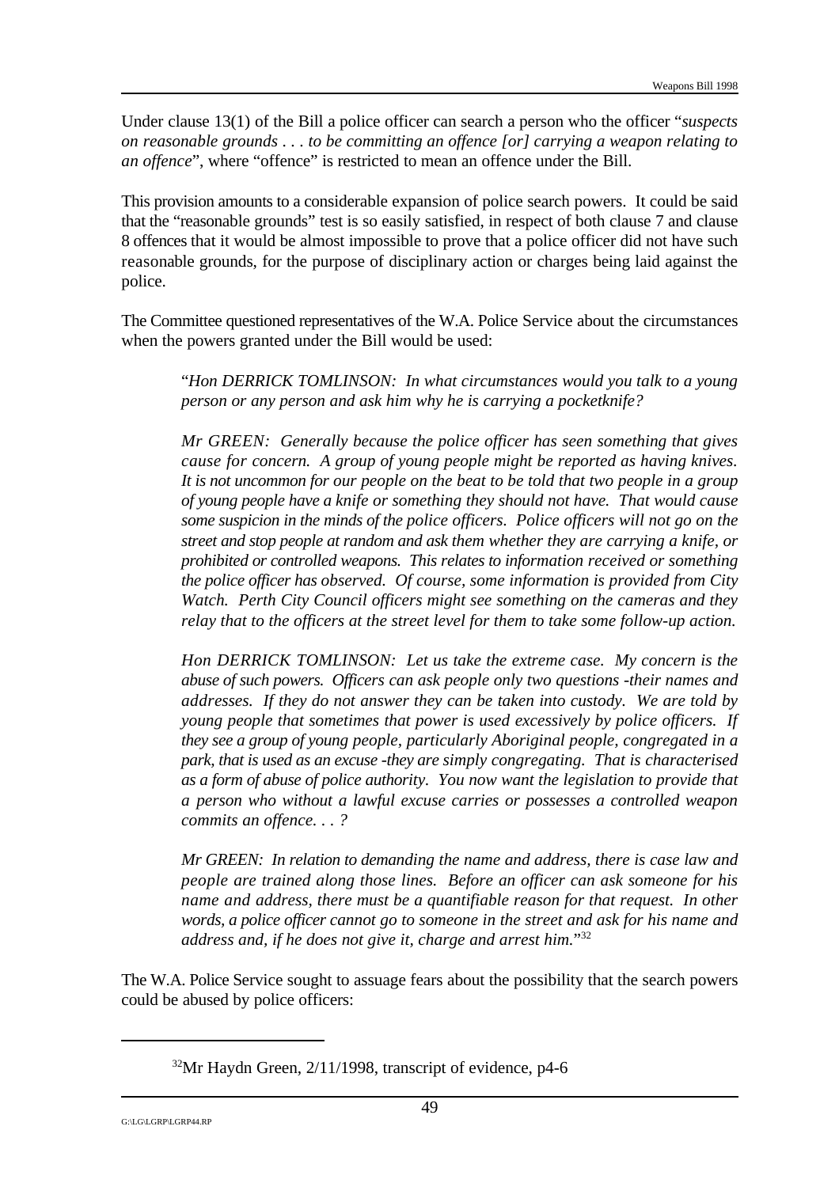Under clause 13(1) of the Bill a police officer can search a person who the officer "*suspects on reasonable grounds . . . to be committing an offence [or] carrying a weapon relating to an offence*", where "offence" is restricted to mean an offence under the Bill.

This provision amounts to a considerable expansion of police search powers. It could be said that the "reasonable grounds" test is so easily satisfied, in respect of both clause 7 and clause 8 offences that it would be almost impossible to prove that a police officer did not have such reasonable grounds, for the purpose of disciplinary action or charges being laid against the police.

The Committee questioned representatives of the W.A. Police Service about the circumstances when the powers granted under the Bill would be used:

> "*Hon DERRICK TOMLINSON: In what circumstances would you talk to a young person or any person and ask him why he is carrying a pocketknife?*
>
> *Mr GREEN: Generally because the police officer has seen something that gives cause for concern. A group of young people might be reported as having knives. It is not uncommon for our people on the beat to be told that two people in a group of young people have a knife or something they should not have. That would cause some suspicion in the minds of the police officers. Police officers will not go on the street and stop people at random and ask them whether they are carrying a knife, or prohibited or controlled weapons. This relates to information received or something the police officer has observed. Of course, some information is provided from City Watch. Perth City Council officers might see something on the cameras and they relay that to the officers at the street level for them to take some follow-up action.*
>
> *Hon DERRICK TOMLINSON: Let us take the extreme case. My concern is the abuse of such powers. Officers can ask people only two questions -their names and addresses. If they do not answer they can be taken into custody. We are told by young people that sometimes that power is used excessively by police officers. If they see a group of young people, particularly Aboriginal people, congregated in a park, that is used as an excuse -they are simply congregating. That is characterised as a form of abuse of police authority. You now want the legislation to provide that a person who without a lawful excuse carries or possesses a controlled weapon commits an offence. . . ?*
>
> *Mr GREEN: In relation to demanding the name and address, there is case law and people are trained along those lines. Before an officer can ask someone for his name and address, there must be a quantifiable reason for that request. In other words, a police officer cannot go to someone in the street and ask for his name and address and, if he does not give it, charge and arrest him.*"[32]

The W.A. Police Service sought to assuage fears about the possibility that the search powers could be abused by police officers:

---

[32] Mr Haydn Green, 2/11/1998, transcript of evidence, p4-6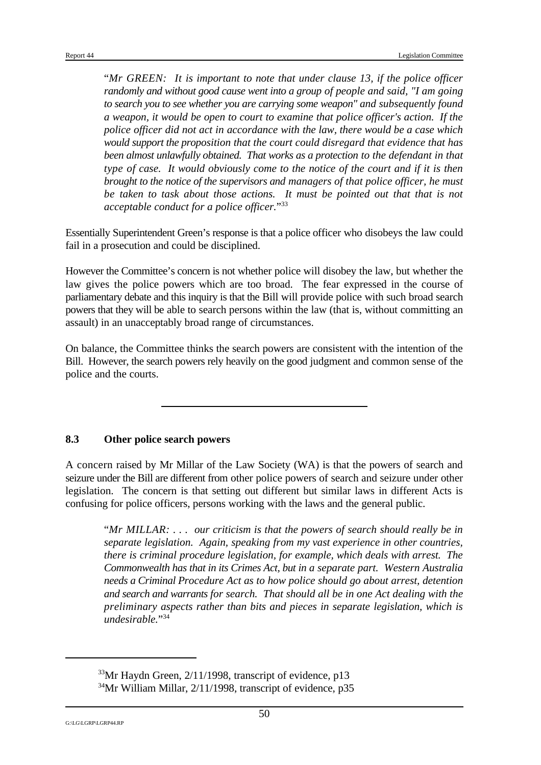"*Mr GREEN: It is important to note that under clause 13, if the police officer randomly and without good cause went into a group of people and said, "I am going to search you to see whether you are carrying some weapon" and subsequently found a weapon, it would be open to court to examine that police officer's action. If the police officer did not act in accordance with the law, there would be a case which would support the proposition that the court could disregard that evidence that has been almost unlawfully obtained. That works as a protection to the defendant in that type of case. It would obviously come to the notice of the court and if it is then brought to the notice of the supervisors and managers of that police officer, he must be taken to task about those actions. It must be pointed out that that is not acceptable conduct for a police officer.*"[33]

Essentially Superintendent Green's response is that a police officer who disobeys the law could fail in a prosecution and could be disciplined.

However the Committee's concern is not whether police will disobey the law, but whether the law gives the police powers which are too broad. The fear expressed in the course of parliamentary debate and this inquiry is that the Bill will provide police with such broad search powers that they will be able to search persons within the law (that is, without committing an assault) in an unacceptably broad range of circumstances.

On balance, the Committee thinks the search powers are consistent with the intention of the Bill. However, the search powers rely heavily on the good judgment and common sense of the police and the courts.

---

### 8.3 Other police search powers

A concern raised by Mr Millar of the Law Society (WA) is that the powers of search and seizure under the Bill are different from other police powers of search and seizure under other legislation. The concern is that setting out different but similar laws in different Acts is confusing for police officers, persons working with the laws and the general public.

"*Mr MILLAR: . . . our criticism is that the powers of search should really be in separate legislation. Again, speaking from my vast experience in other countries, there is criminal procedure legislation, for example, which deals with arrest. The Commonwealth has that in its Crimes Act, but in a separate part. Western Australia needs a Criminal Procedure Act as to how police should go about arrest, detention and search and warrants for search. That should all be in one Act dealing with the preliminary aspects rather than bits and pieces in separate legislation, which is undesirable.*"[34]

---

[33] Mr Haydn Green, 2/11/1998, transcript of evidence, p13

[34] Mr William Millar, 2/11/1998, transcript of evidence, p35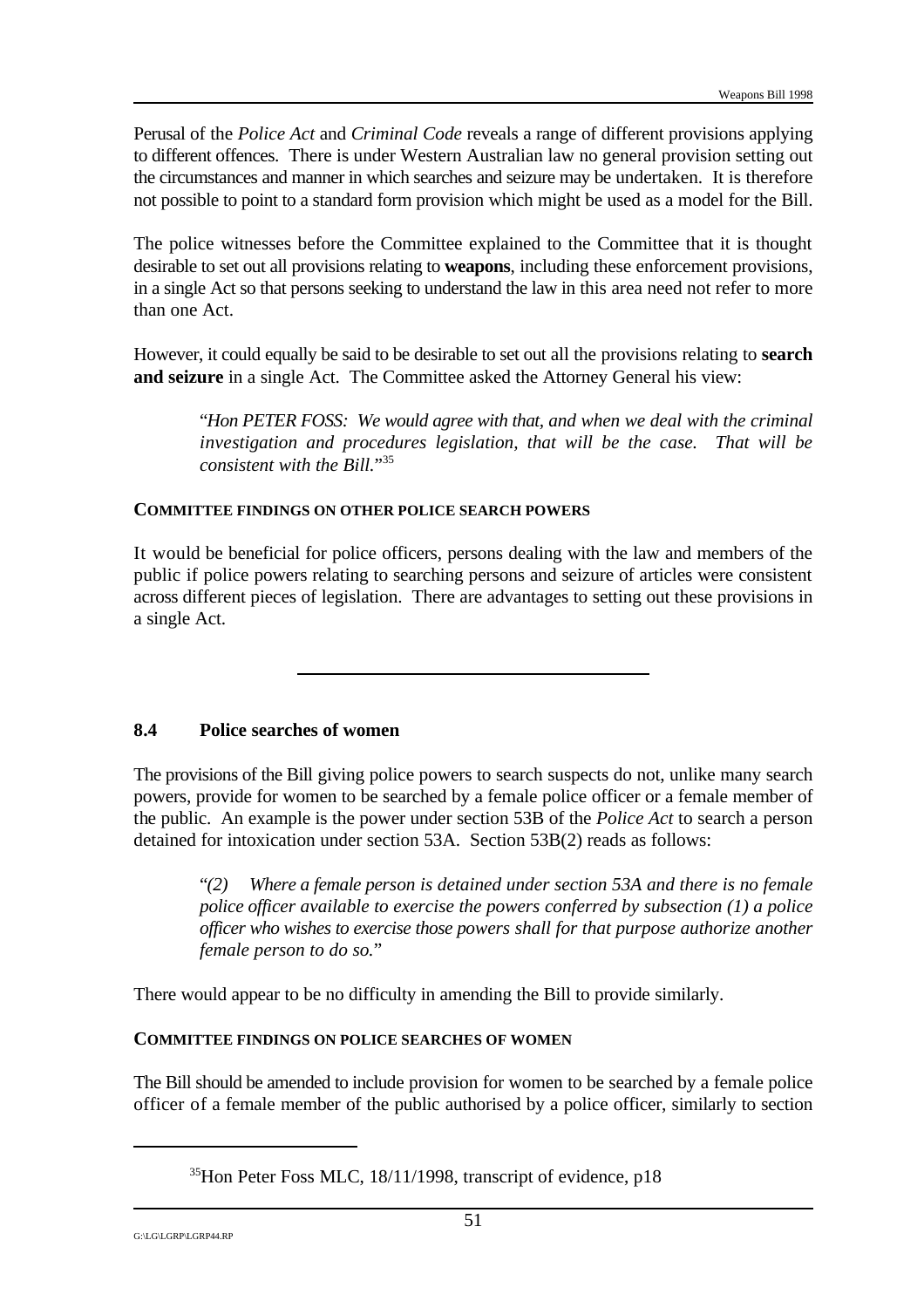Perusal of the *Police Act* and *Criminal Code* reveals a range of different provisions applying to different offences. There is under Western Australian law no general provision setting out the circumstances and manner in which searches and seizure may be undertaken. It is therefore not possible to point to a standard form provision which might be used as a model for the Bill.

The police witnesses before the Committee explained to the Committee that it is thought desirable to set out all provisions relating to **weapons**, including these enforcement provisions, in a single Act so that persons seeking to understand the law in this area need not refer to more than one Act.

However, it could equally be said to be desirable to set out all the provisions relating to **search and seizure** in a single Act. The Committee asked the Attorney General his view:

> "*Hon PETER FOSS: We would agree with that, and when we deal with the criminal investigation and procedures legislation, that will be the case. That will be consistent with the Bill.*"[35]

**COMMITTEE FINDINGS ON OTHER POLICE SEARCH POWERS**

It would be beneficial for police officers, persons dealing with the law and members of the public if police powers relating to searching persons and seizure of articles were consistent across different pieces of legislation. There are advantages to setting out these provisions in a single Act.

---

### 8.4 Police searches of women

The provisions of the Bill giving police powers to search suspects do not, unlike many search powers, provide for women to be searched by a female police officer or a female member of the public. An example is the power under section 53B of the *Police Act* to search a person detained for intoxication under section 53A. Section 53B(2) reads as follows:

> "*(2) Where a female person is detained under section 53A and there is no female police officer available to exercise the powers conferred by subsection (1) a police officer who wishes to exercise those powers shall for that purpose authorize another female person to do so.*"

There would appear to be no difficulty in amending the Bill to provide similarly.

**COMMITTEE FINDINGS ON POLICE SEARCHES OF WOMEN**

The Bill should be amended to include provision for women to be searched by a female police officer of a female member of the public authorised by a police officer, similarly to section

---

[35] Hon Peter Foss MLC, 18/11/1998, transcript of evidence, p18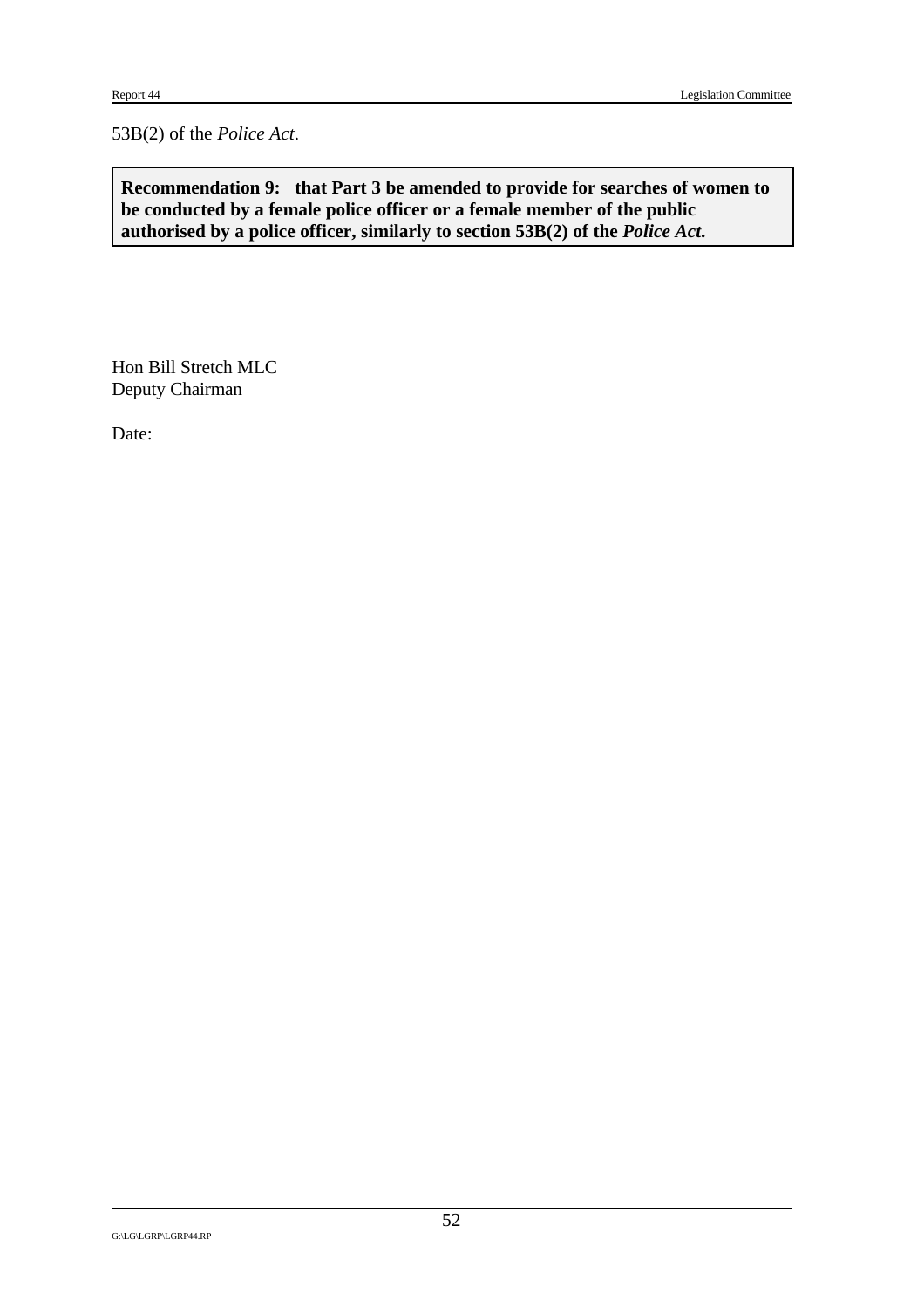53B(2) of the *Police Act*.

> **Recommendation 9: that Part 3 be amended to provide for searches of women to be conducted by a female police officer or a female member of the public authorised by a police officer, similarly to section 53B(2) of the *Police Act*.**

Hon Bill Stretch MLC
Deputy Chairman

Date:

G:\LG\LGRP\LGRP44.RP